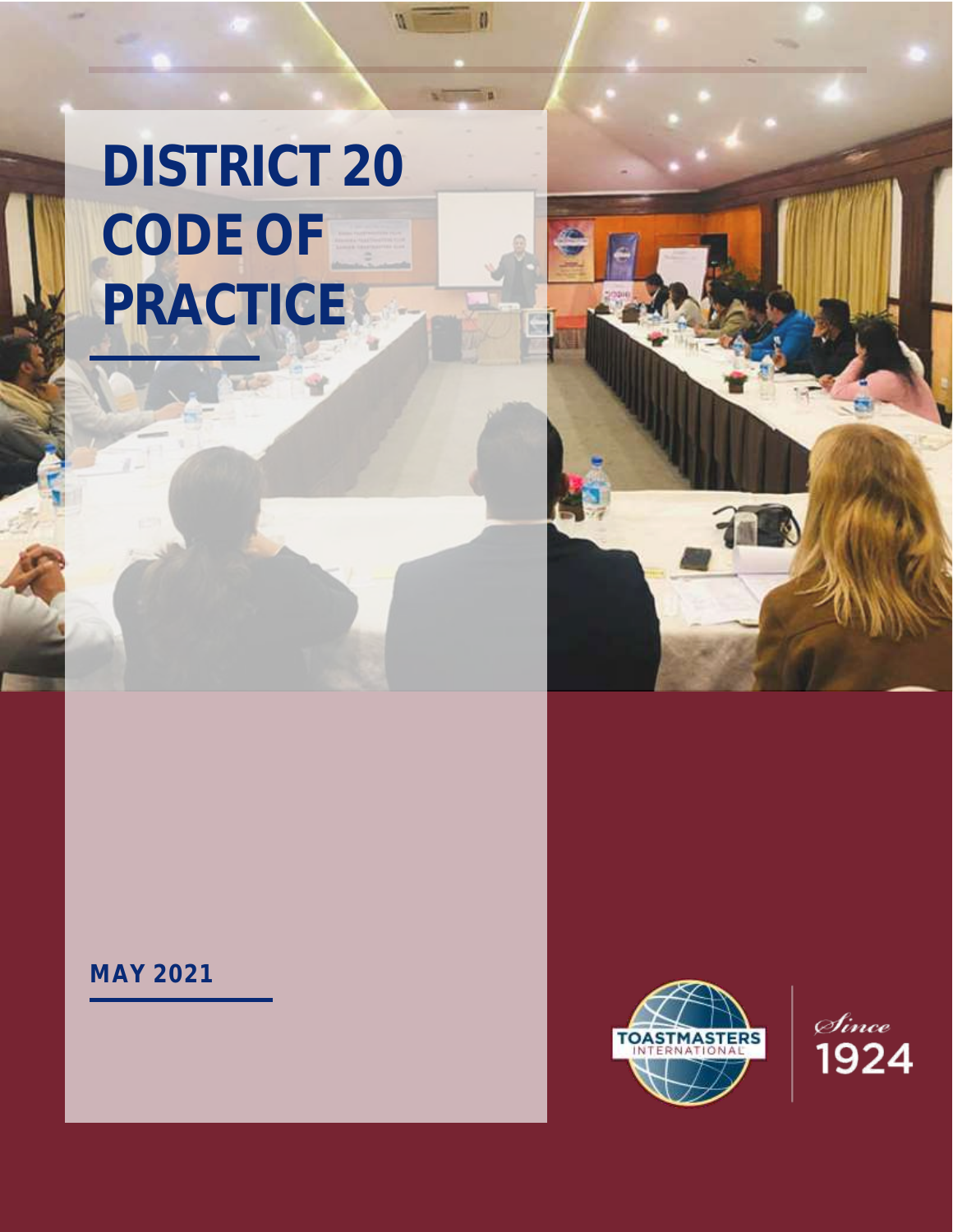# DISTRICT 20 CODE OF PRACTICE

**MAY 2021**

TOASTMASTERS INTERNATIONAL

*Since* 1924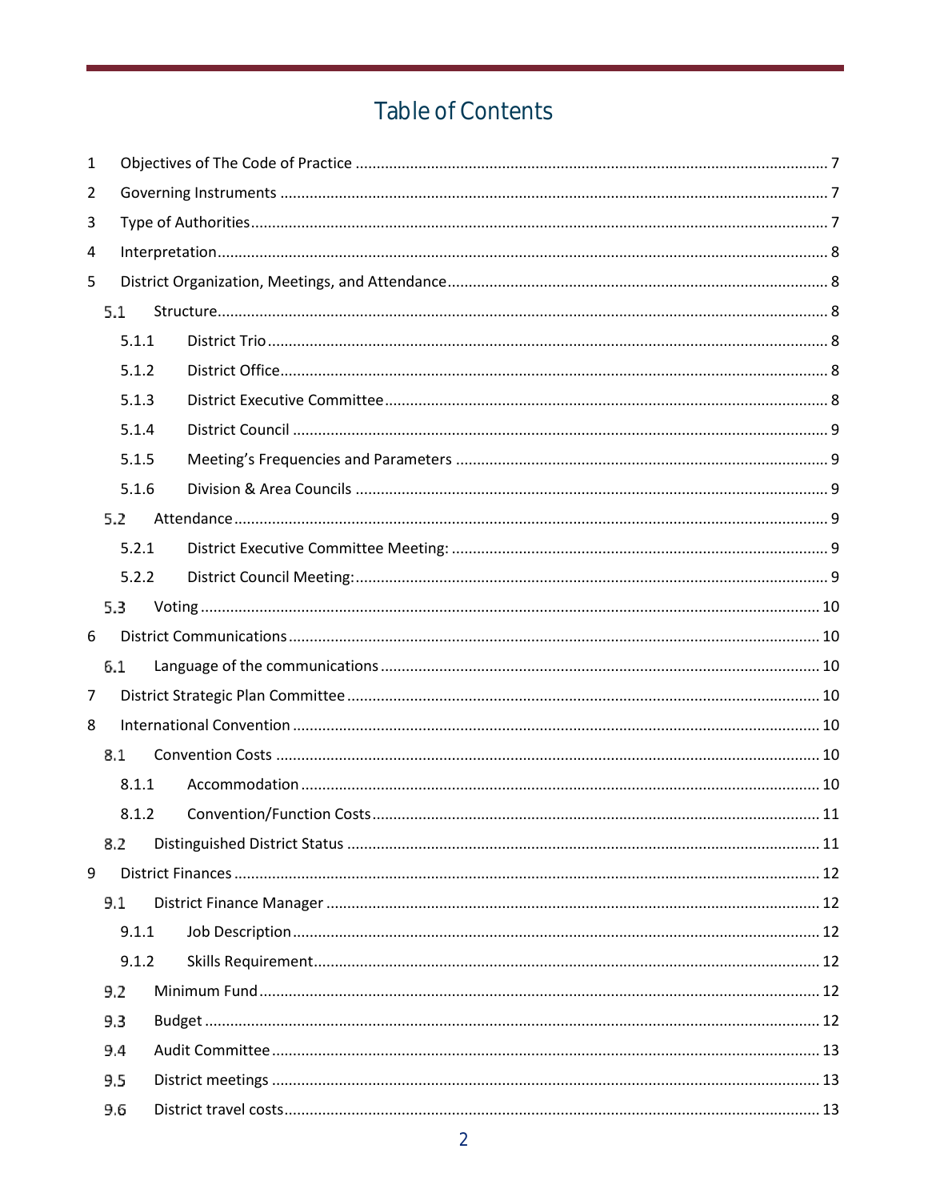# Table of Contents

1 Objectives of The Code of Practice ........ 7

2 Governing Instruments ........ 7

3 Type of Authorities ........ 7

4 Interpretation ........ 8

5 District Organization, Meetings, and Attendance ........ 8

- 5.1 Structure ........ 8
  - 5.1.1 District Trio ........ 8
  - 5.1.2 District Office ........ 8
  - 5.1.3 District Executive Committee ........ 8
  - 5.1.4 District Council ........ 9
  - 5.1.5 Meeting's Frequencies and Parameters ........ 9
  - 5.1.6 Division & Area Councils ........ 9
- 5.2 Attendance ........ 9
  - 5.2.1 District Executive Committee Meeting: ........ 9
  - 5.2.2 District Council Meeting: ........ 9
- 5.3 Voting ........ 10

6 District Communications ........ 10

- 6.1 Language of the communications ........ 10

7 District Strategic Plan Committee ........ 10

8 International Convention ........ 10

- 8.1 Convention Costs ........ 10
  - 8.1.1 Accommodation ........ 10
  - 8.1.2 Convention/Function Costs ........ 11
- 8.2 Distinguished District Status ........ 11

9 District Finances ........ 12

- 9.1 District Finance Manager ........ 12
  - 9.1.1 Job Description ........ 12
  - 9.1.2 Skills Requirement ........ 12
- 9.2 Minimum Fund ........ 12
- 9.3 Budget ........ 12
- 9.4 Audit Committee ........ 13
- 9.5 District meetings ........ 13
- 9.6 District travel costs ........ 13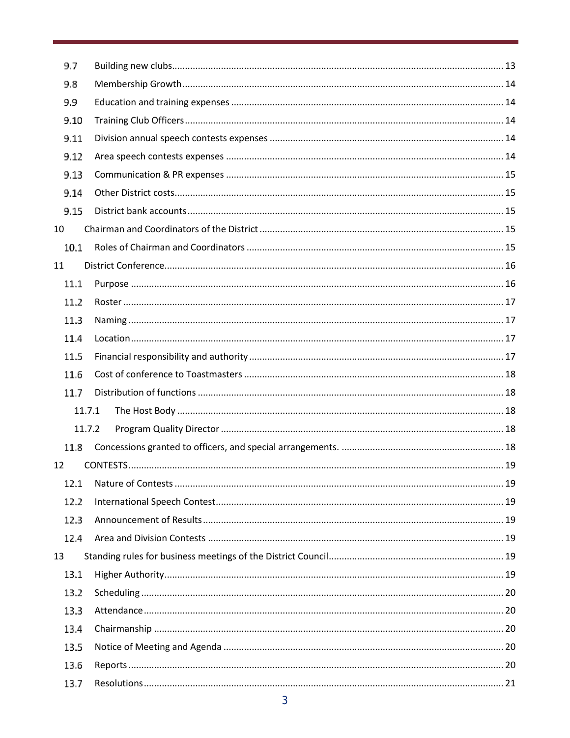| | | |
|---|---|---|
| 9.7 | Building new clubs | 13 |
| 9.8 | Membership Growth | 14 |
| 9.9 | Education and training expenses | 14 |
| 9.10 | Training Club Officers | 14 |
| 9.11 | Division annual speech contests expenses | 14 |
| 9.12 | Area speech contests expenses | 14 |
| 9.13 | Communication & PR expenses | 15 |
| 9.14 | Other District costs | 15 |
| 9.15 | District bank accounts | 15 |
| 10 | Chairman and Coordinators of the District | 15 |
| 10.1 | Roles of Chairman and Coordinators | 15 |
| 11 | District Conference | 16 |
| 11.1 | Purpose | 16 |
| 11.2 | Roster | 17 |
| 11.3 | Naming | 17 |
| 11.4 | Location | 17 |
| 11.5 | Financial responsibility and authority | 17 |
| 11.6 | Cost of conference to Toastmasters | 18 |
| 11.7 | Distribution of functions | 18 |
| 11.7.1 | The Host Body | 18 |
| 11.7.2 | Program Quality Director | 18 |
| 11.8 | Concessions granted to officers, and special arrangements. | 18 |
| 12 | CONTESTS | 19 |
| 12.1 | Nature of Contests | 19 |
| 12.2 | International Speech Contest | 19 |
| 12.3 | Announcement of Results | 19 |
| 12.4 | Area and Division Contests | 19 |
| 13 | Standing rules for business meetings of the District Council | 19 |
| 13.1 | Higher Authority | 19 |
| 13.2 | Scheduling | 20 |
| 13.3 | Attendance | 20 |
| 13.4 | Chairmanship | 20 |
| 13.5 | Notice of Meeting and Agenda | 20 |
| 13.6 | Reports | 20 |
| 13.7 | Resolutions | 21 |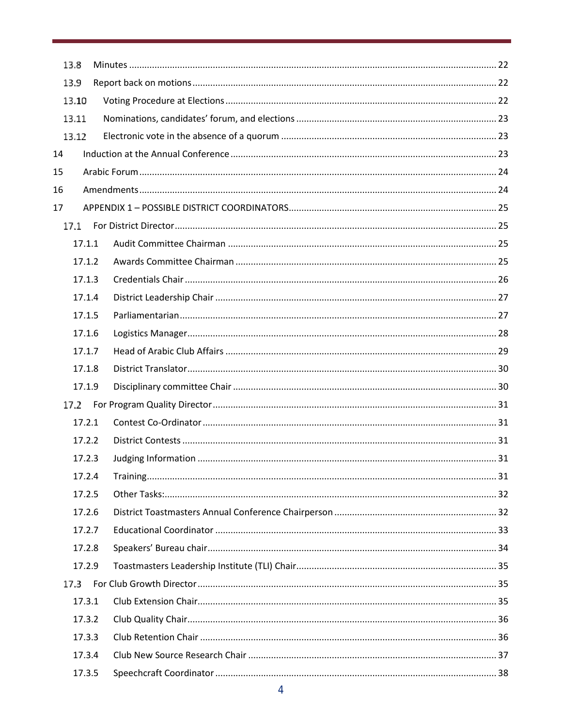13.8 Minutes ........................................................................................................................................ 22

13.9 Report back on motions ..................................................................................................................... 22

13.10 Voting Procedure at Elections ......................................................................................................... 22

13.11 Nominations, candidates' forum, and elections ............................................................................... 23

13.12 Electronic vote in the absence of a quorum .................................................................................... 23

14 Induction at the Annual Conference ....................................................................................................... 23

15 Arabic Forum .......................................................................................................................................... 24

16 Amendments .......................................................................................................................................... 24

17 APPENDIX 1 – POSSIBLE DISTRICT COORDINATORS .................................................................................. 25

17.1 For District Director ............................................................................................................................ 25

17.1.1 Audit Committee Chairman ........................................................................................................ 25

17.1.2 Awards Committee Chairman ..................................................................................................... 25

17.1.3 Credentials Chair ......................................................................................................................... 26

17.1.4 District Leadership Chair ............................................................................................................. 27

17.1.5 Parliamentarian ........................................................................................................................... 27

17.1.6 Logistics Manager ........................................................................................................................ 28

17.1.7 Head of Arabic Club Affairs ......................................................................................................... 29

17.1.8 District Translator ........................................................................................................................ 30

17.1.9 Disciplinary committee Chair ...................................................................................................... 30

17.2 For Program Quality Director .............................................................................................................. 31

17.2.1 Contest Co-Ordinator .................................................................................................................. 31

17.2.2 District Contests .......................................................................................................................... 31

17.2.3 Judging Information .................................................................................................................... 31

17.2.4 Training ........................................................................................................................................ 31

17.2.5 Other Tasks: ................................................................................................................................ 32

17.2.6 District Toastmasters Annual Conference Chairperson ............................................................... 32

17.2.7 Educational Coordinator ............................................................................................................. 33

17.2.8 Speakers' Bureau chair ................................................................................................................ 34

17.2.9 Toastmasters Leadership Institute (TLI) Chair ............................................................................. 35

17.3 For Club Growth Director .................................................................................................................... 35

17.3.1 Club Extension Chair .................................................................................................................... 35

17.3.2 Club Quality Chair ........................................................................................................................ 36

17.3.3 Club Retention Chair ................................................................................................................... 36

17.3.4 Club New Source Research Chair ................................................................................................ 37

17.3.5 Speechcraft Coordinator ............................................................................................................. 38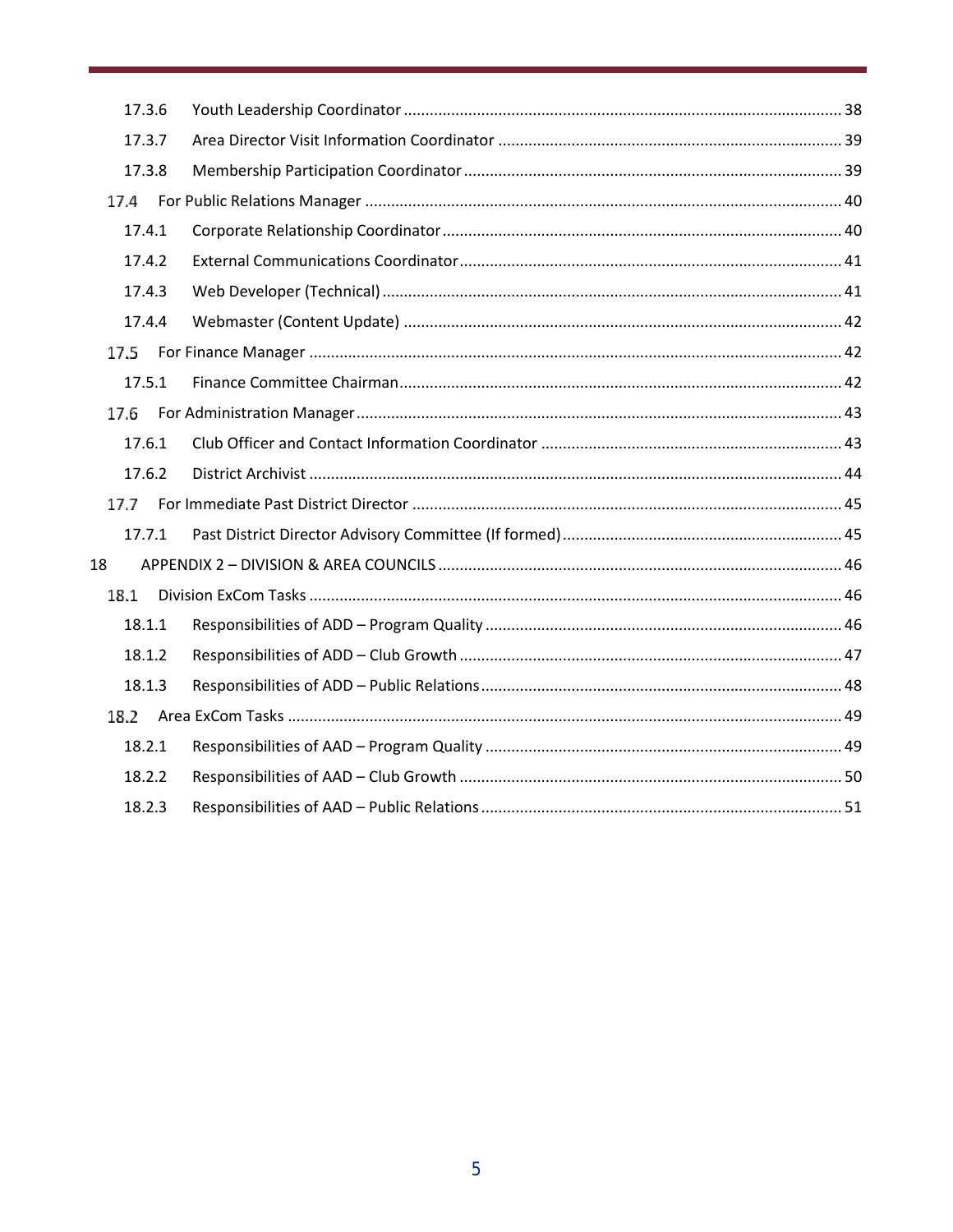- 17.3.6 Youth Leadership Coordinator ..................... 38
- 17.3.7 Area Director Visit Information Coordinator ..................... 39
- 17.3.8 Membership Participation Coordinator ..................... 39
- 17.4 For Public Relations Manager ..................... 40
  - 17.4.1 Corporate Relationship Coordinator ..................... 40
  - 17.4.2 External Communications Coordinator ..................... 41
  - 17.4.3 Web Developer (Technical) ..................... 41
  - 17.4.4 Webmaster (Content Update) ..................... 42
- 17.5 For Finance Manager ..................... 42
  - 17.5.1 Finance Committee Chairman ..................... 42
- 17.6 For Administration Manager ..................... 43
  - 17.6.1 Club Officer and Contact Information Coordinator ..................... 43
  - 17.6.2 District Archivist ..................... 44
- 17.7 For Immediate Past District Director ..................... 45
  - 17.7.1 Past District Director Advisory Committee (If formed) ..................... 45

18 APPENDIX 2 – DIVISION & AREA COUNCILS ..................... 46

- 18.1 Division ExCom Tasks ..................... 46
  - 18.1.1 Responsibilities of ADD – Program Quality ..................... 46
  - 18.1.2 Responsibilities of ADD – Club Growth ..................... 47
  - 18.1.3 Responsibilities of ADD – Public Relations ..................... 48
- 18.2 Area ExCom Tasks ..................... 49
  - 18.2.1 Responsibilities of AAD – Program Quality ..................... 49
  - 18.2.2 Responsibilities of AAD – Club Growth ..................... 50
  - 18.2.3 Responsibilities of AAD – Public Relations ..................... 51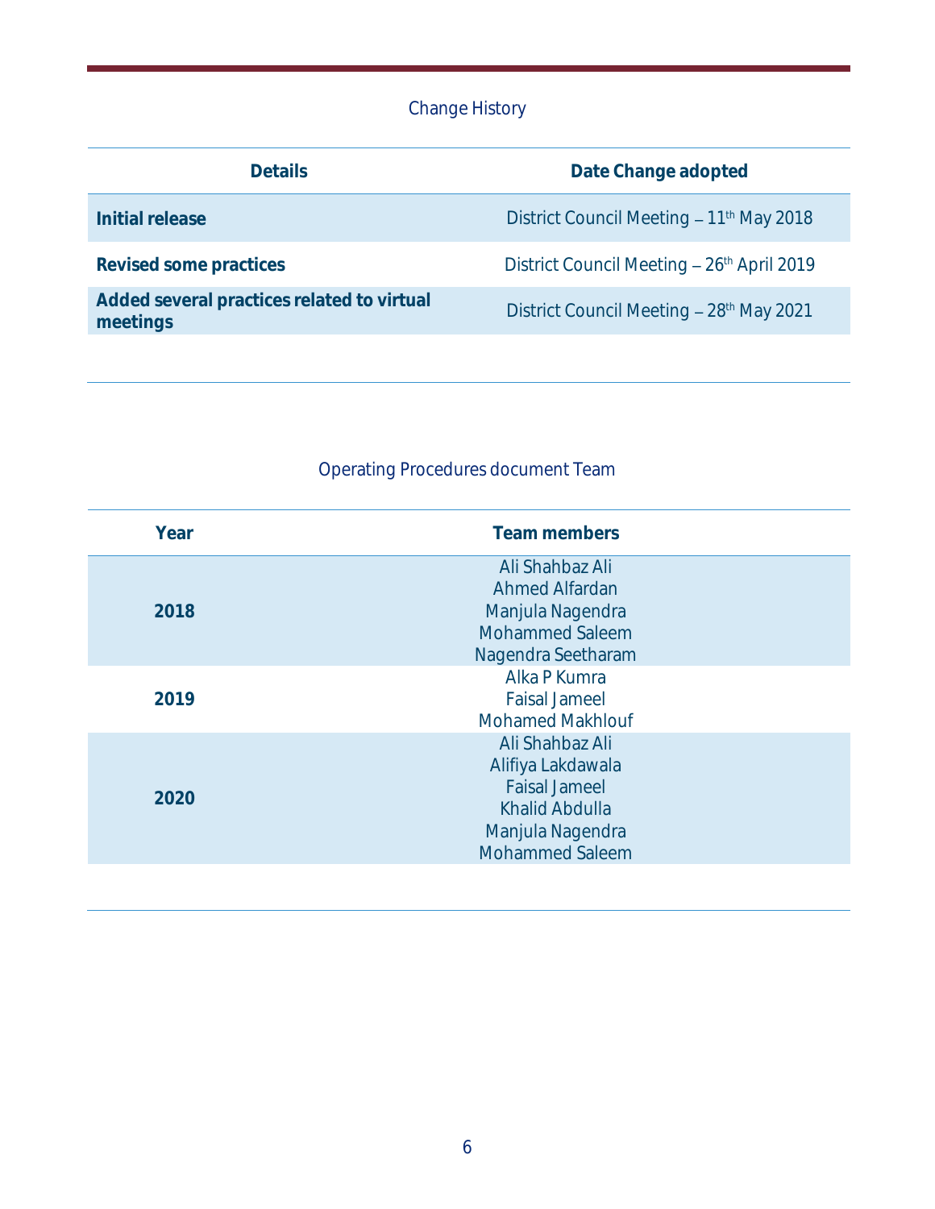## Change History

| Details | Date Change adopted |
|---|---|
| **Initial release** | District Council Meeting – 11th May 2018 |
| **Revised some practices** | District Council Meeting – 26th April 2019 |
| **Added several practices related to virtual meetings** | District Council Meeting – 28th May 2021 |

## Operating Procedures document Team

| Year | Team members |
|---|---|
| **2018** | Ali Shahbaz Ali<br>Ahmed Alfardan<br>Manjula Nagendra<br>Mohammed Saleem<br>Nagendra Seetharam |
| **2019** | Alka P Kumra<br>Faisal Jameel<br>Mohamed Makhlouf |
| **2020** | Ali Shahbaz Ali<br>Alifiya Lakdawala<br>Faisal Jameel<br>Khalid Abdulla<br>Manjula Nagendra<br>Mohammed Saleem |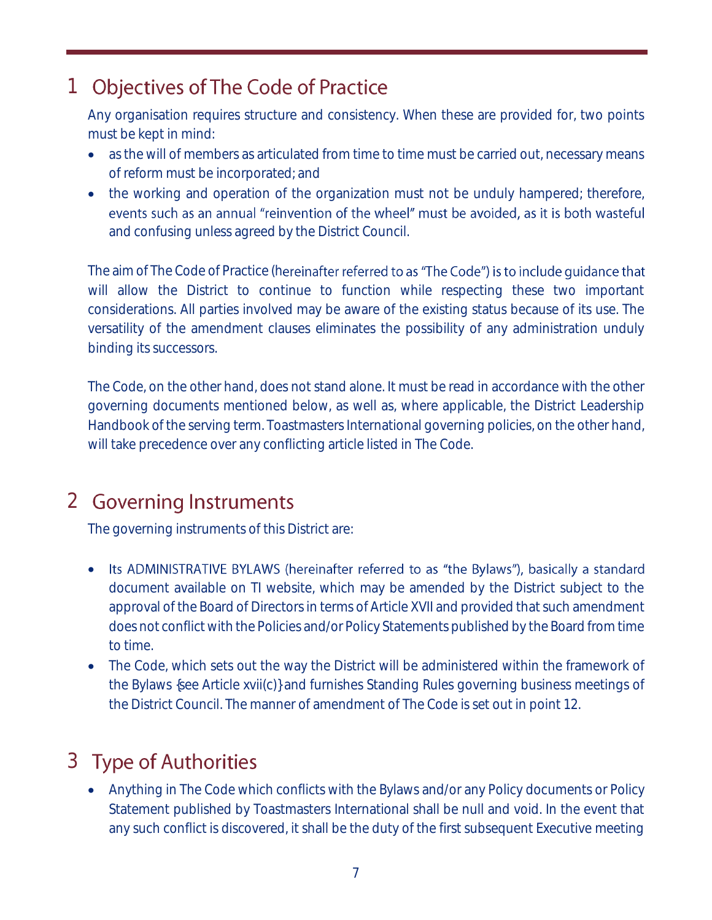# 1 Objectives of The Code of Practice

Any organisation requires structure and consistency. When these are provided for, two points must be kept in mind:

- as the will of members as articulated from time to time must be carried out, necessary means of reform must be incorporated; and
- the working and operation of the organization must not be unduly hampered; therefore, events such as an annual "reinvention of the wheel" must be avoided, as it is both wasteful and confusing unless agreed by the District Council.

The aim of The Code of Practice (hereinafter referred to as "The Code") is to include guidance that will allow the District to continue to function while respecting these two important considerations. All parties involved may be aware of the existing status because of its use. The versatility of the amendment clauses eliminates the possibility of any administration unduly binding its successors.

The Code, on the other hand, does not stand alone. It must be read in accordance with the other governing documents mentioned below, as well as, where applicable, the District Leadership Handbook of the serving term. Toastmasters International governing policies, on the other hand, will take precedence over any conflicting article listed in The Code.

# 2 Governing Instruments

The governing instruments of this District are:

- Its ADMINISTRATIVE BYLAWS (hereinafter referred to as "the Bylaws"), basically a standard document available on TI website, which may be amended by the District subject to the approval of the Board of Directors in terms of Article XVII and provided that such amendment does not conflict with the Policies and/or Policy Statements published by the Board from time to time.
- The Code, which sets out the way the District will be administered within the framework of the Bylaws {see Article xvii(c)} and furnishes Standing Rules governing business meetings of the District Council. The manner of amendment of The Code is set out in point 12.

# 3 Type of Authorities

- Anything in The Code which conflicts with the Bylaws and/or any Policy documents or Policy Statement published by Toastmasters International shall be null and void. In the event that any such conflict is discovered, it shall be the duty of the first subsequent Executive meeting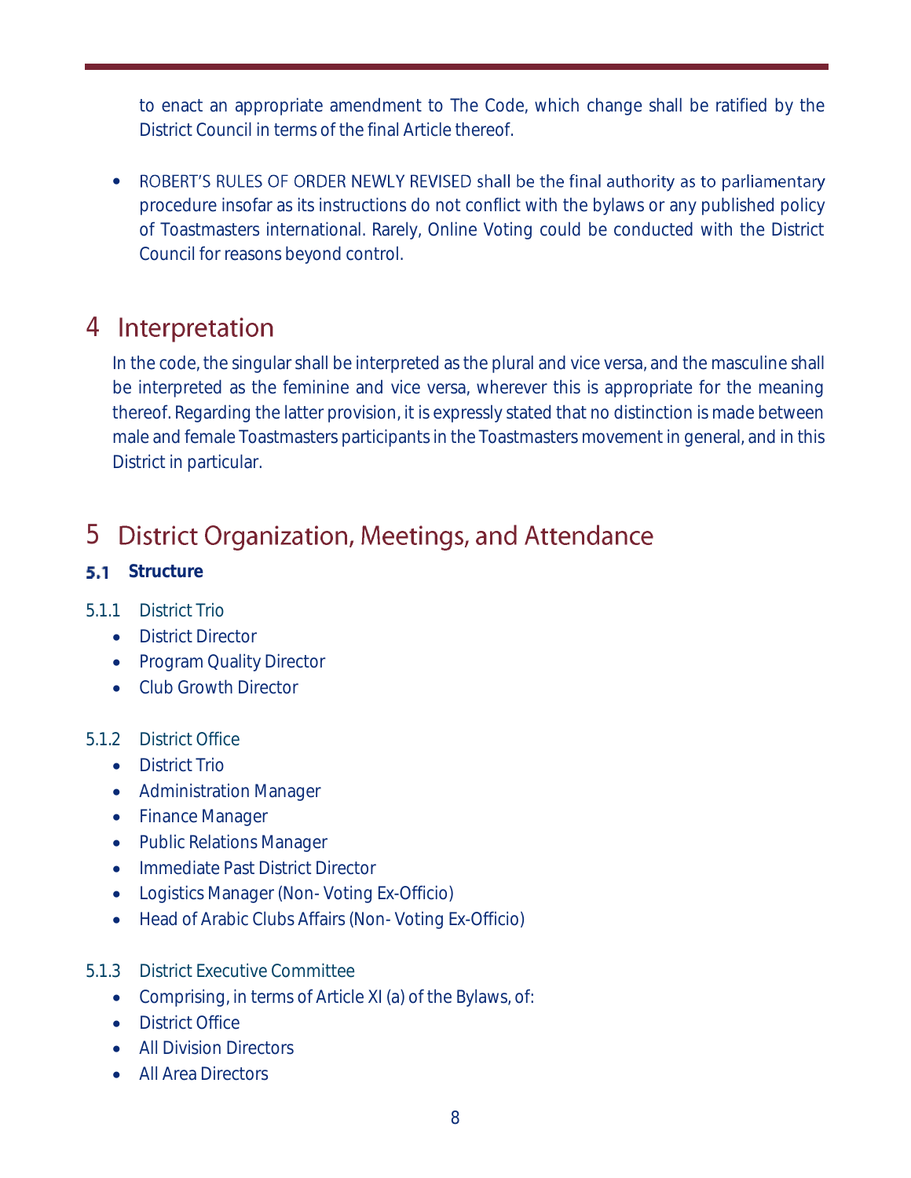to enact an appropriate amendment to The Code, which change shall be ratified by the District Council in terms of the final Article thereof.

- ROBERT'S RULES OF ORDER NEWLY REVISED shall be the final authority as to parliamentary procedure insofar as its instructions do not conflict with the bylaws or any published policy of Toastmasters international. Rarely, Online Voting could be conducted with the District Council for reasons beyond control.

# 4 Interpretation

In the code, the singular shall be interpreted as the plural and vice versa, and the masculine shall be interpreted as the feminine and vice versa, wherever this is appropriate for the meaning thereof. Regarding the latter provision, it is expressly stated that no distinction is made between male and female Toastmasters participants in the Toastmasters movement in general, and in this District in particular.

# 5 District Organization, Meetings, and Attendance

## 5.1 Structure

5.1.1 District Trio

- District Director
- Program Quality Director
- Club Growth Director

5.1.2 District Office

- District Trio
- Administration Manager
- Finance Manager
- Public Relations Manager
- Immediate Past District Director
- Logistics Manager (Non- Voting Ex-Officio)
- Head of Arabic Clubs Affairs (Non- Voting Ex-Officio)

5.1.3 District Executive Committee

- Comprising, in terms of Article XI (a) of the Bylaws, of:
- District Office
- All Division Directors
- All Area Directors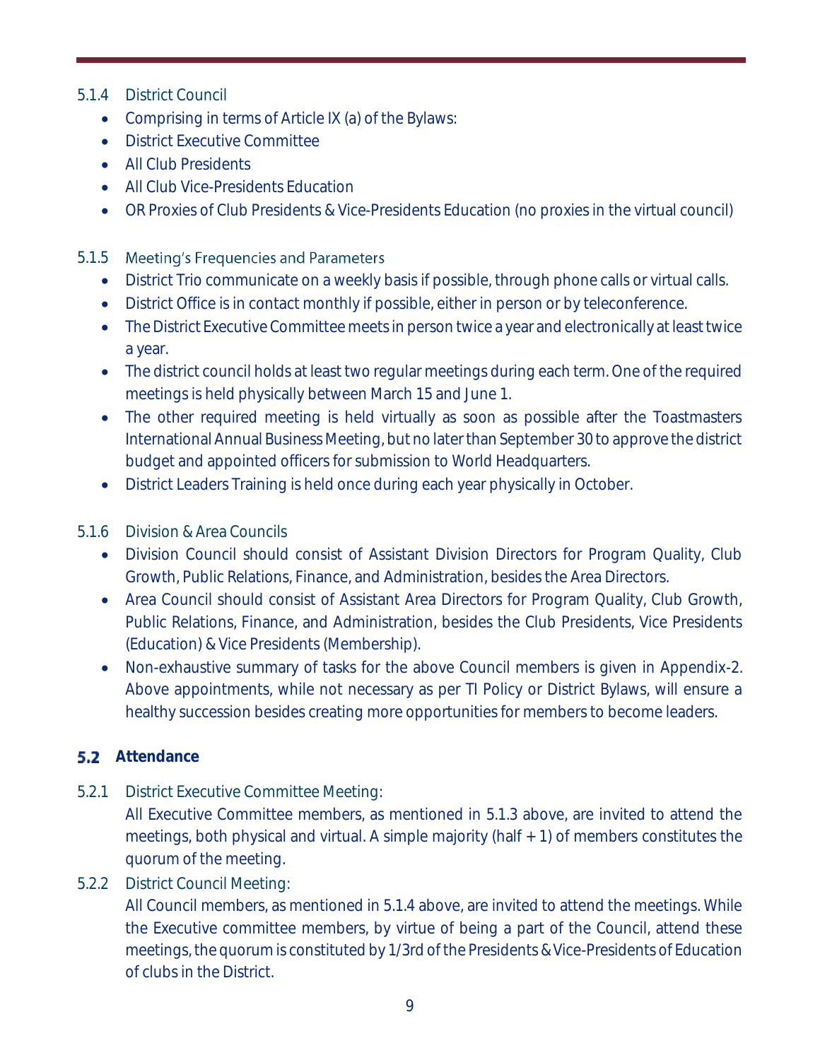5.1.4 District Council

- Comprising in terms of Article IX (a) of the Bylaws:
- District Executive Committee
- All Club Presidents
- All Club Vice-Presidents Education
- OR Proxies of Club Presidents & Vice-Presidents Education (no proxies in the virtual council)

5.1.5 Meeting's Frequencies and Parameters

- District Trio communicate on a weekly basis if possible, through phone calls or virtual calls.
- District Office is in contact monthly if possible, either in person or by teleconference.
- The District Executive Committee meets in person twice a year and electronically at least twice a year.
- The district council holds at least two regular meetings during each term. One of the required meetings is held physically between March 15 and June 1.
- The other required meeting is held virtually as soon as possible after the Toastmasters International Annual Business Meeting, but no later than September 30 to approve the district budget and appointed officers for submission to World Headquarters.
- District Leaders Training is held once during each year physically in October.

5.1.6 Division & Area Councils

- Division Council should consist of Assistant Division Directors for Program Quality, Club Growth, Public Relations, Finance, and Administration, besides the Area Directors.
- Area Council should consist of Assistant Area Directors for Program Quality, Club Growth, Public Relations, Finance, and Administration, besides the Club Presidents, Vice Presidents (Education) & Vice Presidents (Membership).
- Non-exhaustive summary of tasks for the above Council members is given in Appendix-2. Above appointments, while not necessary as per TI Policy or District Bylaws, will ensure a healthy succession besides creating more opportunities for members to become leaders.

## 5.2 Attendance

5.2.1 District Executive Committee Meeting:

All Executive Committee members, as mentioned in 5.1.3 above, are invited to attend the meetings, both physical and virtual. A simple majority (half + 1) of members constitutes the quorum of the meeting.

5.2.2 District Council Meeting:

All Council members, as mentioned in 5.1.4 above, are invited to attend the meetings. While the Executive committee members, by virtue of being a part of the Council, attend these meetings, the quorum is constituted by 1/3rd of the Presidents & Vice-Presidents of Education of clubs in the District.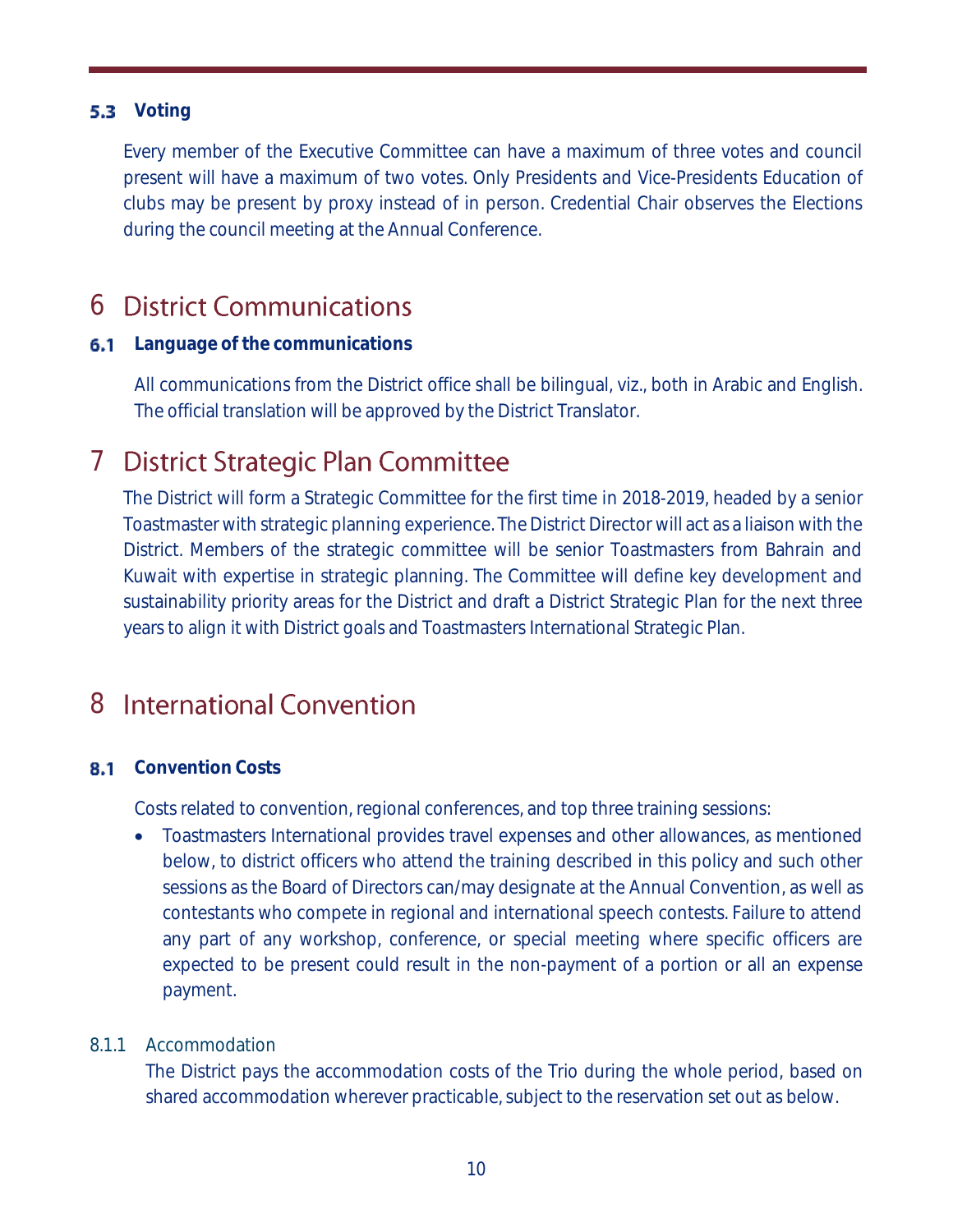### 5.3 Voting

Every member of the Executive Committee can have a maximum of three votes and council present will have a maximum of two votes. Only Presidents and Vice-Presidents Education of clubs may be present by proxy instead of in person. Credential Chair observes the Elections during the council meeting at the Annual Conference.

# 6 District Communications

### 6.1 Language of the communications

All communications from the District office shall be bilingual, viz., both in Arabic and English. The official translation will be approved by the District Translator.

# 7 District Strategic Plan Committee

The District will form a Strategic Committee for the first time in 2018-2019, headed by a senior Toastmaster with strategic planning experience. The District Director will act as a liaison with the District. Members of the strategic committee will be senior Toastmasters from Bahrain and Kuwait with expertise in strategic planning. The Committee will define key development and sustainability priority areas for the District and draft a District Strategic Plan for the next three years to align it with District goals and Toastmasters International Strategic Plan.

# 8 International Convention

### 8.1 Convention Costs

Costs related to convention, regional conferences, and top three training sessions:

- Toastmasters International provides travel expenses and other allowances, as mentioned below, to district officers who attend the training described in this policy and such other sessions as the Board of Directors can/may designate at the Annual Convention, as well as contestants who compete in regional and international speech contests. Failure to attend any part of any workshop, conference, or special meeting where specific officers are expected to be present could result in the non-payment of a portion or all an expense payment.

#### 8.1.1 Accommodation

The District pays the accommodation costs of the Trio during the whole period, based on shared accommodation wherever practicable, subject to the reservation set out as below.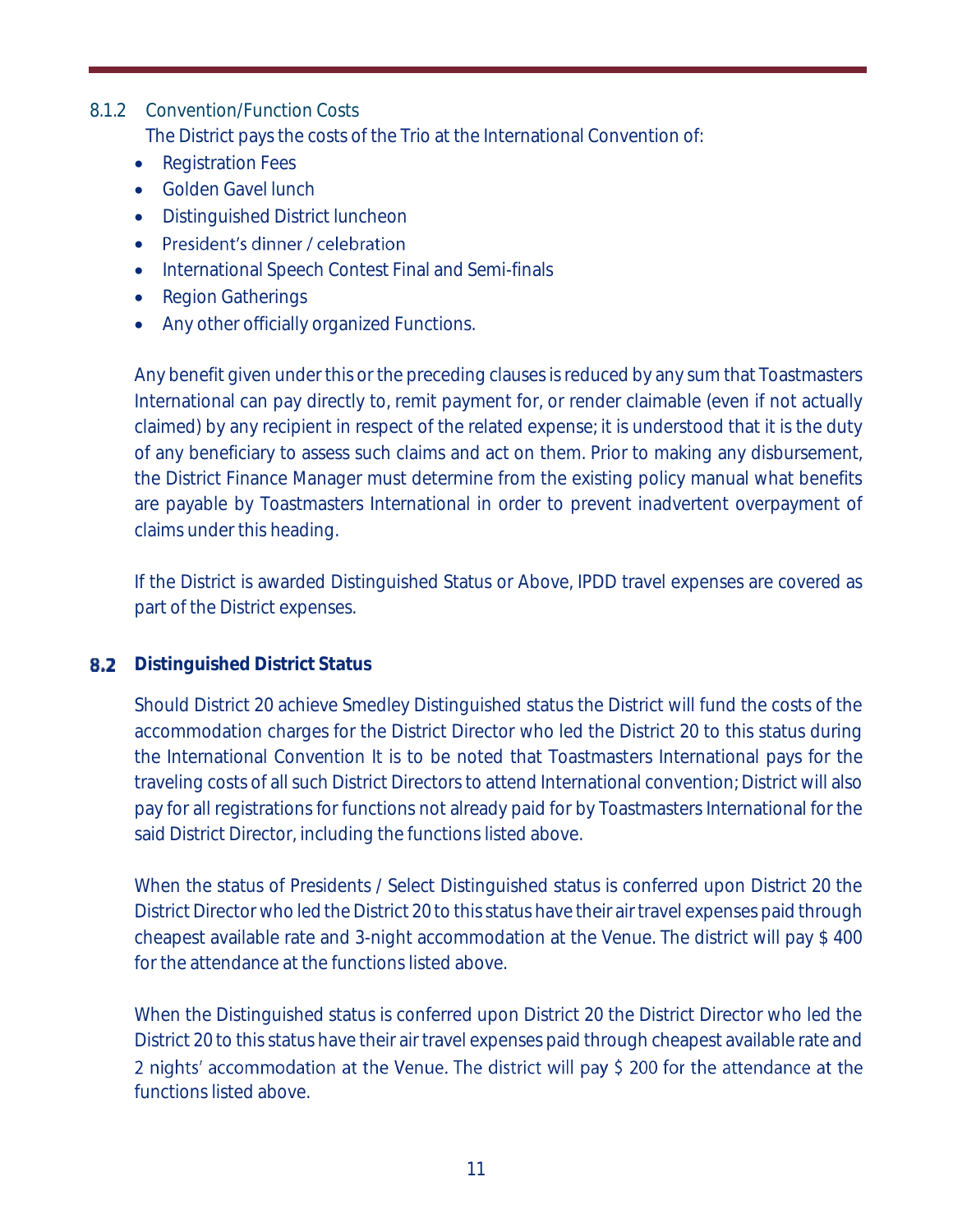### 8.1.2 Convention/Function Costs

The District pays the costs of the Trio at the International Convention of:

- Registration Fees
- Golden Gavel lunch
- Distinguished District luncheon
- President's dinner / celebration
- International Speech Contest Final and Semi-finals
- Region Gatherings
- Any other officially organized Functions.

Any benefit given under this or the preceding clauses is reduced by any sum that Toastmasters International can pay directly to, remit payment for, or render claimable (even if not actually claimed) by any recipient in respect of the related expense; it is understood that it is the duty of any beneficiary to assess such claims and act on them. Prior to making any disbursement, the District Finance Manager must determine from the existing policy manual what benefits are payable by Toastmasters International in order to prevent inadvertent overpayment of claims under this heading.

If the District is awarded Distinguished Status or Above, IPDD travel expenses are covered as part of the District expenses.

## 8.2 Distinguished District Status

Should District 20 achieve Smedley Distinguished status the District will fund the costs of the accommodation charges for the District Director who led the District 20 to this status during the International Convention It is to be noted that Toastmasters International pays for the traveling costs of all such District Directors to attend International convention; District will also pay for all registrations for functions not already paid for by Toastmasters International for the said District Director, including the functions listed above.

When the status of Presidents / Select Distinguished status is conferred upon District 20 the District Director who led the District 20 to this status have their air travel expenses paid through cheapest available rate and 3-night accommodation at the Venue. The district will pay $ 400 for the attendance at the functions listed above.

When the Distinguished status is conferred upon District 20 the District Director who led the District 20 to this status have their air travel expenses paid through cheapest available rate and 2 nights' accommodation at the Venue. The district will pay $ 200 for the attendance at the functions listed above.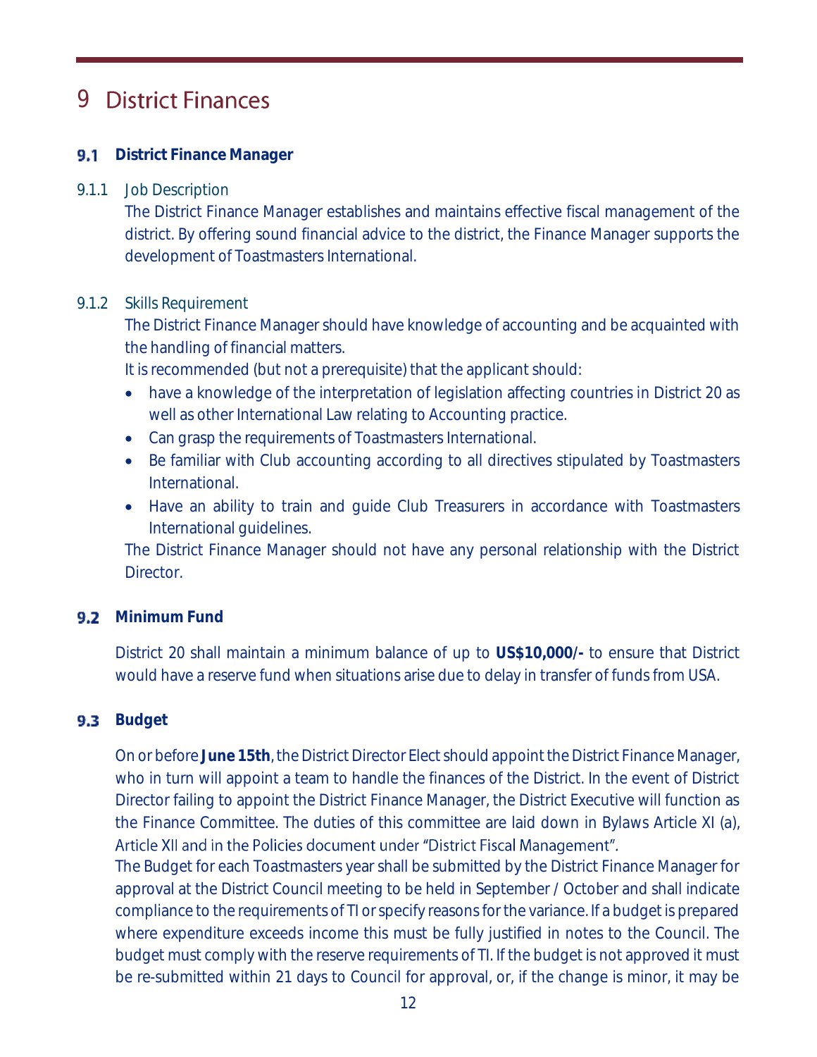# 9 District Finances

## 9.1 District Finance Manager

### 9.1.1 Job Description

The District Finance Manager establishes and maintains effective fiscal management of the district. By offering sound financial advice to the district, the Finance Manager supports the development of Toastmasters International.

### 9.1.2 Skills Requirement

The District Finance Manager should have knowledge of accounting and be acquainted with the handling of financial matters.

It is recommended (but not a prerequisite) that the applicant should:

- have a knowledge of the interpretation of legislation affecting countries in District 20 as well as other International Law relating to Accounting practice.
- Can grasp the requirements of Toastmasters International.
- Be familiar with Club accounting according to all directives stipulated by Toastmasters International.
- Have an ability to train and guide Club Treasurers in accordance with Toastmasters International guidelines.

The District Finance Manager should not have any personal relationship with the District Director.

## 9.2 Minimum Fund

District 20 shall maintain a minimum balance of up to **US$10,000/-** to ensure that District would have a reserve fund when situations arise due to delay in transfer of funds from USA.

## 9.3 Budget

On or before **June 15th**, the District Director Elect should appoint the District Finance Manager, who in turn will appoint a team to handle the finances of the District. In the event of District Director failing to appoint the District Finance Manager, the District Executive will function as the Finance Committee. The duties of this committee are laid down in Bylaws Article XI (a), Article XII and in the Policies document under "District Fiscal Management".

The Budget for each Toastmasters year shall be submitted by the District Finance Manager for approval at the District Council meeting to be held in September / October and shall indicate compliance to the requirements of TI or specify reasons for the variance. If a budget is prepared where expenditure exceeds income this must be fully justified in notes to the Council. The budget must comply with the reserve requirements of TI. If the budget is not approved it must be re-submitted within 21 days to Council for approval, or, if the change is minor, it may be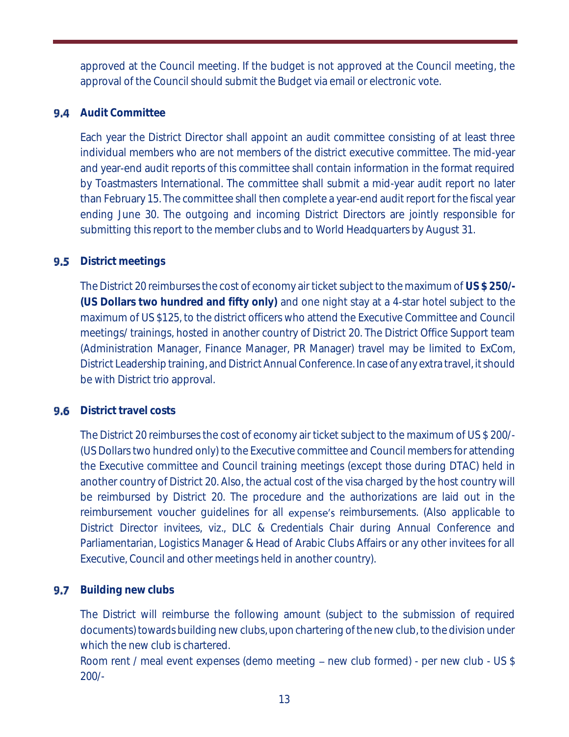approved at the Council meeting. If the budget is not approved at the Council meeting, the approval of the Council should submit the Budget via email or electronic vote.

### 9.4 Audit Committee

Each year the District Director shall appoint an audit committee consisting of at least three individual members who are not members of the district executive committee. The mid-year and year-end audit reports of this committee shall contain information in the format required by Toastmasters International. The committee shall submit a mid-year audit report no later than February 15. The committee shall then complete a year-end audit report for the fiscal year ending June 30. The outgoing and incoming District Directors are jointly responsible for submitting this report to the member clubs and to World Headquarters by August 31.

### 9.5 District meetings

The District 20 reimburses the cost of economy air ticket subject to the maximum of **US $ 250/- (US Dollars two hundred and fifty only)** and one night stay at a 4-star hotel subject to the maximum of US $125, to the district officers who attend the Executive Committee and Council meetings/ trainings, hosted in another country of District 20. The District Office Support team (Administration Manager, Finance Manager, PR Manager) travel may be limited to ExCom, District Leadership training, and District Annual Conference. In case of any extra travel, it should be with District trio approval.

### 9.6 District travel costs

The District 20 reimburses the cost of economy air ticket subject to the maximum of US $ 200/- (US Dollars two hundred only) to the Executive committee and Council members for attending the Executive committee and Council training meetings (except those during DTAC) held in another country of District 20. Also, the actual cost of the visa charged by the host country will be reimbursed by District 20. The procedure and the authorizations are laid out in the reimbursement voucher guidelines for all expense's reimbursements. (Also applicable to District Director invitees, viz., DLC & Credentials Chair during Annual Conference and Parliamentarian, Logistics Manager & Head of Arabic Clubs Affairs or any other invitees for all Executive, Council and other meetings held in another country).

### 9.7 Building new clubs

The District will reimburse the following amount (subject to the submission of required documents) towards building new clubs, upon chartering of the new club, to the division under which the new club is chartered.

Room rent / meal event expenses (demo meeting – new club formed) - per new club - US $ 200/-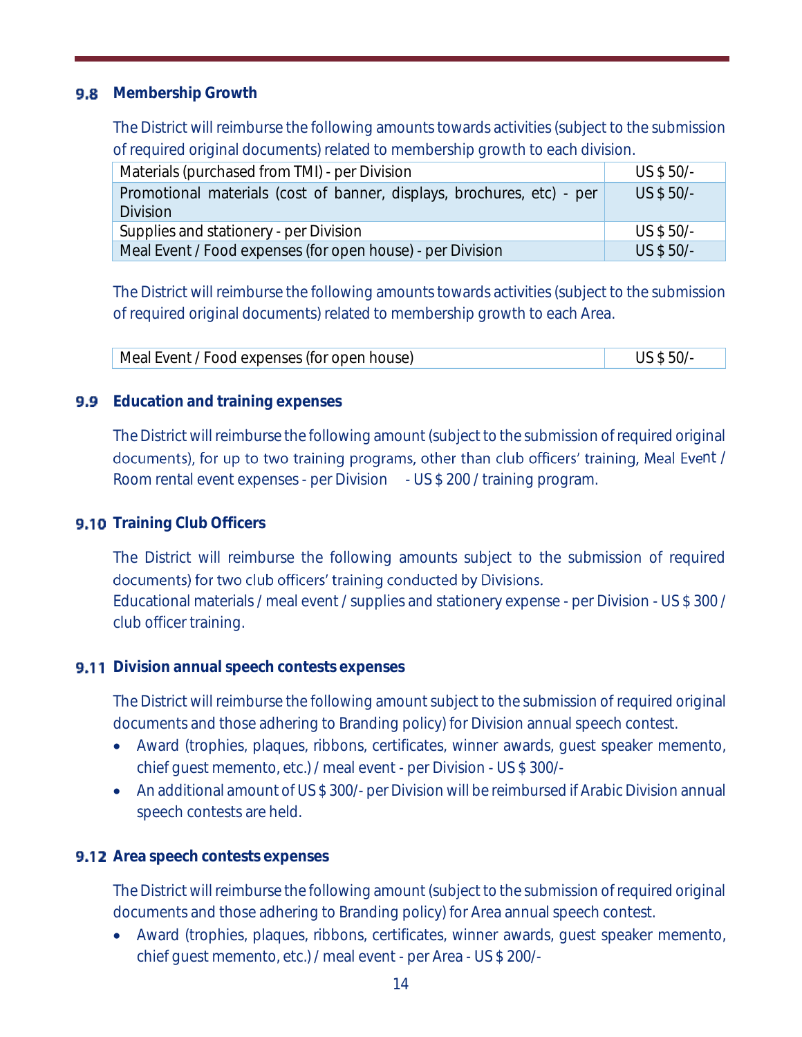### 9.8 Membership Growth

The District will reimburse the following amounts towards activities (subject to the submission of required original documents) related to membership growth to each division.

| | |
|---|---|
| Materials (purchased from TMI) - per Division | US $ 50/- |
| Promotional materials (cost of banner, displays, brochures, etc) - per Division | US $ 50/- |
| Supplies and stationery - per Division | US $ 50/- |
| Meal Event / Food expenses (for open house) - per Division | US $ 50/- |

The District will reimburse the following amounts towards activities (subject to the submission of required original documents) related to membership growth to each Area.

| | |
|---|---|
| Meal Event / Food expenses (for open house) | US $ 50/- |

### 9.9 Education and training expenses

The District will reimburse the following amount (subject to the submission of required original documents), for up to two training programs, other than club officers' training, Meal Event / Room rental event expenses - per Division - US $ 200 / training program.

### 9.10 Training Club Officers

The District will reimburse the following amounts subject to the submission of required documents) for two club officers' training conducted by Divisions.
Educational materials / meal event / supplies and stationery expense - per Division - US $ 300 / club officer training.

### 9.11 Division annual speech contests expenses

The District will reimburse the following amount subject to the submission of required original documents and those adhering to Branding policy) for Division annual speech contest.

- Award (trophies, plaques, ribbons, certificates, winner awards, guest speaker memento, chief guest memento, etc.) / meal event - per Division - US $ 300/-
- An additional amount of US $ 300/- per Division will be reimbursed if Arabic Division annual speech contests are held.

### 9.12 Area speech contests expenses

The District will reimburse the following amount (subject to the submission of required original documents and those adhering to Branding policy) for Area annual speech contest.

- Award (trophies, plaques, ribbons, certificates, winner awards, guest speaker memento, chief guest memento, etc.) / meal event - per Area - US $ 200/-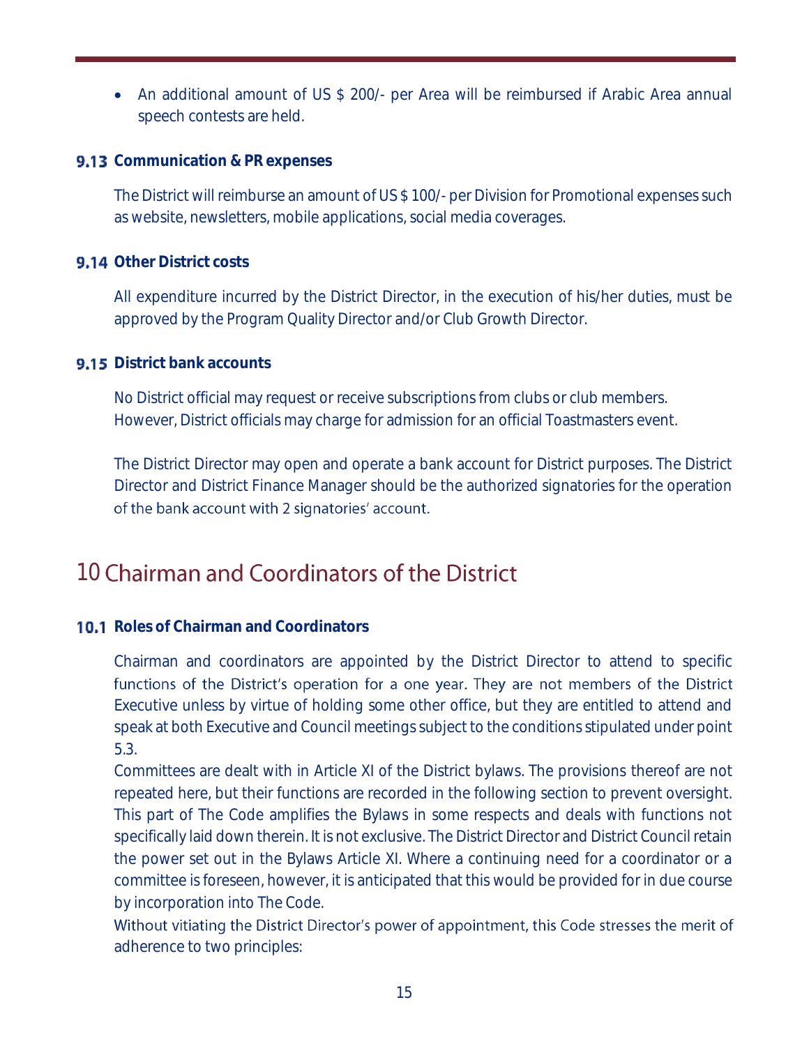- An additional amount of US $ 200/- per Area will be reimbursed if Arabic Area annual speech contests are held.

### 9.13 Communication & PR expenses

The District will reimburse an amount of US $ 100/- per Division for Promotional expenses such as website, newsletters, mobile applications, social media coverages.

### 9.14 Other District costs

All expenditure incurred by the District Director, in the execution of his/her duties, must be approved by the Program Quality Director and/or Club Growth Director.

### 9.15 District bank accounts

No District official may request or receive subscriptions from clubs or club members. However, District officials may charge for admission for an official Toastmasters event.

The District Director may open and operate a bank account for District purposes. The District Director and District Finance Manager should be the authorized signatories for the operation of the bank account with 2 signatories' account.

## 10 Chairman and Coordinators of the District

### 10.1 Roles of Chairman and Coordinators

Chairman and coordinators are appointed by the District Director to attend to specific functions of the District's operation for a one year. They are not members of the District Executive unless by virtue of holding some other office, but they are entitled to attend and speak at both Executive and Council meetings subject to the conditions stipulated under point 5.3.

Committees are dealt with in Article XI of the District bylaws. The provisions thereof are not repeated here, but their functions are recorded in the following section to prevent oversight. This part of The Code amplifies the Bylaws in some respects and deals with functions not specifically laid down therein. It is not exclusive. The District Director and District Council retain the power set out in the Bylaws Article XI. Where a continuing need for a coordinator or a committee is foreseen, however, it is anticipated that this would be provided for in due course by incorporation into The Code.

Without vitiating the District Director's power of appointment, this Code stresses the merit of adherence to two principles: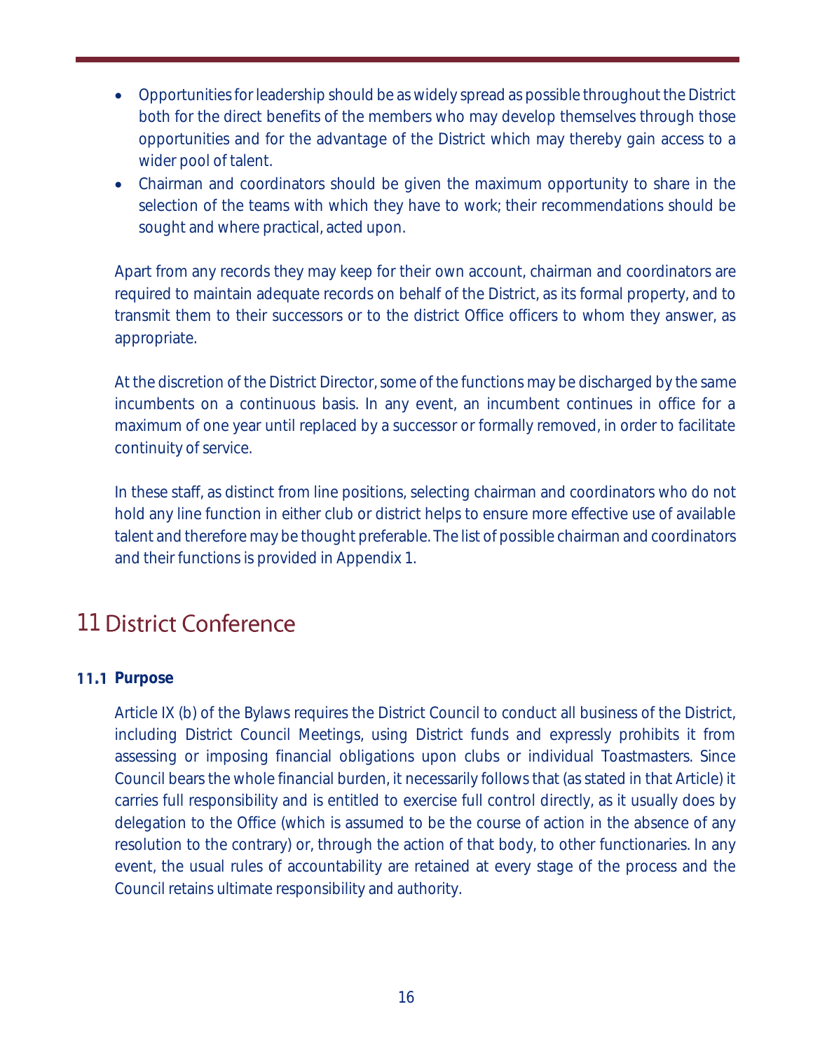- Opportunities for leadership should be as widely spread as possible throughout the District both for the direct benefits of the members who may develop themselves through those opportunities and for the advantage of the District which may thereby gain access to a wider pool of talent.
- Chairman and coordinators should be given the maximum opportunity to share in the selection of the teams with which they have to work; their recommendations should be sought and where practical, acted upon.

Apart from any records they may keep for their own account, chairman and coordinators are required to maintain adequate records on behalf of the District, as its formal property, and to transmit them to their successors or to the district Office officers to whom they answer, as appropriate.

At the discretion of the District Director, some of the functions may be discharged by the same incumbents on a continuous basis. In any event, an incumbent continues in office for a maximum of one year until replaced by a successor or formally removed, in order to facilitate continuity of service.

In these staff, as distinct from line positions, selecting chairman and coordinators who do not hold any line function in either club or district helps to ensure more effective use of available talent and therefore may be thought preferable. The list of possible chairman and coordinators and their functions is provided in Appendix 1.

# 11 District Conference

### 11.1 Purpose

Article IX (b) of the Bylaws requires the District Council to conduct all business of the District, including District Council Meetings, using District funds and expressly prohibits it from assessing or imposing financial obligations upon clubs or individual Toastmasters. Since Council bears the whole financial burden, it necessarily follows that (as stated in that Article) it carries full responsibility and is entitled to exercise full control directly, as it usually does by delegation to the Office (which is assumed to be the course of action in the absence of any resolution to the contrary) or, through the action of that body, to other functionaries. In any event, the usual rules of accountability are retained at every stage of the process and the Council retains ultimate responsibility and authority.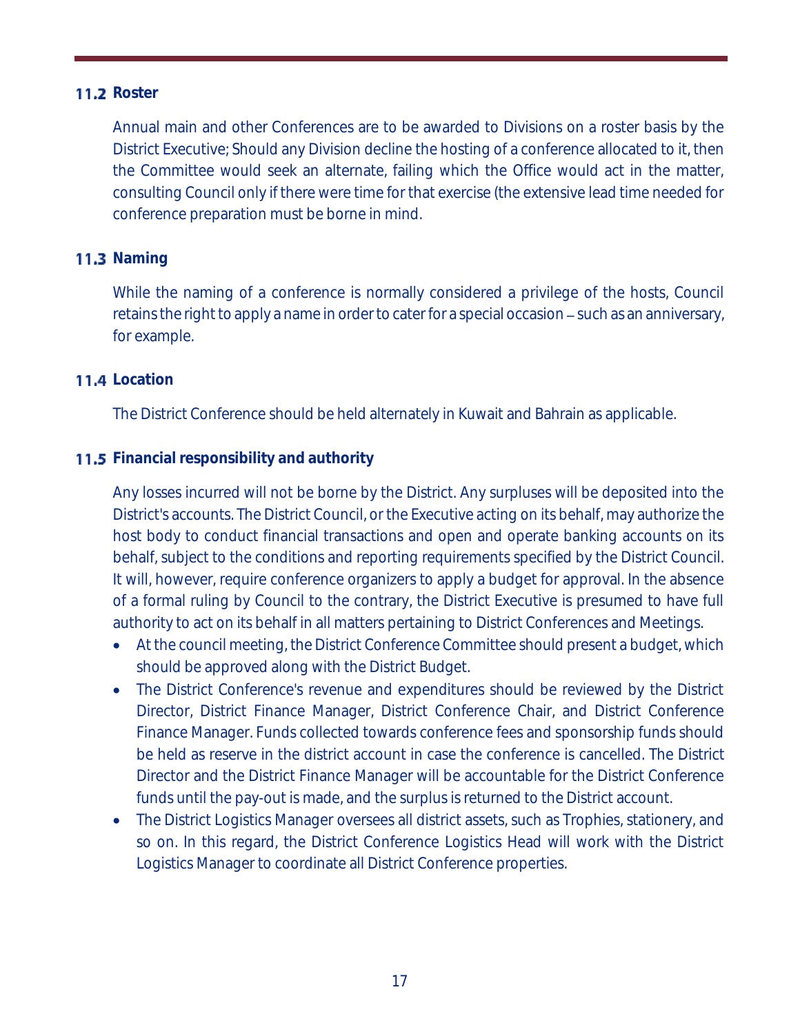### 11.2 Roster

Annual main and other Conferences are to be awarded to Divisions on a roster basis by the District Executive; Should any Division decline the hosting of a conference allocated to it, then the Committee would seek an alternate, failing which the Office would act in the matter, consulting Council only if there were time for that exercise (the extensive lead time needed for conference preparation must be borne in mind.

### 11.3 Naming

While the naming of a conference is normally considered a privilege of the hosts, Council retains the right to apply a name in order to cater for a special occasion – such as an anniversary, for example.

### 11.4 Location

The District Conference should be held alternately in Kuwait and Bahrain as applicable.

### 11.5 Financial responsibility and authority

Any losses incurred will not be borne by the District. Any surpluses will be deposited into the District's accounts. The District Council, or the Executive acting on its behalf, may authorize the host body to conduct financial transactions and open and operate banking accounts on its behalf, subject to the conditions and reporting requirements specified by the District Council. It will, however, require conference organizers to apply a budget for approval. In the absence of a formal ruling by Council to the contrary, the District Executive is presumed to have full authority to act on its behalf in all matters pertaining to District Conferences and Meetings.

- At the council meeting, the District Conference Committee should present a budget, which should be approved along with the District Budget.
- The District Conference's revenue and expenditures should be reviewed by the District Director, District Finance Manager, District Conference Chair, and District Conference Finance Manager. Funds collected towards conference fees and sponsorship funds should be held as reserve in the district account in case the conference is cancelled. The District Director and the District Finance Manager will be accountable for the District Conference funds until the pay-out is made, and the surplus is returned to the District account.
- The District Logistics Manager oversees all district assets, such as Trophies, stationery, and so on. In this regard, the District Conference Logistics Head will work with the District Logistics Manager to coordinate all District Conference properties.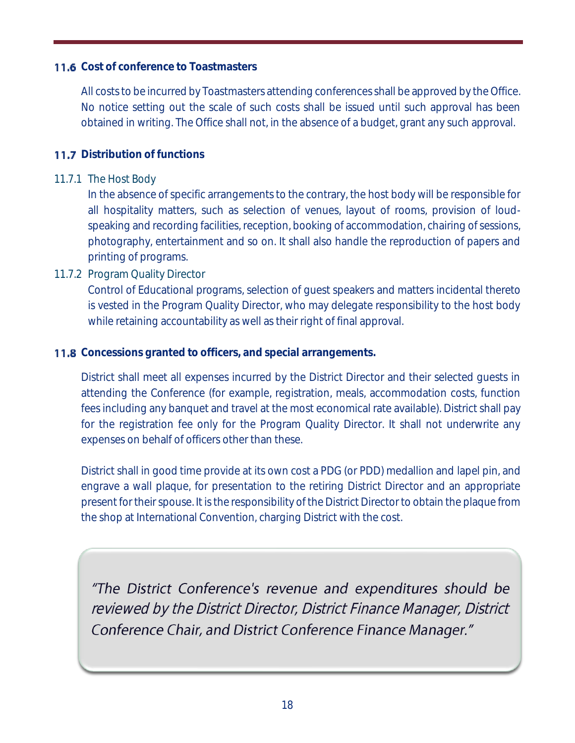### 11.6 Cost of conference to Toastmasters

All costs to be incurred by Toastmasters attending conferences shall be approved by the Office. No notice setting out the scale of such costs shall be issued until such approval has been obtained in writing. The Office shall not, in the absence of a budget, grant any such approval.

### 11.7 Distribution of functions

11.7.1 The Host Body

In the absence of specific arrangements to the contrary, the host body will be responsible for all hospitality matters, such as selection of venues, layout of rooms, provision of loud-speaking and recording facilities, reception, booking of accommodation, chairing of sessions, photography, entertainment and so on. It shall also handle the reproduction of papers and printing of programs.

11.7.2 Program Quality Director

Control of Educational programs, selection of guest speakers and matters incidental thereto is vested in the Program Quality Director, who may delegate responsibility to the host body while retaining accountability as well as their right of final approval.

### 11.8 Concessions granted to officers, and special arrangements.

District shall meet all expenses incurred by the District Director and their selected guests in attending the Conference (for example, registration, meals, accommodation costs, function fees including any banquet and travel at the most economical rate available). District shall pay for the registration fee only for the Program Quality Director. It shall not underwrite any expenses on behalf of officers other than these.

District shall in good time provide at its own cost a PDG (or PDD) medallion and lapel pin, and engrave a wall plaque, for presentation to the retiring District Director and an appropriate present for their spouse. It is the responsibility of the District Director to obtain the plaque from the shop at International Convention, charging District with the cost.

> *"The District Conference's revenue and expenditures should be reviewed by the District Director, District Finance Manager, District Conference Chair, and District Conference Finance Manager."*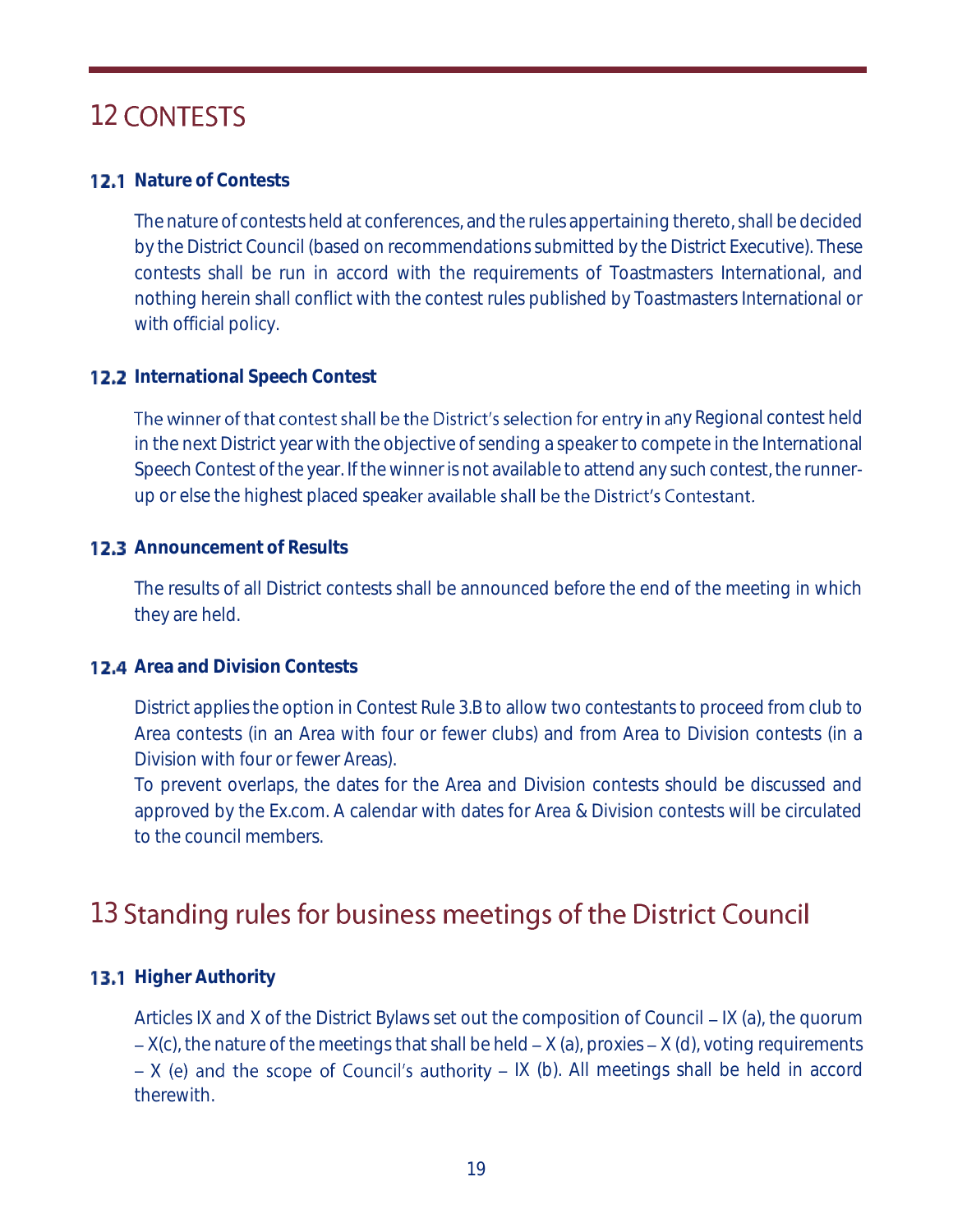# 12 CONTESTS

### 12.1 Nature of Contests

The nature of contests held at conferences, and the rules appertaining thereto, shall be decided by the District Council (based on recommendations submitted by the District Executive). These contests shall be run in accord with the requirements of Toastmasters International, and nothing herein shall conflict with the contest rules published by Toastmasters International or with official policy.

### 12.2 International Speech Contest

The winner of that contest shall be the District's selection for entry in any Regional contest held in the next District year with the objective of sending a speaker to compete in the International Speech Contest of the year. If the winner is not available to attend any such contest, the runner-up or else the highest placed speaker available shall be the District's Contestant.

### 12.3 Announcement of Results

The results of all District contests shall be announced before the end of the meeting in which they are held.

### 12.4 Area and Division Contests

District applies the option in Contest Rule 3.B to allow two contestants to proceed from club to Area contests (in an Area with four or fewer clubs) and from Area to Division contests (in a Division with four or fewer Areas).

To prevent overlaps, the dates for the Area and Division contests should be discussed and approved by the Ex.com. A calendar with dates for Area & Division contests will be circulated to the council members.

# 13 Standing rules for business meetings of the District Council

### 13.1 Higher Authority

Articles IX and X of the District Bylaws set out the composition of Council – IX (a), the quorum – X(c), the nature of the meetings that shall be held – X (a), proxies – X (d), voting requirements – X (e) and the scope of Council's authority – IX (b). All meetings shall be held in accord therewith.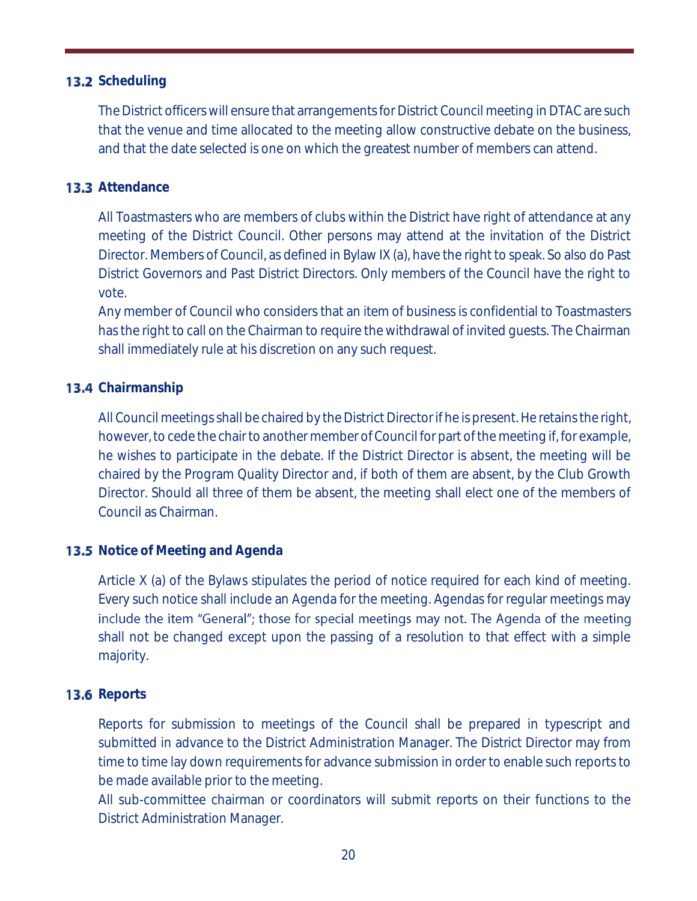### 13.2 Scheduling

The District officers will ensure that arrangements for District Council meeting in DTAC are such that the venue and time allocated to the meeting allow constructive debate on the business, and that the date selected is one on which the greatest number of members can attend.

### 13.3 Attendance

All Toastmasters who are members of clubs within the District have right of attendance at any meeting of the District Council. Other persons may attend at the invitation of the District Director. Members of Council, as defined in Bylaw IX (a), have the right to speak. So also do Past District Governors and Past District Directors. Only members of the Council have the right to vote.

Any member of Council who considers that an item of business is confidential to Toastmasters has the right to call on the Chairman to require the withdrawal of invited guests. The Chairman shall immediately rule at his discretion on any such request.

### 13.4 Chairmanship

All Council meetings shall be chaired by the District Director if he is present. He retains the right, however, to cede the chair to another member of Council for part of the meeting if, for example, he wishes to participate in the debate. If the District Director is absent, the meeting will be chaired by the Program Quality Director and, if both of them are absent, by the Club Growth Director. Should all three of them be absent, the meeting shall elect one of the members of Council as Chairman.

### 13.5 Notice of Meeting and Agenda

Article X (a) of the Bylaws stipulates the period of notice required for each kind of meeting. Every such notice shall include an Agenda for the meeting. Agendas for regular meetings may include the item "General"; those for special meetings may not. The Agenda of the meeting shall not be changed except upon the passing of a resolution to that effect with a simple majority.

### 13.6 Reports

Reports for submission to meetings of the Council shall be prepared in typescript and submitted in advance to the District Administration Manager. The District Director may from time to time lay down requirements for advance submission in order to enable such reports to be made available prior to the meeting.

All sub-committee chairman or coordinators will submit reports on their functions to the District Administration Manager.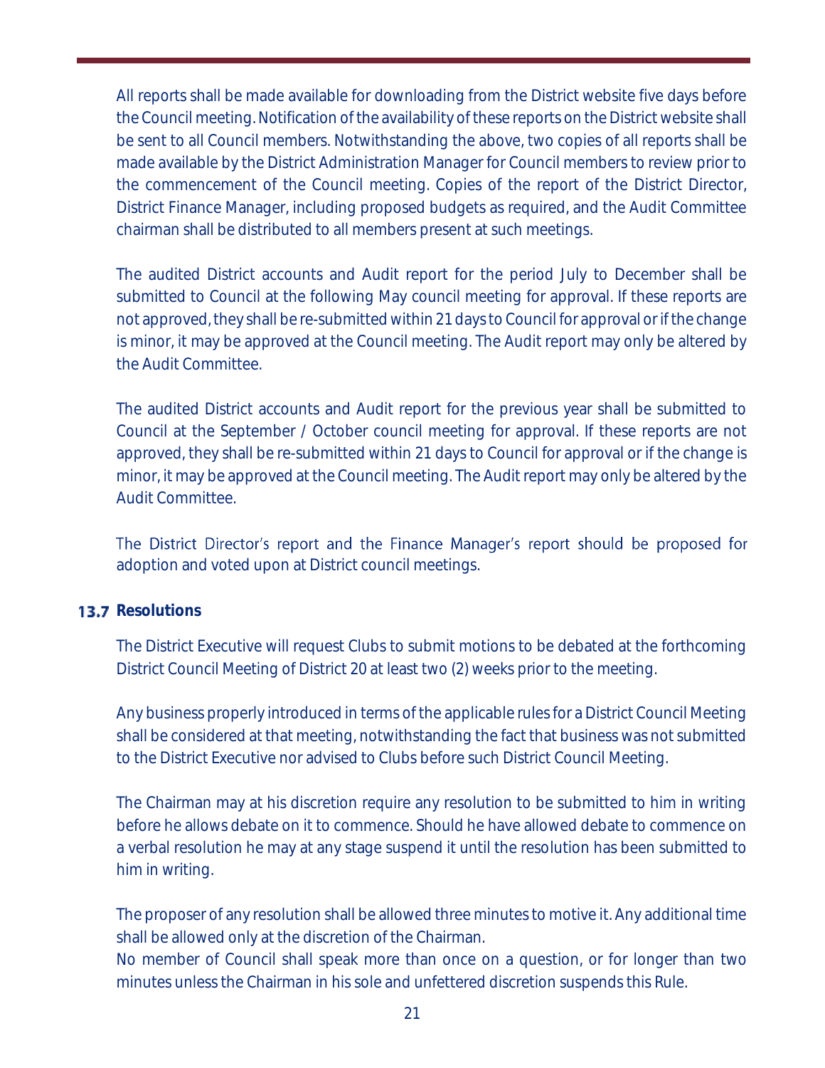All reports shall be made available for downloading from the District website five days before the Council meeting. Notification of the availability of these reports on the District website shall be sent to all Council members. Notwithstanding the above, two copies of all reports shall be made available by the District Administration Manager for Council members to review prior to the commencement of the Council meeting. Copies of the report of the District Director, District Finance Manager, including proposed budgets as required, and the Audit Committee chairman shall be distributed to all members present at such meetings.

The audited District accounts and Audit report for the period July to December shall be submitted to Council at the following May council meeting for approval. If these reports are not approved, they shall be re-submitted within 21 days to Council for approval or if the change is minor, it may be approved at the Council meeting. The Audit report may only be altered by the Audit Committee.

The audited District accounts and Audit report for the previous year shall be submitted to Council at the September / October council meeting for approval. If these reports are not approved, they shall be re-submitted within 21 days to Council for approval or if the change is minor, it may be approved at the Council meeting. The Audit report may only be altered by the Audit Committee.

The District Director's report and the Finance Manager's report should be proposed for adoption and voted upon at District council meetings.

### 13.7 Resolutions

The District Executive will request Clubs to submit motions to be debated at the forthcoming District Council Meeting of District 20 at least two (2) weeks prior to the meeting.

Any business properly introduced in terms of the applicable rules for a District Council Meeting shall be considered at that meeting, notwithstanding the fact that business was not submitted to the District Executive nor advised to Clubs before such District Council Meeting.

The Chairman may at his discretion require any resolution to be submitted to him in writing before he allows debate on it to commence. Should he have allowed debate to commence on a verbal resolution he may at any stage suspend it until the resolution has been submitted to him in writing.

The proposer of any resolution shall be allowed three minutes to motive it. Any additional time shall be allowed only at the discretion of the Chairman.
No member of Council shall speak more than once on a question, or for longer than two minutes unless the Chairman in his sole and unfettered discretion suspends this Rule.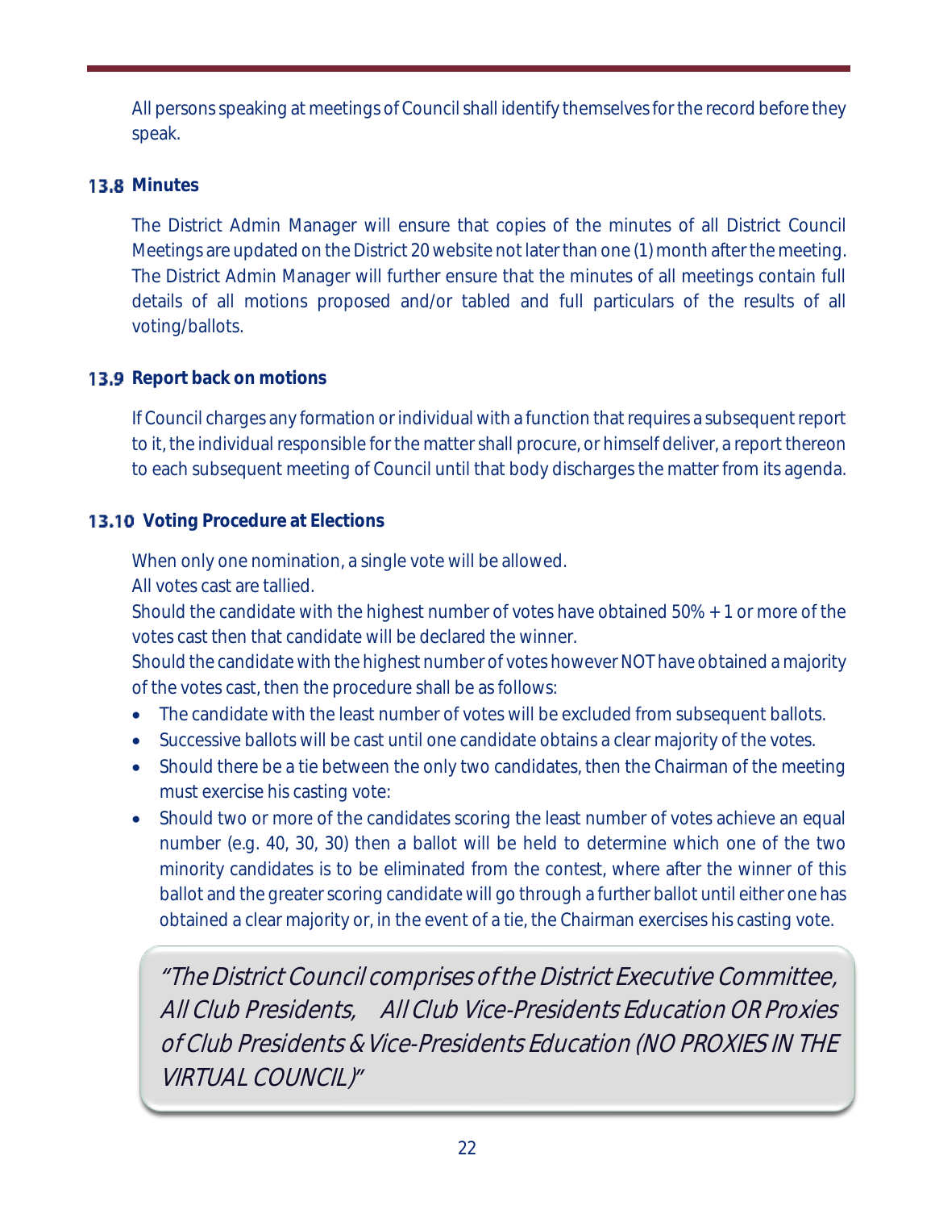All persons speaking at meetings of Council shall identify themselves for the record before they speak.

### 13.8 Minutes

The District Admin Manager will ensure that copies of the minutes of all District Council Meetings are updated on the District 20 website not later than one (1) month after the meeting. The District Admin Manager will further ensure that the minutes of all meetings contain full details of all motions proposed and/or tabled and full particulars of the results of all voting/ballots.

### 13.9 Report back on motions

If Council charges any formation or individual with a function that requires a subsequent report to it, the individual responsible for the matter shall procure, or himself deliver, a report thereon to each subsequent meeting of Council until that body discharges the matter from its agenda.

### 13.10 Voting Procedure at Elections

When only one nomination, a single vote will be allowed.
All votes cast are tallied.
Should the candidate with the highest number of votes have obtained 50% + 1 or more of the votes cast then that candidate will be declared the winner.
Should the candidate with the highest number of votes however NOT have obtained a majority of the votes cast, then the procedure shall be as follows:

- The candidate with the least number of votes will be excluded from subsequent ballots.
- Successive ballots will be cast until one candidate obtains a clear majority of the votes.
- Should there be a tie between the only two candidates, then the Chairman of the meeting must exercise his casting vote:
- Should two or more of the candidates scoring the least number of votes achieve an equal number (e.g. 40, 30, 30) then a ballot will be held to determine which one of the two minority candidates is to be eliminated from the contest, where after the winner of this ballot and the greater scoring candidate will go through a further ballot until either one has obtained a clear majority or, in the event of a tie, the Chairman exercises his casting vote.

> *"The District Council comprises of the District Executive Committee, All Club Presidents, All Club Vice-Presidents Education OR Proxies of Club Presidents & Vice-Presidents Education (NO PROXIES IN THE VIRTUAL COUNCIL)"*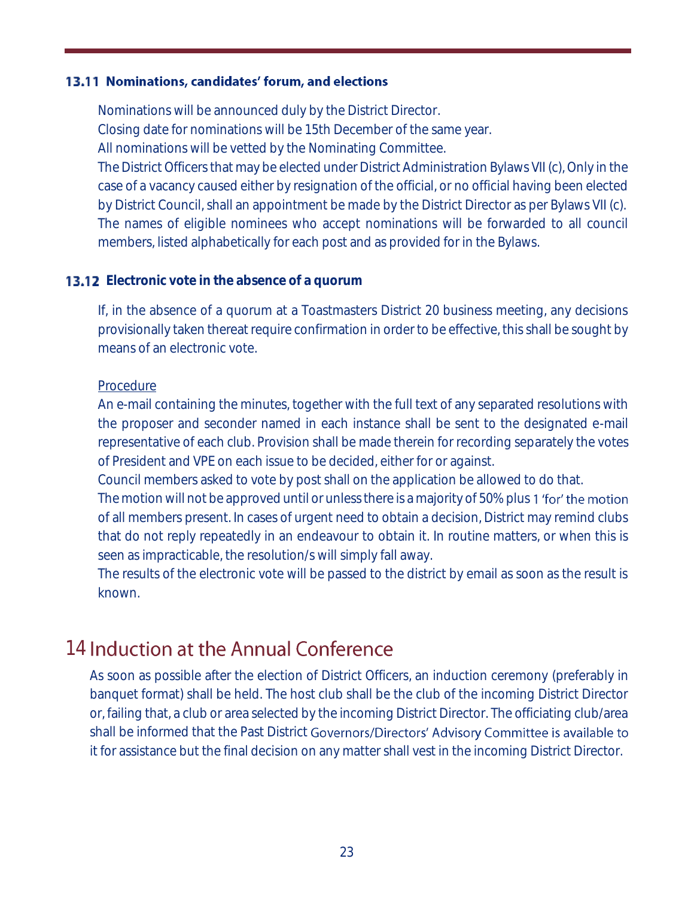### 13.11 Nominations, candidates' forum, and elections

Nominations will be announced duly by the District Director.
Closing date for nominations will be 15th December of the same year.
All nominations will be vetted by the Nominating Committee.
The District Officers that may be elected under District Administration Bylaws VII (c), Only in the case of a vacancy caused either by resignation of the official, or no official having been elected by District Council, shall an appointment be made by the District Director as per Bylaws VII (c).
The names of eligible nominees who accept nominations will be forwarded to all council members, listed alphabetically for each post and as provided for in the Bylaws.

### 13.12 Electronic vote in the absence of a quorum

If, in the absence of a quorum at a Toastmasters District 20 business meeting, any decisions provisionally taken thereat require confirmation in order to be effective, this shall be sought by means of an electronic vote.

Procedure

An e-mail containing the minutes, together with the full text of any separated resolutions with the proposer and seconder named in each instance shall be sent to the designated e-mail representative of each club. Provision shall be made therein for recording separately the votes of President and VPE on each issue to be decided, either for or against.
Council members asked to vote by post shall on the application be allowed to do that.
The motion will not be approved until or unless there is a majority of 50% plus 1 'for' the motion of all members present. In cases of urgent need to obtain a decision, District may remind clubs that do not reply repeatedly in an endeavour to obtain it. In routine matters, or when this is seen as impracticable, the resolution/s will simply fall away.
The results of the electronic vote will be passed to the district by email as soon as the result is known.

# 14 Induction at the Annual Conference

As soon as possible after the election of District Officers, an induction ceremony (preferably in banquet format) shall be held. The host club shall be the club of the incoming District Director or, failing that, a club or area selected by the incoming District Director. The officiating club/area shall be informed that the Past District Governors/Directors' Advisory Committee is available to it for assistance but the final decision on any matter shall vest in the incoming District Director.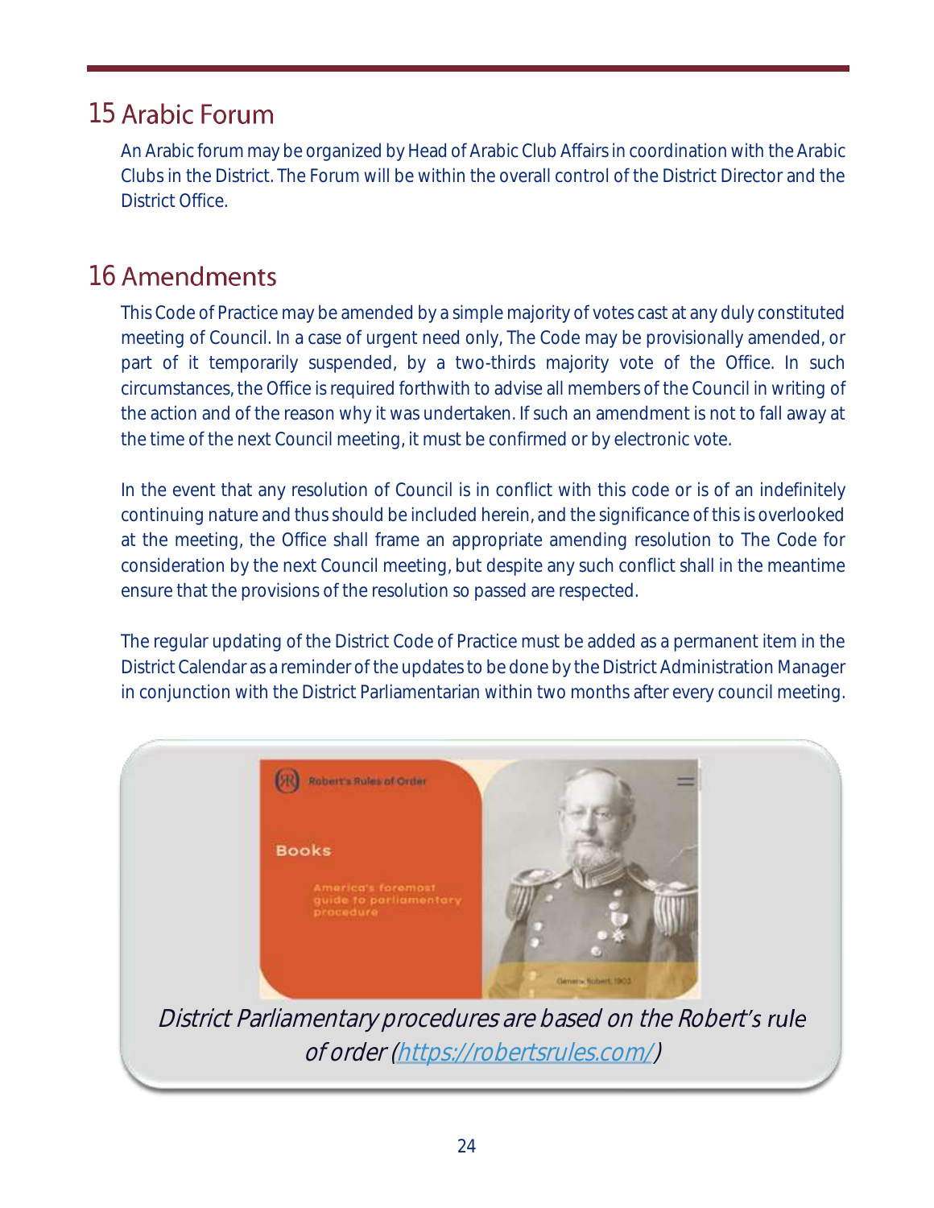# 15 Arabic Forum

An Arabic forum may be organized by Head of Arabic Club Affairs in coordination with the Arabic Clubs in the District. The Forum will be within the overall control of the District Director and the District Office.

# 16 Amendments

This Code of Practice may be amended by a simple majority of votes cast at any duly constituted meeting of Council. In a case of urgent need only, The Code may be provisionally amended, or part of it temporarily suspended, by a two-thirds majority vote of the Office. In such circumstances, the Office is required forthwith to advise all members of the Council in writing of the action and of the reason why it was undertaken. If such an amendment is not to fall away at the time of the next Council meeting, it must be confirmed or by electronic vote.

In the event that any resolution of Council is in conflict with this code or is of an indefinitely continuing nature and thus should be included herein, and the significance of this is overlooked at the meeting, the Office shall frame an appropriate amending resolution to The Code for consideration by the next Council meeting, but despite any such conflict shall in the meantime ensure that the provisions of the resolution so passed are respected.

The regular updating of the District Code of Practice must be added as a permanent item in the District Calendar as a reminder of the updates to be done by the District Administration Manager in conjunction with the District Parliamentarian within two months after every council meeting.

*District Parliamentary procedures are based on the Robert's rule of order ([https://robertsrules.com/](https://robertsrules.com/))*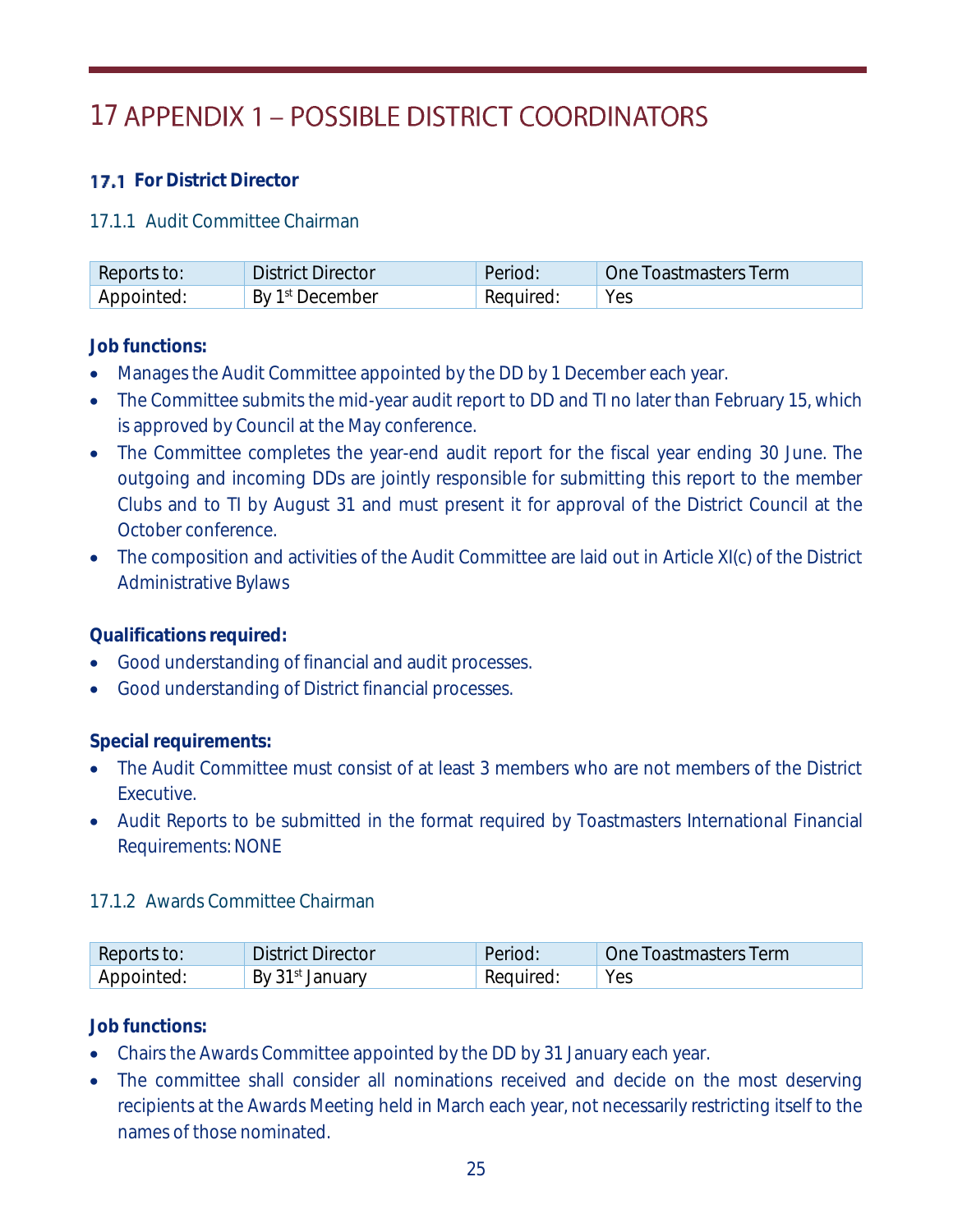# 17 APPENDIX 1 – POSSIBLE DISTRICT COORDINATORS

## 17.1 For District Director

### 17.1.1 Audit Committee Chairman

| Reports to: | District Director | Period: | One Toastmasters Term |
|---|---|---|---|
| Appointed: | By 1st December | Required: | Yes |

**Job functions:**

- Manages the Audit Committee appointed by the DD by 1 December each year.
- The Committee submits the mid-year audit report to DD and TI no later than February 15, which is approved by Council at the May conference.
- The Committee completes the year-end audit report for the fiscal year ending 30 June. The outgoing and incoming DDs are jointly responsible for submitting this report to the member Clubs and to TI by August 31 and must present it for approval of the District Council at the October conference.
- The composition and activities of the Audit Committee are laid out in Article XI(c) of the District Administrative Bylaws

**Qualifications required:**

- Good understanding of financial and audit processes.
- Good understanding of District financial processes.

**Special requirements:**

- The Audit Committee must consist of at least 3 members who are not members of the District Executive.
- Audit Reports to be submitted in the format required by Toastmasters International Financial Requirements: NONE

### 17.1.2 Awards Committee Chairman

| Reports to: | District Director | Period: | One Toastmasters Term |
|---|---|---|---|
| Appointed: | By 31st January | Required: | Yes |

**Job functions:**

- Chairs the Awards Committee appointed by the DD by 31 January each year.
- The committee shall consider all nominations received and decide on the most deserving recipients at the Awards Meeting held in March each year, not necessarily restricting itself to the names of those nominated.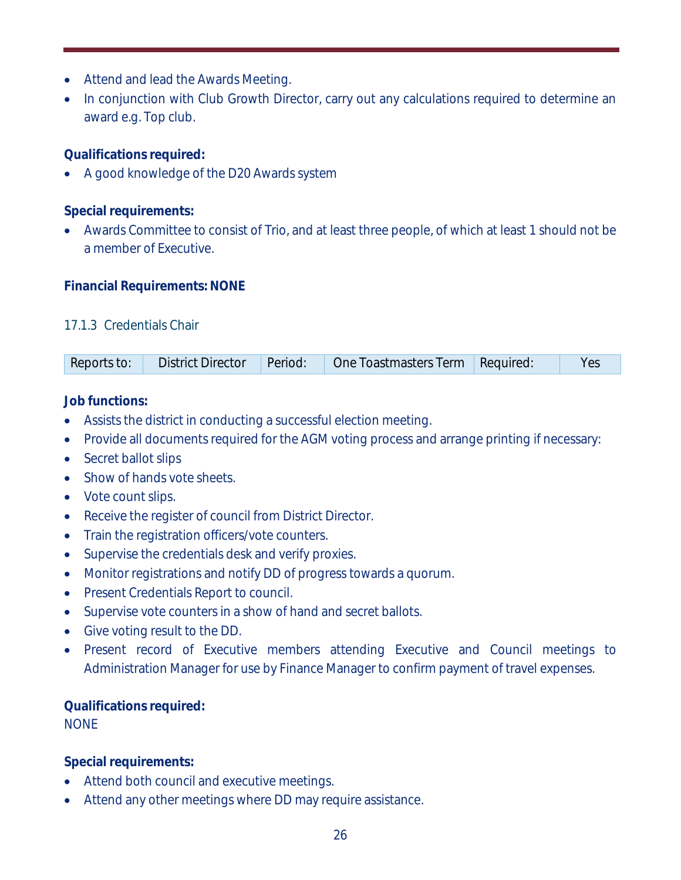- Attend and lead the Awards Meeting.
- In conjunction with Club Growth Director, carry out any calculations required to determine an award e.g. Top club.

**Qualifications required:**

- A good knowledge of the D20 Awards system

**Special requirements:**

- Awards Committee to consist of Trio, and at least three people, of which at least 1 should not be a member of Executive.

**Financial Requirements: NONE**

### 17.1.3 Credentials Chair

| Reports to: | District Director | Period: | One Toastmasters Term | Required: | Yes |
|---|---|---|---|---|---|

**Job functions:**

- Assists the district in conducting a successful election meeting.
- Provide all documents required for the AGM voting process and arrange printing if necessary:
- Secret ballot slips
- Show of hands vote sheets.
- Vote count slips.
- Receive the register of council from District Director.
- Train the registration officers/vote counters.
- Supervise the credentials desk and verify proxies.
- Monitor registrations and notify DD of progress towards a quorum.
- Present Credentials Report to council.
- Supervise vote counters in a show of hand and secret ballots.
- Give voting result to the DD.
- Present record of Executive members attending Executive and Council meetings to Administration Manager for use by Finance Manager to confirm payment of travel expenses.

**Qualifications required:**

NONE

**Special requirements:**

- Attend both council and executive meetings.
- Attend any other meetings where DD may require assistance.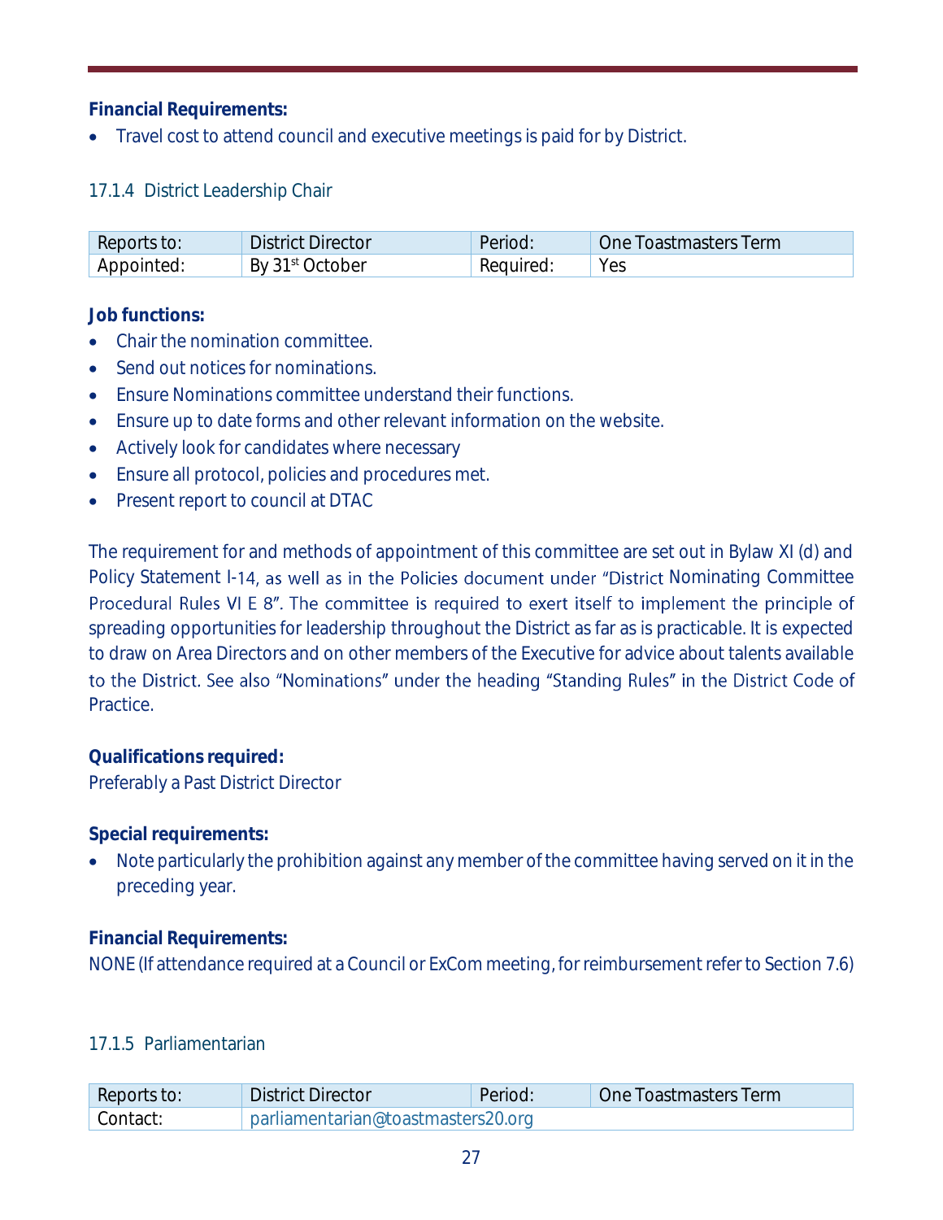**Financial Requirements:**

- Travel cost to attend council and executive meetings is paid for by District.

### 17.1.4 District Leadership Chair

| Reports to: | District Director | Period: | One Toastmasters Term |
|---|---|---|---|
| Appointed: | By 31st October | Required: | Yes |

**Job functions:**

- Chair the nomination committee.
- Send out notices for nominations.
- Ensure Nominations committee understand their functions.
- Ensure up to date forms and other relevant information on the website.
- Actively look for candidates where necessary
- Ensure all protocol, policies and procedures met.
- Present report to council at DTAC

The requirement for and methods of appointment of this committee are set out in Bylaw XI (d) and Policy Statement I-14, as well as in the Policies document under "District Nominating Committee Procedural Rules VI E 8". The committee is required to exert itself to implement the principle of spreading opportunities for leadership throughout the District as far as is practicable. It is expected to draw on Area Directors and on other members of the Executive for advice about talents available to the District. See also "Nominations" under the heading "Standing Rules" in the District Code of Practice.

**Qualifications required:**

Preferably a Past District Director

**Special requirements:**

- Note particularly the prohibition against any member of the committee having served on it in the preceding year.

**Financial Requirements:**

NONE (If attendance required at a Council or ExCom meeting, for reimbursement refer to Section 7.6)

### 17.1.5 Parliamentarian

| Reports to: | District Director | Period: | One Toastmasters Term |
|---|---|---|---|
| Contact: | parliamentarian@toastmasters20.org | | |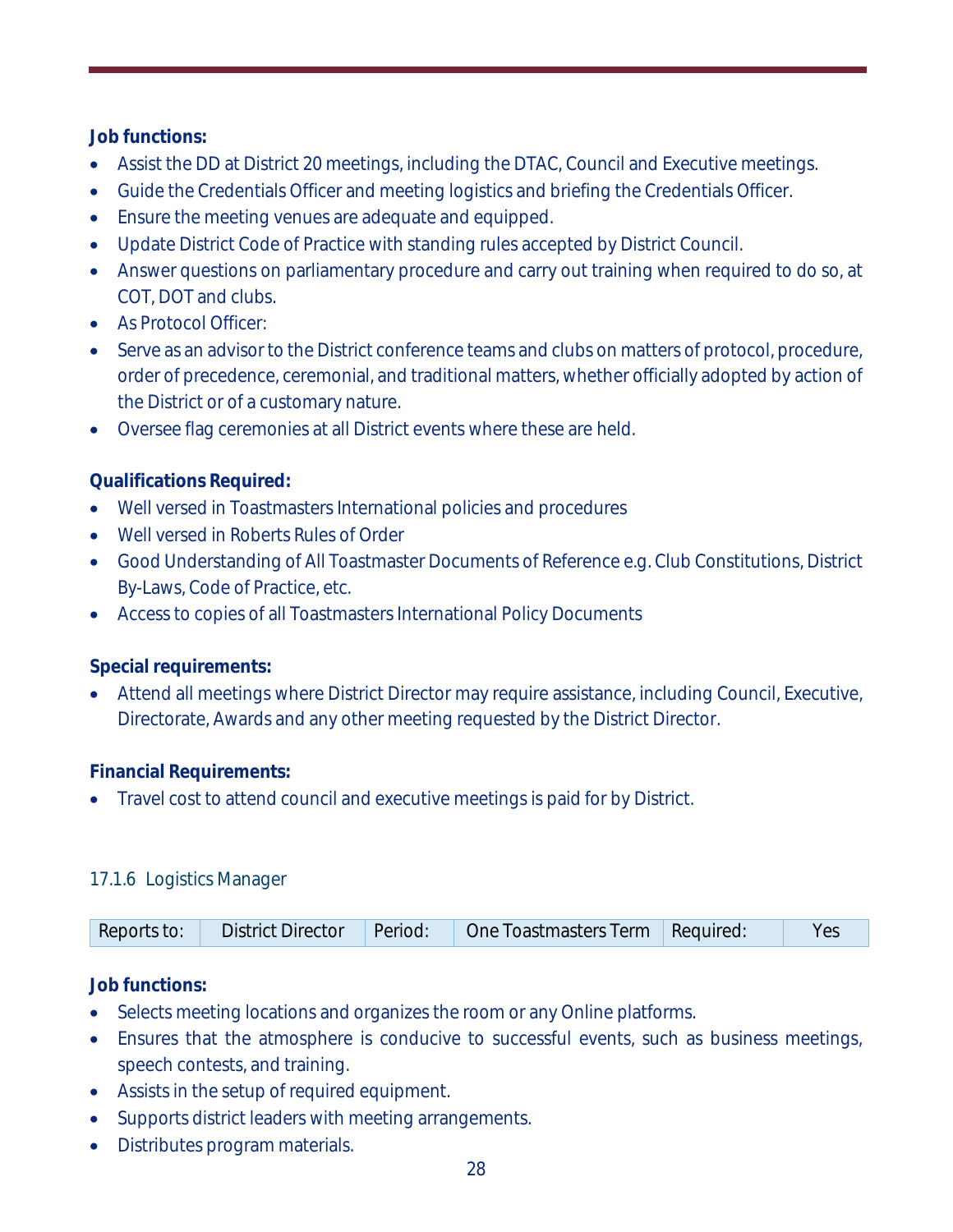**Job functions:**

- Assist the DD at District 20 meetings, including the DTAC, Council and Executive meetings.
- Guide the Credentials Officer and meeting logistics and briefing the Credentials Officer.
- Ensure the meeting venues are adequate and equipped.
- Update District Code of Practice with standing rules accepted by District Council.
- Answer questions on parliamentary procedure and carry out training when required to do so, at COT, DOT and clubs.
- As Protocol Officer:
- Serve as an advisor to the District conference teams and clubs on matters of protocol, procedure, order of precedence, ceremonial, and traditional matters, whether officially adopted by action of the District or of a customary nature.
- Oversee flag ceremonies at all District events where these are held.

**Qualifications Required:**

- Well versed in Toastmasters International policies and procedures
- Well versed in Roberts Rules of Order
- Good Understanding of All Toastmaster Documents of Reference e.g. Club Constitutions, District By-Laws, Code of Practice, etc.
- Access to copies of all Toastmasters International Policy Documents

**Special requirements:**

- Attend all meetings where District Director may require assistance, including Council, Executive, Directorate, Awards and any other meeting requested by the District Director.

**Financial Requirements:**

- Travel cost to attend council and executive meetings is paid for by District.

### 17.1.6 Logistics Manager

| Reports to: | District Director | Period: | One Toastmasters Term | Required: | Yes |
|---|---|---|---|---|---|

**Job functions:**

- Selects meeting locations and organizes the room or any Online platforms.
- Ensures that the atmosphere is conducive to successful events, such as business meetings, speech contests, and training.
- Assists in the setup of required equipment.
- Supports district leaders with meeting arrangements.
- Distributes program materials.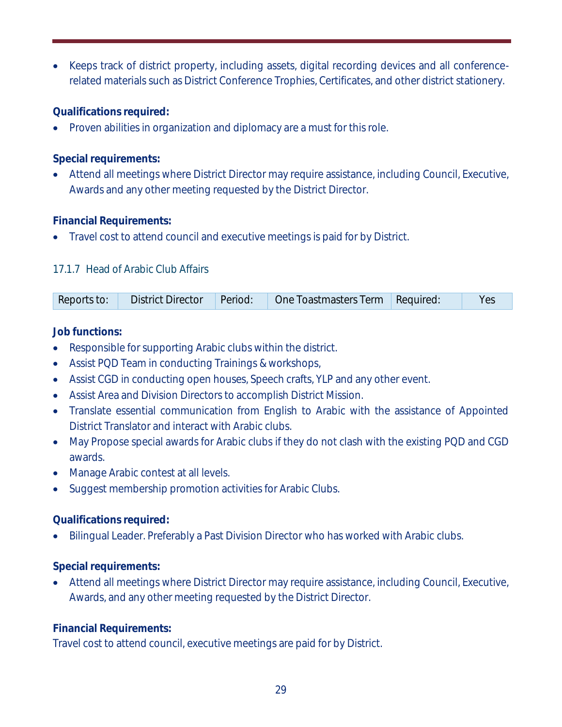- Keeps track of district property, including assets, digital recording devices and all conference-related materials such as District Conference Trophies, Certificates, and other district stationery.

**Qualifications required:**

- Proven abilities in organization and diplomacy are a must for this role.

**Special requirements:**

- Attend all meetings where District Director may require assistance, including Council, Executive, Awards and any other meeting requested by the District Director.

**Financial Requirements:**

- Travel cost to attend council and executive meetings is paid for by District.

### 17.1.7 Head of Arabic Club Affairs

| Reports to: | District Director | Period: | One Toastmasters Term | Required: | Yes |
|---|---|---|---|---|---|

**Job functions:**

- Responsible for supporting Arabic clubs within the district.
- Assist PQD Team in conducting Trainings & workshops,
- Assist CGD in conducting open houses, Speech crafts, YLP and any other event.
- Assist Area and Division Directors to accomplish District Mission.
- Translate essential communication from English to Arabic with the assistance of Appointed District Translator and interact with Arabic clubs.
- May Propose special awards for Arabic clubs if they do not clash with the existing PQD and CGD awards.
- Manage Arabic contest at all levels.
- Suggest membership promotion activities for Arabic Clubs.

**Qualifications required:**

- Bilingual Leader. Preferably a Past Division Director who has worked with Arabic clubs.

**Special requirements:**

- Attend all meetings where District Director may require assistance, including Council, Executive, Awards, and any other meeting requested by the District Director.

**Financial Requirements:**

Travel cost to attend council, executive meetings are paid for by District.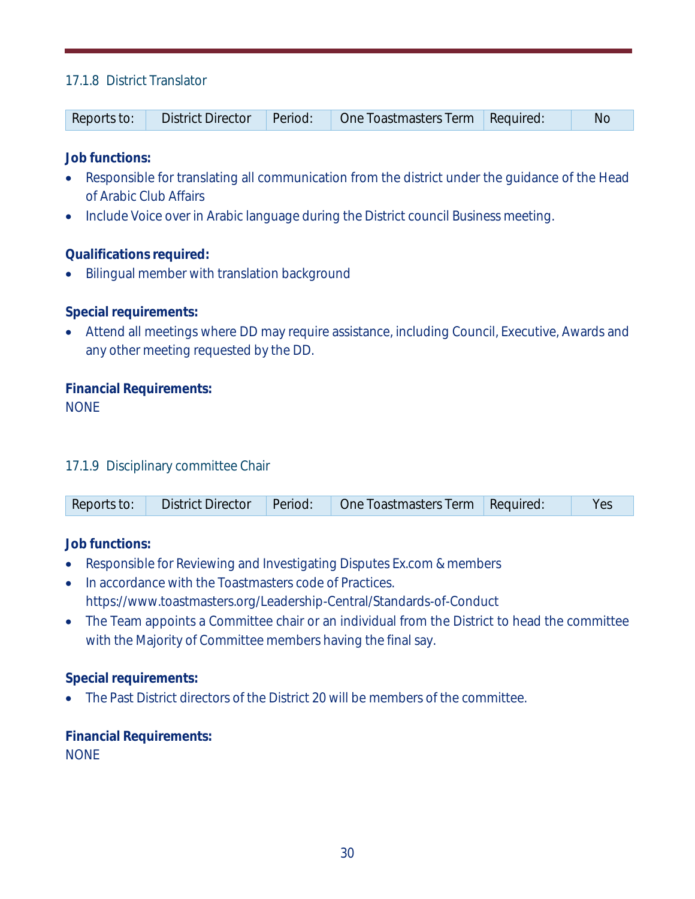### 17.1.8 District Translator

| Reports to: | District Director | Period: | One Toastmasters Term | Required: | No |
|---|---|---|---|---|---|

**Job functions:**

- Responsible for translating all communication from the district under the guidance of the Head of Arabic Club Affairs
- Include Voice over in Arabic language during the District council Business meeting.

**Qualifications required:**

- Bilingual member with translation background

**Special requirements:**

- Attend all meetings where DD may require assistance, including Council, Executive, Awards and any other meeting requested by the DD.

**Financial Requirements:**

NONE

### 17.1.9 Disciplinary committee Chair

| Reports to: | District Director | Period: | One Toastmasters Term | Required: | Yes |
|---|---|---|---|---|---|

**Job functions:**

- Responsible for Reviewing and Investigating Disputes Ex.com & members
- In accordance with the Toastmasters code of Practices. https://www.toastmasters.org/Leadership-Central/Standards-of-Conduct
- The Team appoints a Committee chair or an individual from the District to head the committee with the Majority of Committee members having the final say.

**Special requirements:**

- The Past District directors of the District 20 will be members of the committee.

**Financial Requirements:**

NONE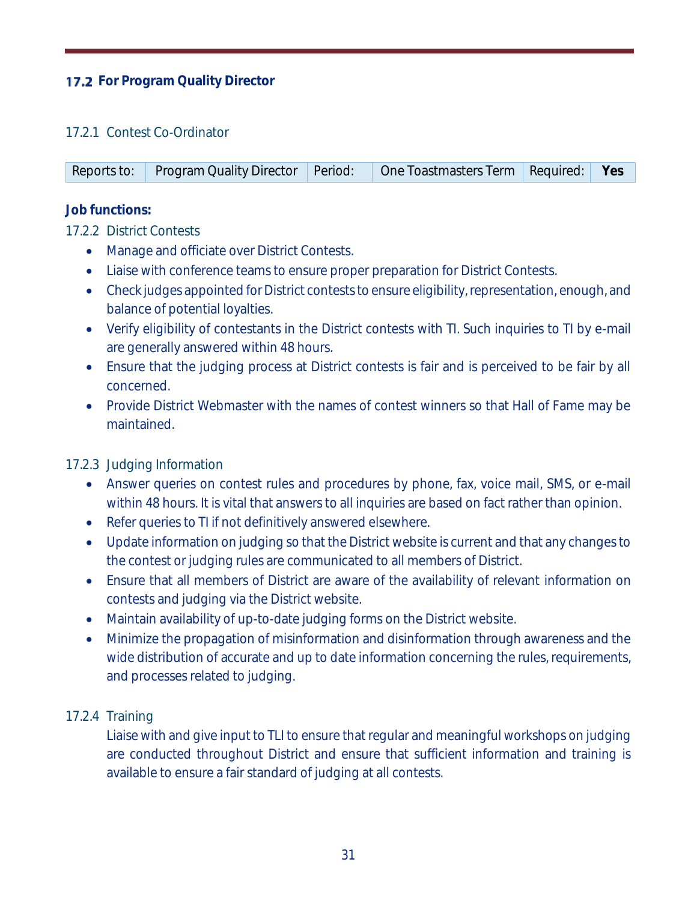## 17.2 For Program Quality Director

### 17.2.1 Contest Co-Ordinator

| Reports to: | Program Quality Director | Period: | One Toastmasters Term | Required: | **Yes** |
|---|---|---|---|---|---|

**Job functions:**

#### 17.2.2 District Contests

- Manage and officiate over District Contests.
- Liaise with conference teams to ensure proper preparation for District Contests.
- Check judges appointed for District contests to ensure eligibility, representation, enough, and balance of potential loyalties.
- Verify eligibility of contestants in the District contests with TI. Such inquiries to TI by e-mail are generally answered within 48 hours.
- Ensure that the judging process at District contests is fair and is perceived to be fair by all concerned.
- Provide District Webmaster with the names of contest winners so that Hall of Fame may be maintained.

#### 17.2.3 Judging Information

- Answer queries on contest rules and procedures by phone, fax, voice mail, SMS, or e-mail within 48 hours. It is vital that answers to all inquiries are based on fact rather than opinion.
- Refer queries to TI if not definitively answered elsewhere.
- Update information on judging so that the District website is current and that any changes to the contest or judging rules are communicated to all members of District.
- Ensure that all members of District are aware of the availability of relevant information on contests and judging via the District website.
- Maintain availability of up-to-date judging forms on the District website.
- Minimize the propagation of misinformation and disinformation through awareness and the wide distribution of accurate and up to date information concerning the rules, requirements, and processes related to judging.

#### 17.2.4 Training

Liaise with and give input to TLI to ensure that regular and meaningful workshops on judging are conducted throughout District and ensure that sufficient information and training is available to ensure a fair standard of judging at all contests.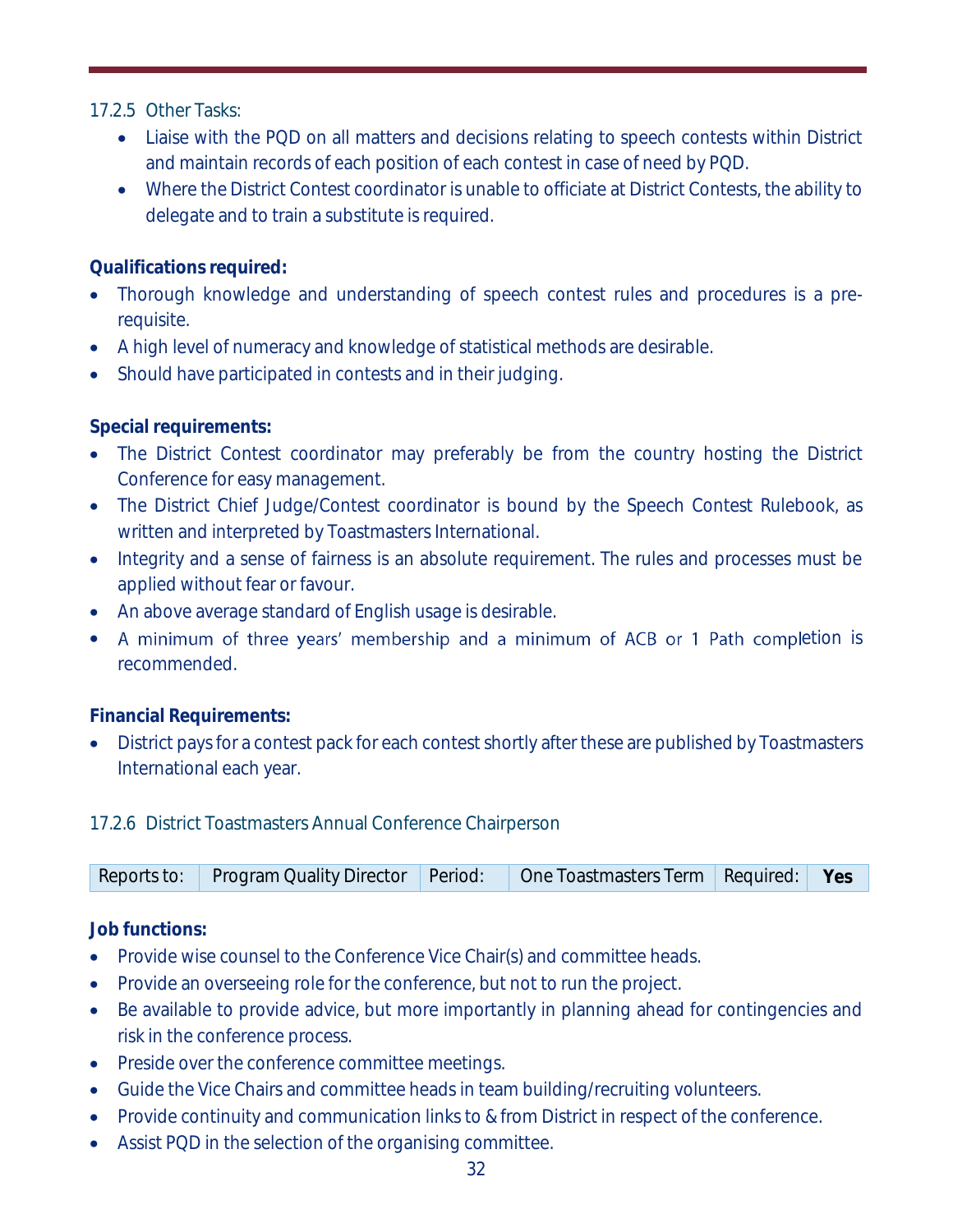17.2.5 Other Tasks:

- Liaise with the PQD on all matters and decisions relating to speech contests within District and maintain records of each position of each contest in case of need by PQD.
- Where the District Contest coordinator is unable to officiate at District Contests, the ability to delegate and to train a substitute is required.

**Qualifications required:**

- Thorough knowledge and understanding of speech contest rules and procedures is a pre-requisite.
- A high level of numeracy and knowledge of statistical methods are desirable.
- Should have participated in contests and in their judging.

**Special requirements:**

- The District Contest coordinator may preferably be from the country hosting the District Conference for easy management.
- The District Chief Judge/Contest coordinator is bound by the Speech Contest Rulebook, as written and interpreted by Toastmasters International.
- Integrity and a sense of fairness is an absolute requirement. The rules and processes must be applied without fear or favour.
- An above average standard of English usage is desirable.
- A minimum of three years' membership and a minimum of ACB or 1 Path completion is recommended.

**Financial Requirements:**

- District pays for a contest pack for each contest shortly after these are published by Toastmasters International each year.

17.2.6 District Toastmasters Annual Conference Chairperson

| Reports to: | Program Quality Director | Period: | One Toastmasters Term | Required: | **Yes** |
|---|---|---|---|---|---|

**Job functions:**

- Provide wise counsel to the Conference Vice Chair(s) and committee heads.
- Provide an overseeing role for the conference, but not to run the project.
- Be available to provide advice, but more importantly in planning ahead for contingencies and risk in the conference process.
- Preside over the conference committee meetings.
- Guide the Vice Chairs and committee heads in team building/recruiting volunteers.
- Provide continuity and communication links to & from District in respect of the conference.
- Assist PQD in the selection of the organising committee.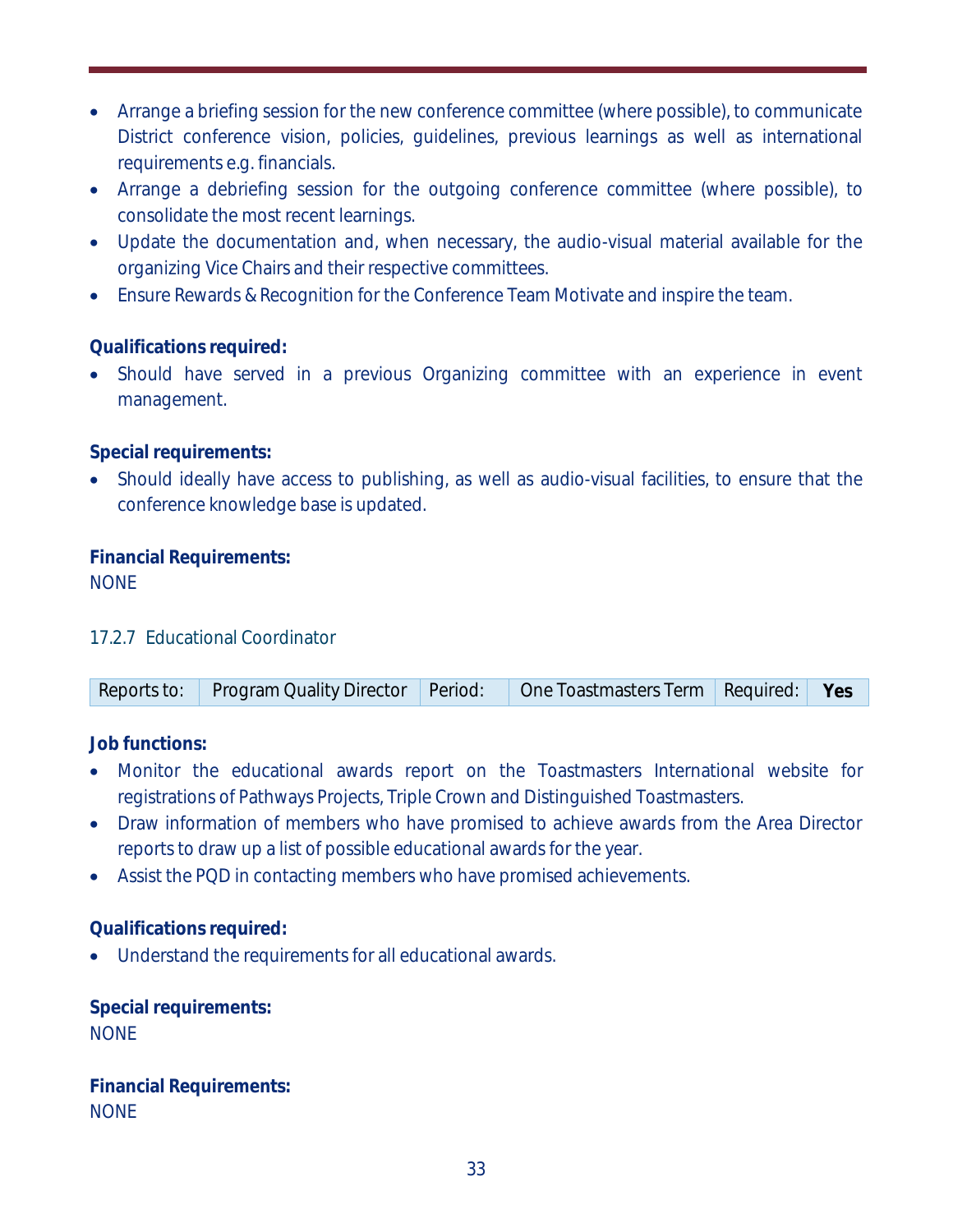- Arrange a briefing session for the new conference committee (where possible), to communicate District conference vision, policies, guidelines, previous learnings as well as international requirements e.g. financials.
- Arrange a debriefing session for the outgoing conference committee (where possible), to consolidate the most recent learnings.
- Update the documentation and, when necessary, the audio-visual material available for the organizing Vice Chairs and their respective committees.
- Ensure Rewards & Recognition for the Conference Team Motivate and inspire the team.

**Qualifications required:**

- Should have served in a previous Organizing committee with an experience in event management.

**Special requirements:**

- Should ideally have access to publishing, as well as audio-visual facilities, to ensure that the conference knowledge base is updated.

**Financial Requirements:**

NONE

### 17.2.7 Educational Coordinator

| Reports to: | Program Quality Director | Period: | One Toastmasters Term | Required: | **Yes** |
|---|---|---|---|---|---|

**Job functions:**

- Monitor the educational awards report on the Toastmasters International website for registrations of Pathways Projects, Triple Crown and Distinguished Toastmasters.
- Draw information of members who have promised to achieve awards from the Area Director reports to draw up a list of possible educational awards for the year.
- Assist the PQD in contacting members who have promised achievements.

**Qualifications required:**

- Understand the requirements for all educational awards.

**Special requirements:**

NONE

**Financial Requirements:**

NONE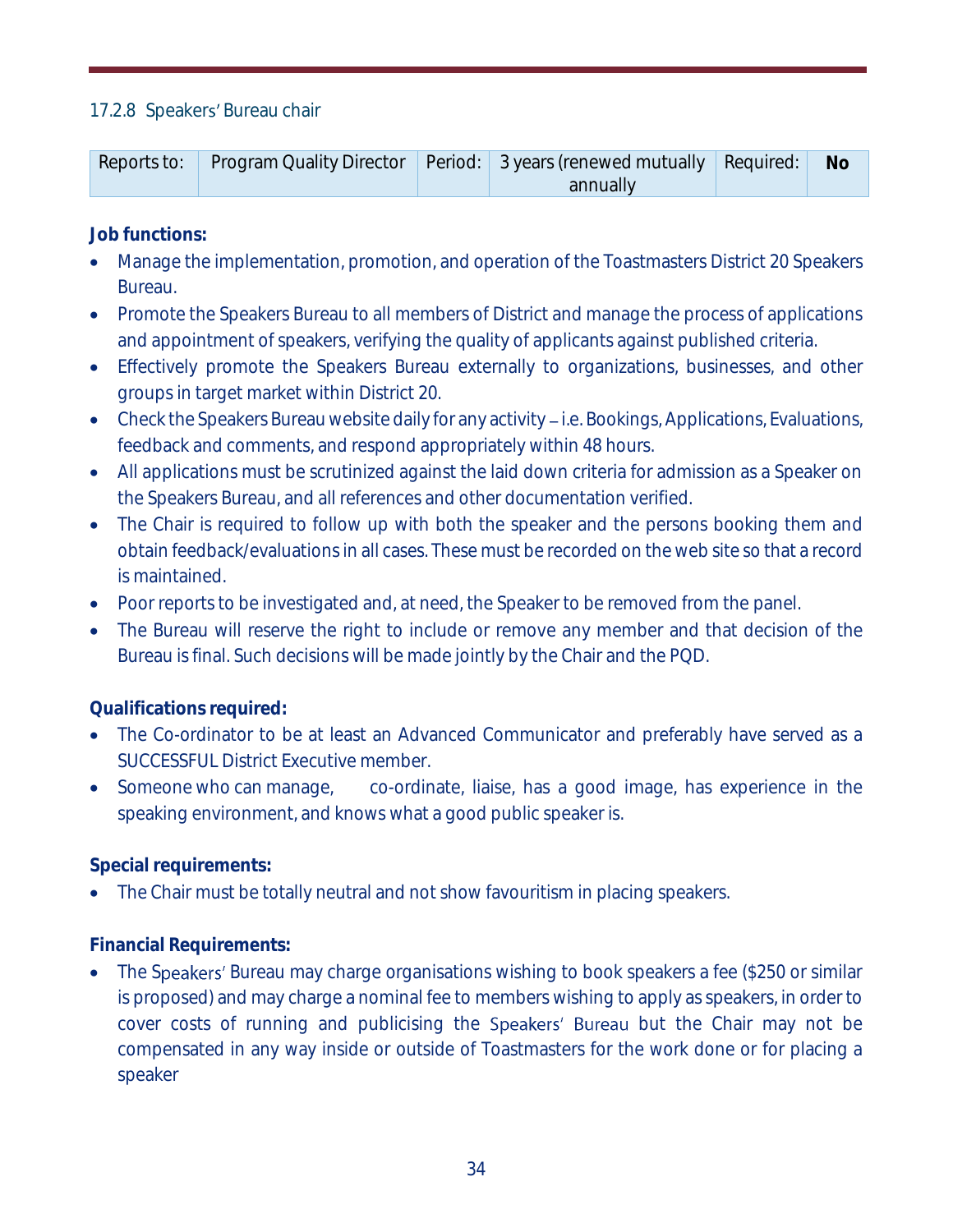### 17.2.8 Speakers' Bureau chair

| Reports to: | Program Quality Director | Period: | 3 years (renewed mutually annually | Required: | **No** |
|---|---|---|---|---|---|

**Job functions:**

- Manage the implementation, promotion, and operation of the Toastmasters District 20 Speakers Bureau.
- Promote the Speakers Bureau to all members of District and manage the process of applications and appointment of speakers, verifying the quality of applicants against published criteria.
- Effectively promote the Speakers Bureau externally to organizations, businesses, and other groups in target market within District 20.
- Check the Speakers Bureau website daily for any activity – i.e. Bookings, Applications, Evaluations, feedback and comments, and respond appropriately within 48 hours.
- All applications must be scrutinized against the laid down criteria for admission as a Speaker on the Speakers Bureau, and all references and other documentation verified.
- The Chair is required to follow up with both the speaker and the persons booking them and obtain feedback/evaluations in all cases. These must be recorded on the web site so that a record is maintained.
- Poor reports to be investigated and, at need, the Speaker to be removed from the panel.
- The Bureau will reserve the right to include or remove any member and that decision of the Bureau is final. Such decisions will be made jointly by the Chair and the PQD.

**Qualifications required:**

- The Co-ordinator to be at least an Advanced Communicator and preferably have served as a SUCCESSFUL District Executive member.
- Someone who can manage, co-ordinate, liaise, has a good image, has experience in the speaking environment, and knows what a good public speaker is.

**Special requirements:**

- The Chair must be totally neutral and not show favouritism in placing speakers.

**Financial Requirements:**

- The Speakers' Bureau may charge organisations wishing to book speakers a fee ($250 or similar is proposed) and may charge a nominal fee to members wishing to apply as speakers, in order to cover costs of running and publicising the Speakers' Bureau but the Chair may not be compensated in any way inside or outside of Toastmasters for the work done or for placing a speaker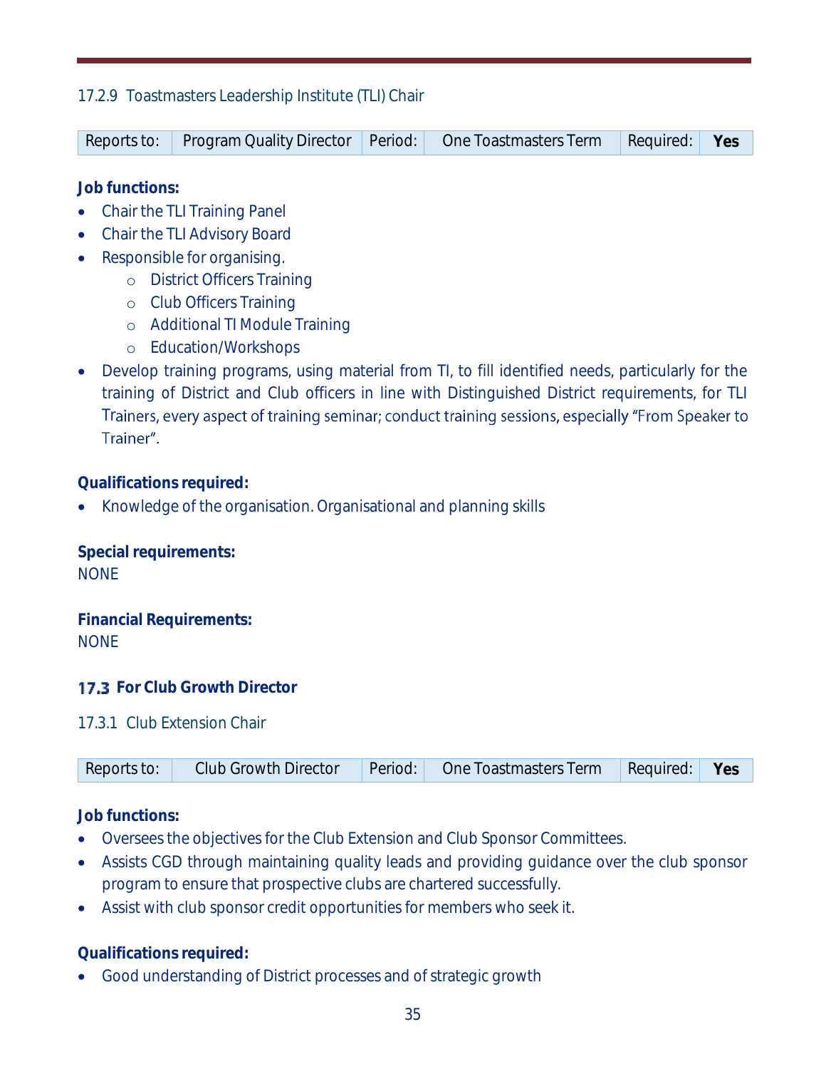#### 17.2.9 Toastmasters Leadership Institute (TLI) Chair

| Reports to: | Program Quality Director | Period: | One Toastmasters Term | Required: | **Yes** |
|---|---|---|---|---|---|

**Job functions:**

- Chair the TLI Training Panel
- Chair the TLI Advisory Board
- Responsible for organising.
  - District Officers Training
  - Club Officers Training
  - Additional TI Module Training
  - Education/Workshops
- Develop training programs, using material from TI, to fill identified needs, particularly for the training of District and Club officers in line with Distinguished District requirements, for TLI Trainers, every aspect of training seminar; conduct training sessions, especially "From Speaker to Trainer".

**Qualifications required:**

- Knowledge of the organisation. Organisational and planning skills

**Special requirements:**

NONE

**Financial Requirements:**

NONE

### 17.3 For Club Growth Director

#### 17.3.1 Club Extension Chair

| Reports to: | Club Growth Director | Period: | One Toastmasters Term | Required: | **Yes** |
|---|---|---|---|---|---|

**Job functions:**

- Oversees the objectives for the Club Extension and Club Sponsor Committees.
- Assists CGD through maintaining quality leads and providing guidance over the club sponsor program to ensure that prospective clubs are chartered successfully.
- Assist with club sponsor credit opportunities for members who seek it.

**Qualifications required:**

- Good understanding of District processes and of strategic growth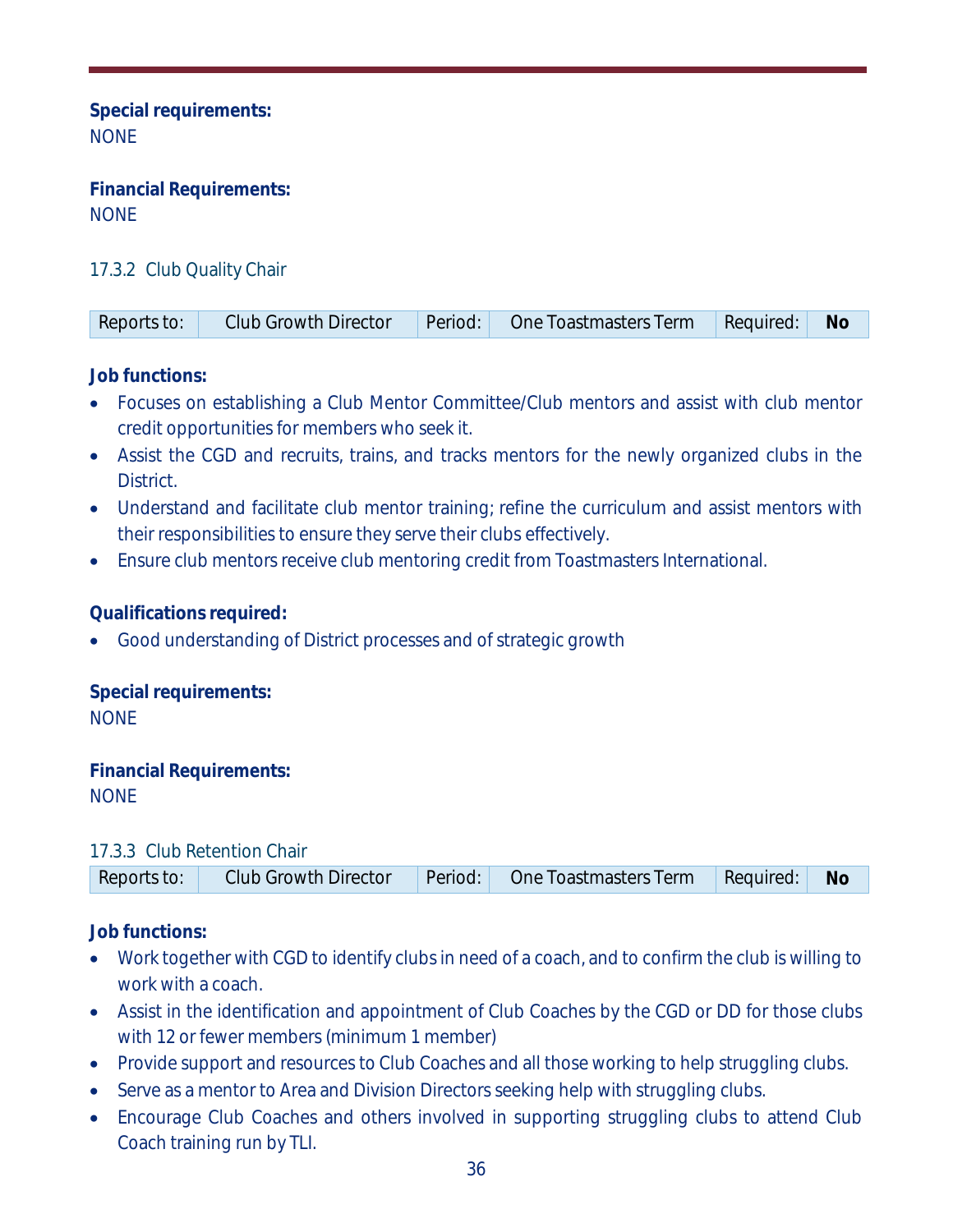**Special requirements:**
NONE

**Financial Requirements:**
NONE

### 17.3.2 Club Quality Chair

| Reports to: | Club Growth Director | Period: | One Toastmasters Term | Required: | **No** |
|---|---|---|---|---|---|

**Job functions:**

- Focuses on establishing a Club Mentor Committee/Club mentors and assist with club mentor credit opportunities for members who seek it.
- Assist the CGD and recruits, trains, and tracks mentors for the newly organized clubs in the District.
- Understand and facilitate club mentor training; refine the curriculum and assist mentors with their responsibilities to ensure they serve their clubs effectively.
- Ensure club mentors receive club mentoring credit from Toastmasters International.

**Qualifications required:**

- Good understanding of District processes and of strategic growth

**Special requirements:**
NONE

**Financial Requirements:**
NONE

### 17.3.3 Club Retention Chair

| Reports to: | Club Growth Director | Period: | One Toastmasters Term | Required: | **No** |
|---|---|---|---|---|---|

**Job functions:**

- Work together with CGD to identify clubs in need of a coach, and to confirm the club is willing to work with a coach.
- Assist in the identification and appointment of Club Coaches by the CGD or DD for those clubs with 12 or fewer members (minimum 1 member)
- Provide support and resources to Club Coaches and all those working to help struggling clubs.
- Serve as a mentor to Area and Division Directors seeking help with struggling clubs.
- Encourage Club Coaches and others involved in supporting struggling clubs to attend Club Coach training run by TLI.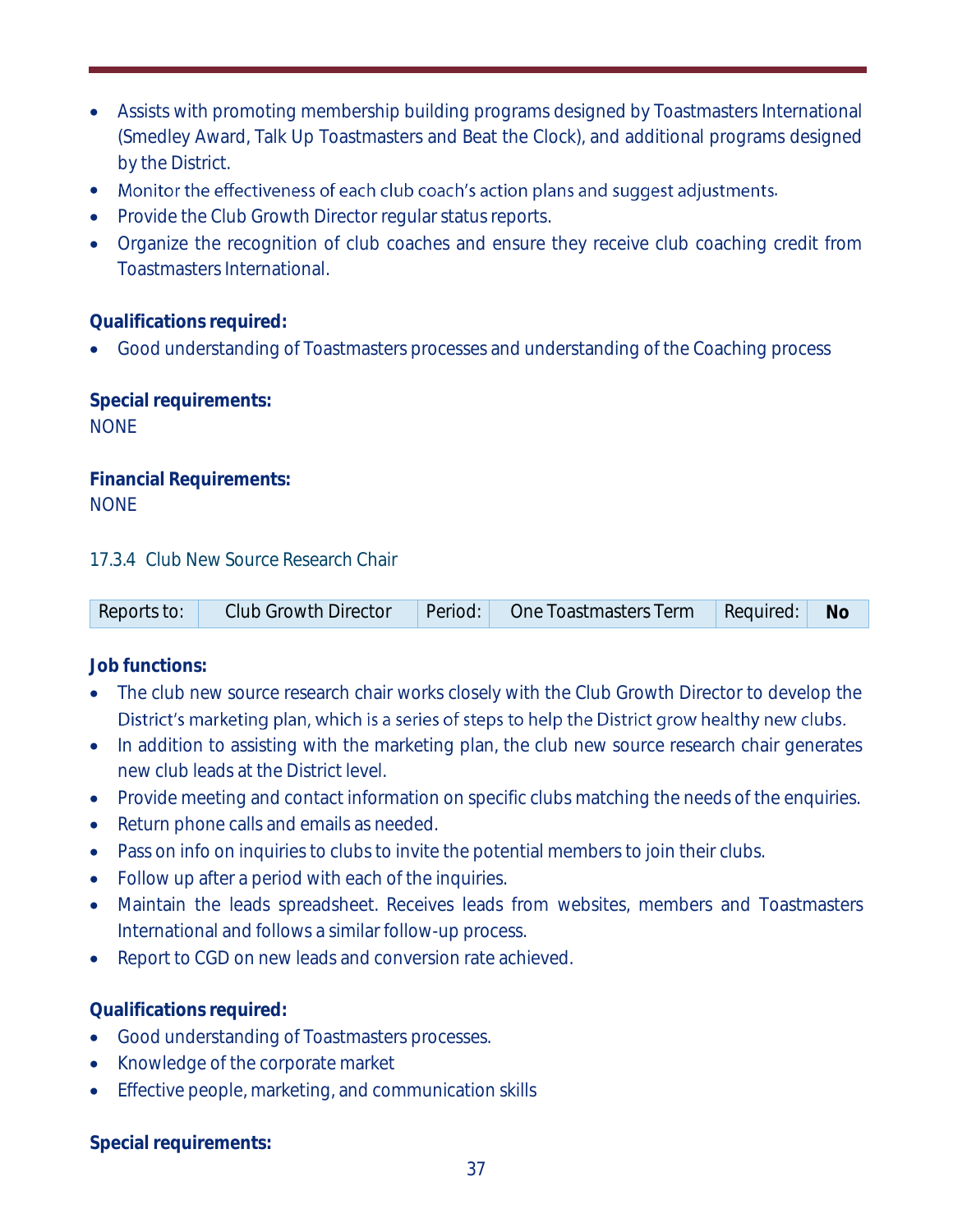- Assists with promoting membership building programs designed by Toastmasters International (Smedley Award, Talk Up Toastmasters and Beat the Clock), and additional programs designed by the District.
- Monitor the effectiveness of each club coach's action plans and suggest adjustments.
- Provide the Club Growth Director regular status reports.
- Organize the recognition of club coaches and ensure they receive club coaching credit from Toastmasters International.

**Qualifications required:**

- Good understanding of Toastmasters processes and understanding of the Coaching process

**Special requirements:**

NONE

**Financial Requirements:**

NONE

### 17.3.4 Club New Source Research Chair

| Reports to: | Club Growth Director | Period: | One Toastmasters Term | Required: | **No** |
|---|---|---|---|---|---|

**Job functions:**

- The club new source research chair works closely with the Club Growth Director to develop the District's marketing plan, which is a series of steps to help the District grow healthy new clubs.
- In addition to assisting with the marketing plan, the club new source research chair generates new club leads at the District level.
- Provide meeting and contact information on specific clubs matching the needs of the enquiries.
- Return phone calls and emails as needed.
- Pass on info on inquiries to clubs to invite the potential members to join their clubs.
- Follow up after a period with each of the inquiries.
- Maintain the leads spreadsheet. Receives leads from websites, members and Toastmasters International and follows a similar follow-up process.
- Report to CGD on new leads and conversion rate achieved.

**Qualifications required:**

- Good understanding of Toastmasters processes.
- Knowledge of the corporate market
- Effective people, marketing, and communication skills

**Special requirements:**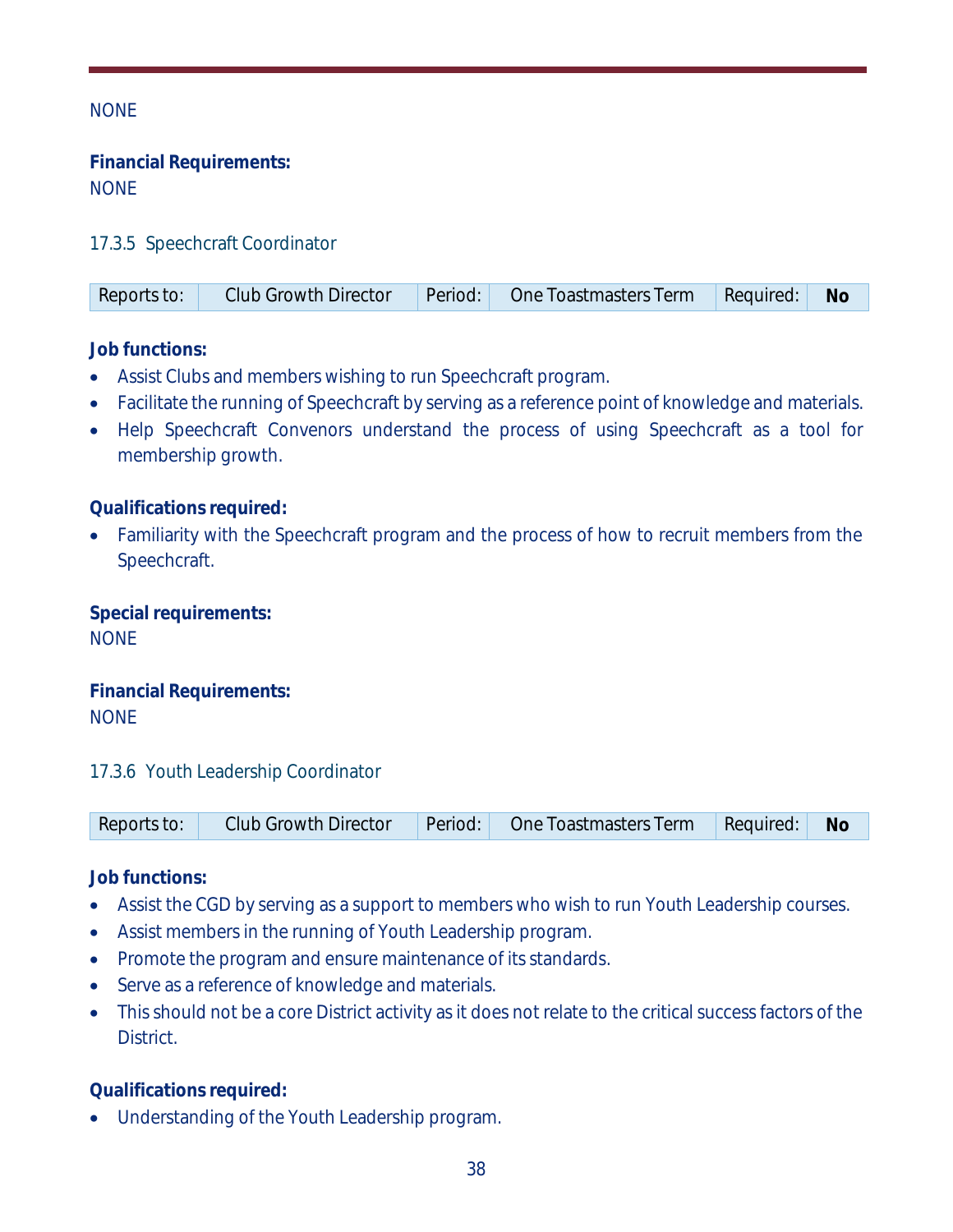NONE

**Financial Requirements:**
NONE

### 17.3.5 Speechcraft Coordinator

| Reports to: | Club Growth Director | Period: | One Toastmasters Term | Required: | **No** |
|---|---|---|---|---|---|

**Job functions:**

- Assist Clubs and members wishing to run Speechcraft program.
- Facilitate the running of Speechcraft by serving as a reference point of knowledge and materials.
- Help Speechcraft Convenors understand the process of using Speechcraft as a tool for membership growth.

**Qualifications required:**

- Familiarity with the Speechcraft program and the process of how to recruit members from the Speechcraft.

**Special requirements:**
NONE

**Financial Requirements:**
NONE

### 17.3.6 Youth Leadership Coordinator

| Reports to: | Club Growth Director | Period: | One Toastmasters Term | Required: | **No** |
|---|---|---|---|---|---|

**Job functions:**

- Assist the CGD by serving as a support to members who wish to run Youth Leadership courses.
- Assist members in the running of Youth Leadership program.
- Promote the program and ensure maintenance of its standards.
- Serve as a reference of knowledge and materials.
- This should not be a core District activity as it does not relate to the critical success factors of the District.

**Qualifications required:**

- Understanding of the Youth Leadership program.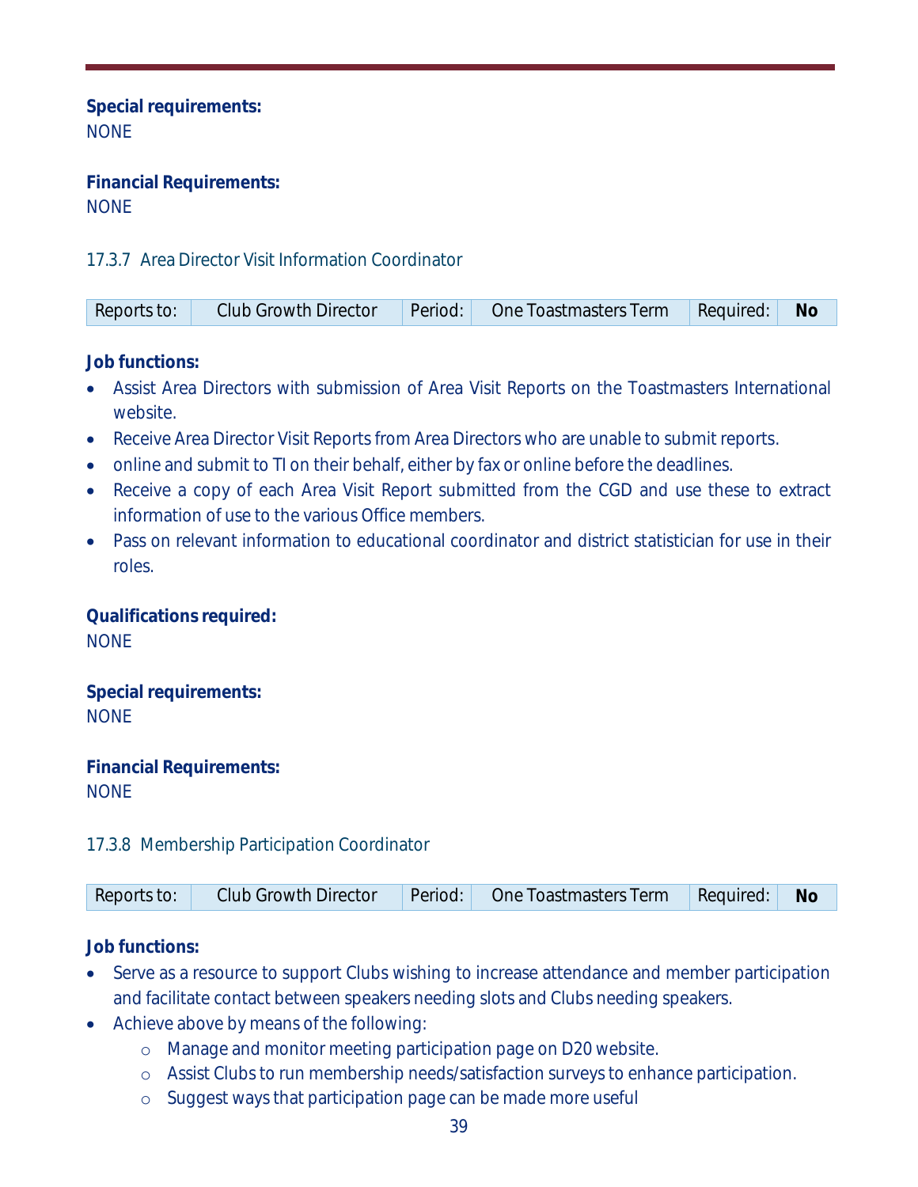**Special requirements:**
NONE

**Financial Requirements:**
NONE

### 17.3.7 Area Director Visit Information Coordinator

| Reports to: | Club Growth Director | Period: | One Toastmasters Term | Required: | **No** |
|---|---|---|---|---|---|

**Job functions:**

- Assist Area Directors with submission of Area Visit Reports on the Toastmasters International website.
- Receive Area Director Visit Reports from Area Directors who are unable to submit reports.
- online and submit to TI on their behalf, either by fax or online before the deadlines.
- Receive a copy of each Area Visit Report submitted from the CGD and use these to extract information of use to the various Office members.
- Pass on relevant information to educational coordinator and district statistician for use in their roles.

**Qualifications required:**
NONE

**Special requirements:**
NONE

**Financial Requirements:**
NONE

### 17.3.8 Membership Participation Coordinator

| Reports to: | Club Growth Director | Period: | One Toastmasters Term | Required: | **No** |
|---|---|---|---|---|---|

**Job functions:**

- Serve as a resource to support Clubs wishing to increase attendance and member participation and facilitate contact between speakers needing slots and Clubs needing speakers.
- Achieve above by means of the following:
  - Manage and monitor meeting participation page on D20 website.
  - Assist Clubs to run membership needs/satisfaction surveys to enhance participation.
  - Suggest ways that participation page can be made more useful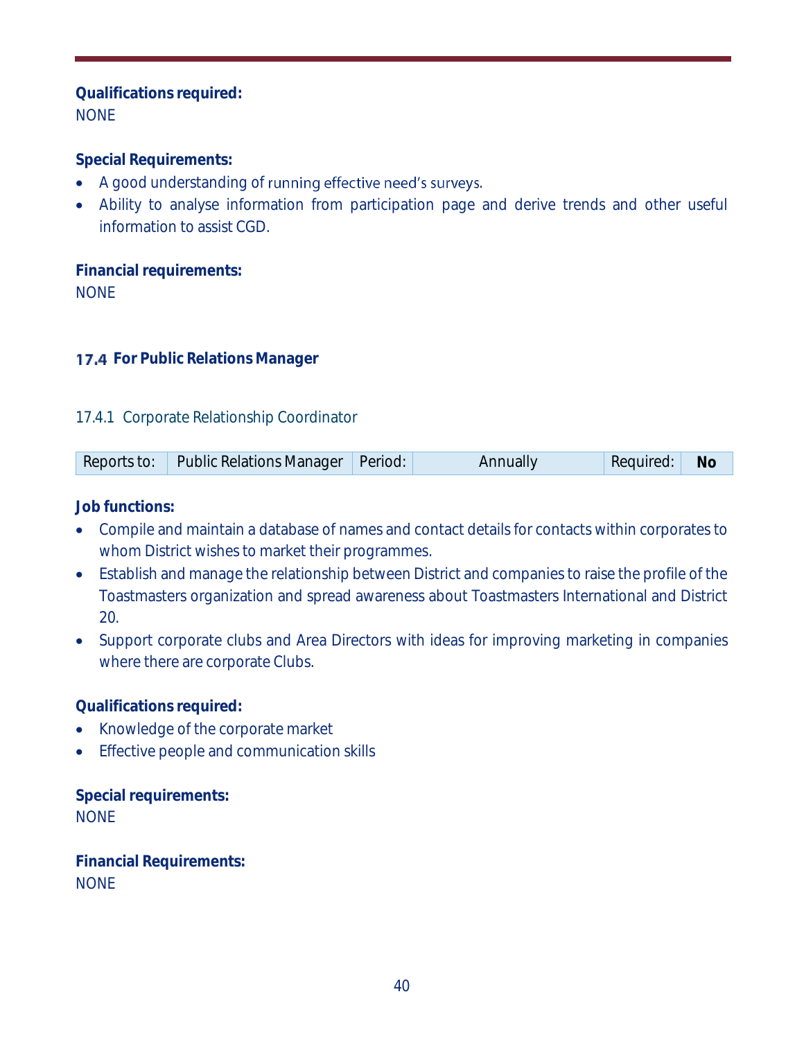**Qualifications required:**
NONE

**Special Requirements:**

- A good understanding of running effective need's surveys.
- Ability to analyse information from participation page and derive trends and other useful information to assist CGD.

**Financial requirements:**
NONE

## 17.4 For Public Relations Manager

### 17.4.1 Corporate Relationship Coordinator

| Reports to: | Public Relations Manager | Period: | Annually | Required: | **No** |
|---|---|---|---|---|---|

**Job functions:**

- Compile and maintain a database of names and contact details for contacts within corporates to whom District wishes to market their programmes.
- Establish and manage the relationship between District and companies to raise the profile of the Toastmasters organization and spread awareness about Toastmasters International and District 20.
- Support corporate clubs and Area Directors with ideas for improving marketing in companies where there are corporate Clubs.

**Qualifications required:**

- Knowledge of the corporate market
- Effective people and communication skills

**Special requirements:**
NONE

**Financial Requirements:**
NONE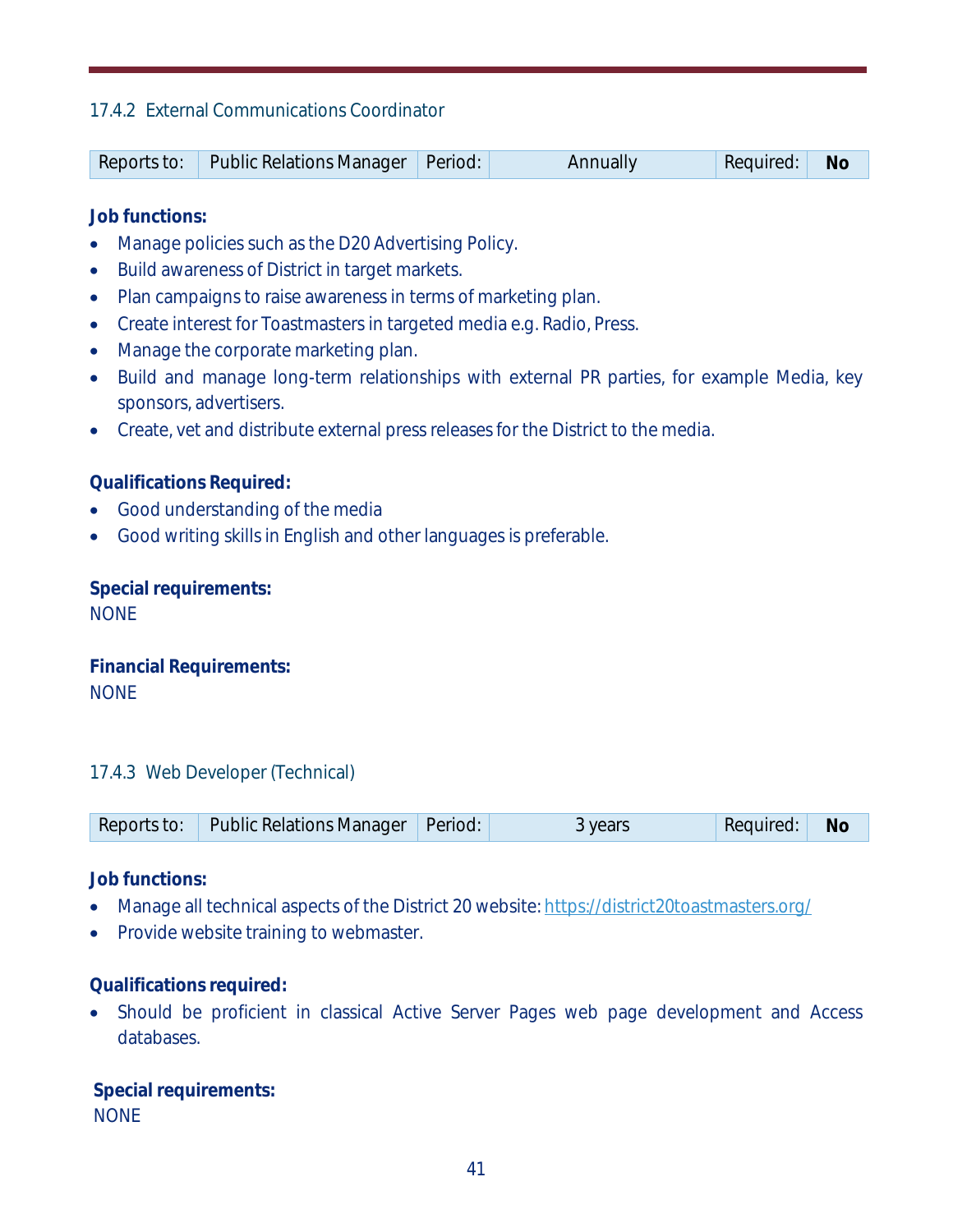### 17.4.2 External Communications Coordinator

| Reports to: | Public Relations Manager | Period: | Annually | Required: | **No** |
|---|---|---|---|---|---|

**Job functions:**

- Manage policies such as the D20 Advertising Policy.
- Build awareness of District in target markets.
- Plan campaigns to raise awareness in terms of marketing plan.
- Create interest for Toastmasters in targeted media e.g. Radio, Press.
- Manage the corporate marketing plan.
- Build and manage long-term relationships with external PR parties, for example Media, key sponsors, advertisers.
- Create, vet and distribute external press releases for the District to the media.

**Qualifications Required:**

- Good understanding of the media
- Good writing skills in English and other languages is preferable.

**Special requirements:**
NONE

**Financial Requirements:**
NONE

### 17.4.3 Web Developer (Technical)

| Reports to: | Public Relations Manager | Period: | 3 years | Required: | **No** |
|---|---|---|---|---|---|

**Job functions:**

- Manage all technical aspects of the District 20 website: https://district20toastmasters.org/
- Provide website training to webmaster.

**Qualifications required:**

- Should be proficient in classical Active Server Pages web page development and Access databases.

**Special requirements:**
NONE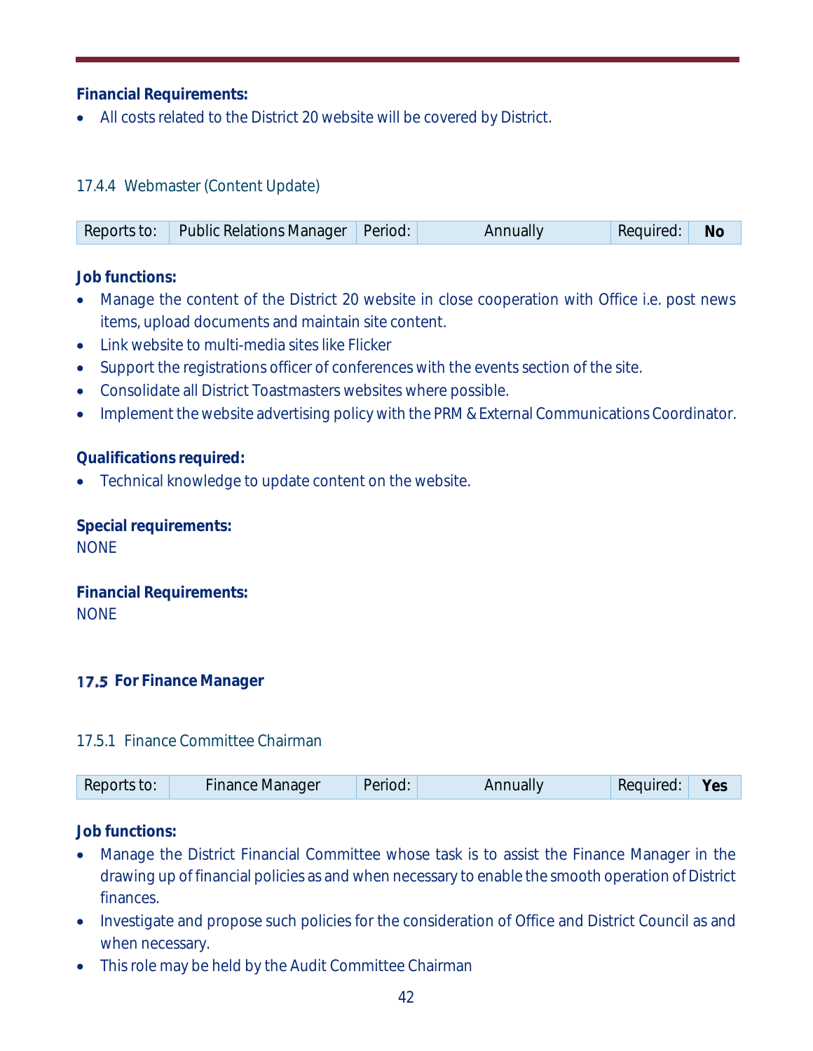**Financial Requirements:**

- All costs related to the District 20 website will be covered by District.

### 17.4.4 Webmaster (Content Update)

| Reports to: | Public Relations Manager | Period: | Annually | Required: | **No** |
|---|---|---|---|---|---|

**Job functions:**

- Manage the content of the District 20 website in close cooperation with Office i.e. post news items, upload documents and maintain site content.
- Link website to multi-media sites like Flicker
- Support the registrations officer of conferences with the events section of the site.
- Consolidate all District Toastmasters websites where possible.
- Implement the website advertising policy with the PRM & External Communications Coordinator.

**Qualifications required:**

- Technical knowledge to update content on the website.

**Special requirements:**

NONE

**Financial Requirements:**

NONE

## 17.5 For Finance Manager

### 17.5.1 Finance Committee Chairman

| Reports to: | Finance Manager | Period: | Annually | Required: | **Yes** |
|---|---|---|---|---|---|

**Job functions:**

- Manage the District Financial Committee whose task is to assist the Finance Manager in the drawing up of financial policies as and when necessary to enable the smooth operation of District finances.
- Investigate and propose such policies for the consideration of Office and District Council as and when necessary.
- This role may be held by the Audit Committee Chairman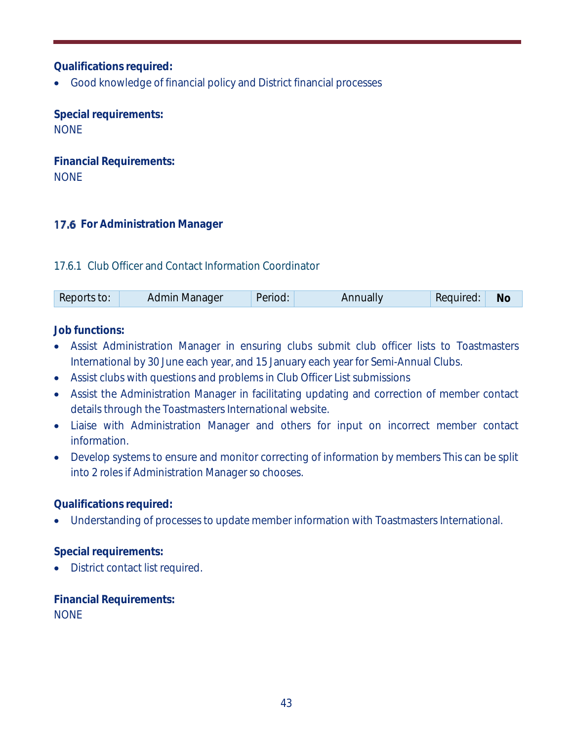**Qualifications required:**

- Good knowledge of financial policy and District financial processes

**Special requirements:**

NONE

**Financial Requirements:**

NONE

## 17.6 For Administration Manager

### 17.6.1 Club Officer and Contact Information Coordinator

| Reports to: | Admin Manager | Period: | Annually | Required: | **No** |
|---|---|---|---|---|---|

**Job functions:**

- Assist Administration Manager in ensuring clubs submit club officer lists to Toastmasters International by 30 June each year, and 15 January each year for Semi-Annual Clubs.
- Assist clubs with questions and problems in Club Officer List submissions
- Assist the Administration Manager in facilitating updating and correction of member contact details through the Toastmasters International website.
- Liaise with Administration Manager and others for input on incorrect member contact information.
- Develop systems to ensure and monitor correcting of information by members This can be split into 2 roles if Administration Manager so chooses.

**Qualifications required:**

- Understanding of processes to update member information with Toastmasters International.

**Special requirements:**

- District contact list required.

**Financial Requirements:**

NONE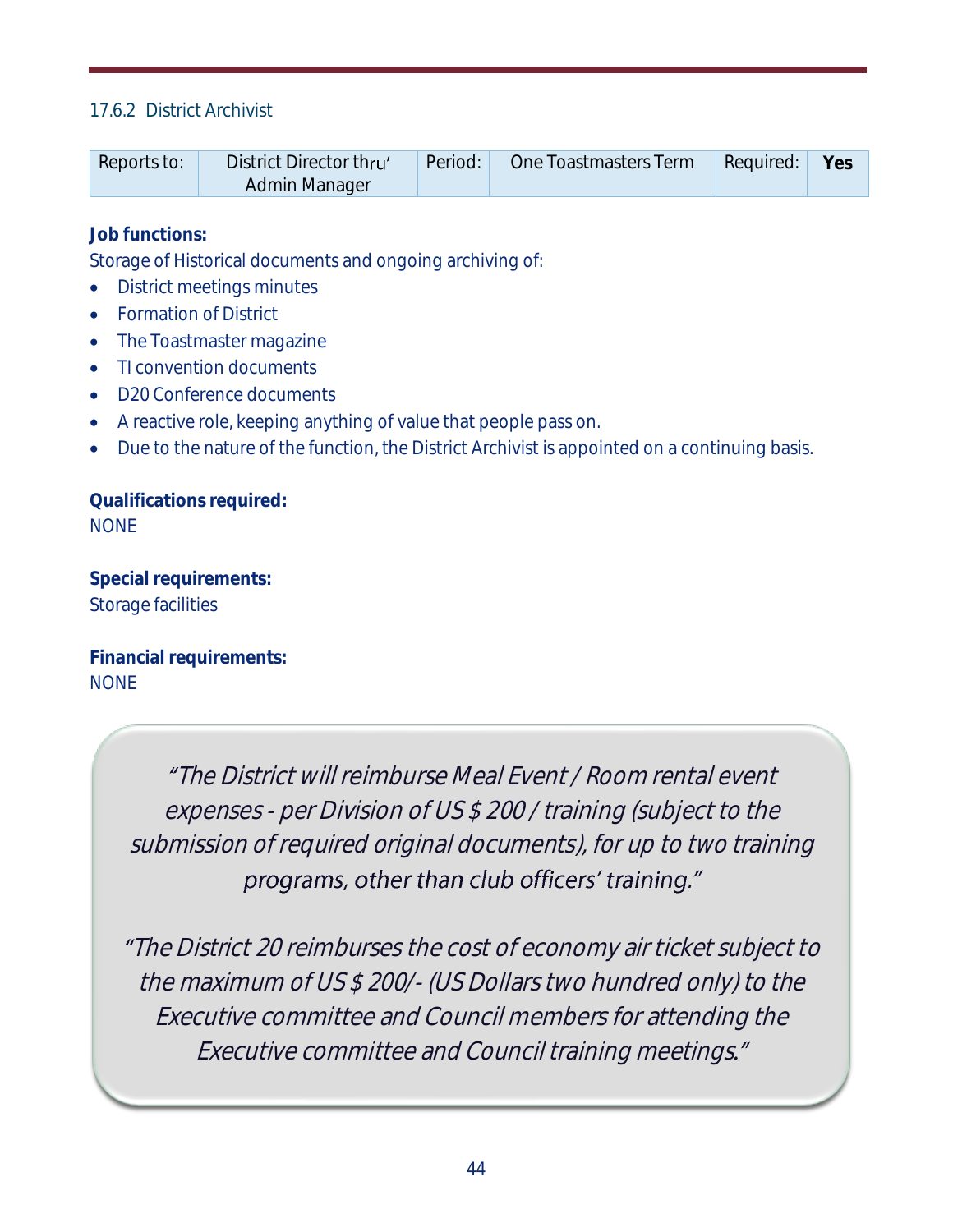### 17.6.2 District Archivist

| Reports to: | District Director thru' Admin Manager | Period: | One Toastmasters Term | Required: | **Yes** |
|---|---|---|---|---|---|

**Job functions:**

Storage of Historical documents and ongoing archiving of:

- District meetings minutes
- Formation of District
- The Toastmaster magazine
- TI convention documents
- D20 Conference documents
- A reactive role, keeping anything of value that people pass on.
- Due to the nature of the function, the District Archivist is appointed on a continuing basis.

**Qualifications required:**

NONE

**Special requirements:**

Storage facilities

**Financial requirements:**

NONE

*"The District will reimburse Meal Event / Room rental event expenses - per Division of US $ 200 / training (subject to the submission of required original documents), for up to two training programs, other than club officers' training."*

*"The District 20 reimburses the cost of economy air ticket subject to the maximum of US $ 200/- (US Dollars two hundred only) to the Executive committee and Council members for attending the Executive committee and Council training meetings."*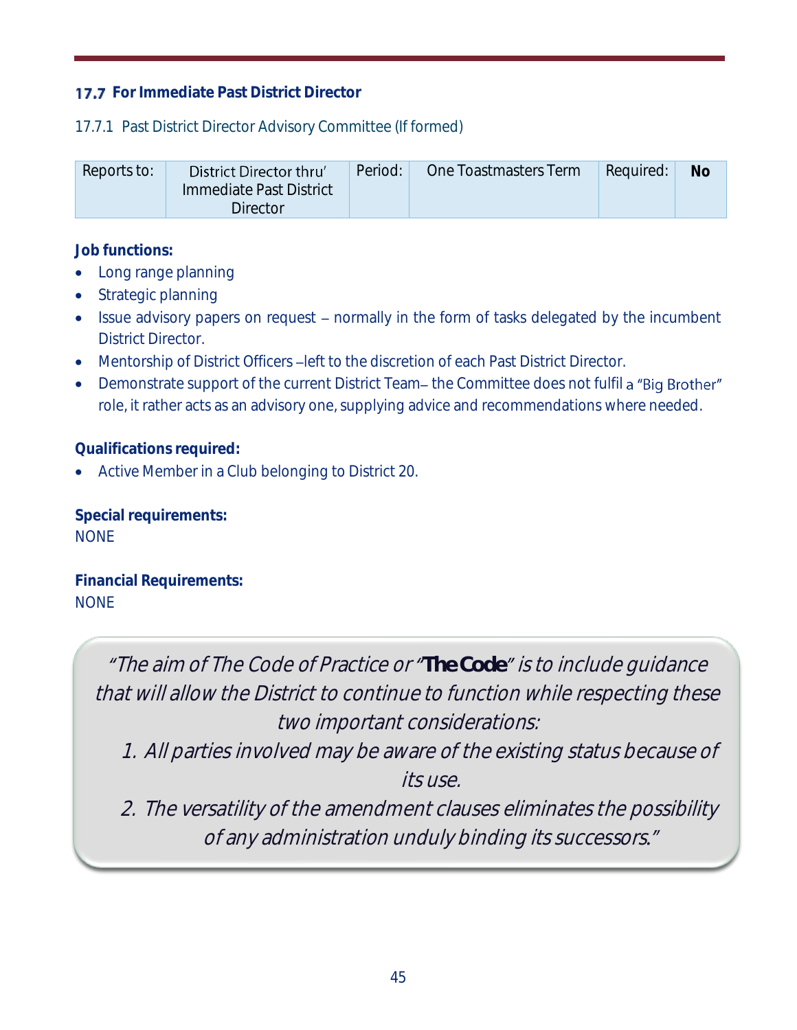## 17.7 For Immediate Past District Director

### 17.7.1 Past District Director Advisory Committee (If formed)

| Reports to: | District Director thru' Immediate Past District Director | Period: | One Toastmasters Term | Required: | **No** |
|---|---|---|---|---|---|

**Job functions:**

- Long range planning
- Strategic planning
- Issue advisory papers on request – normally in the form of tasks delegated by the incumbent District Director.
- Mentorship of District Officers –left to the discretion of each Past District Director.
- Demonstrate support of the current District Team– the Committee does not fulfil a "Big Brother" role, it rather acts as an advisory one, supplying advice and recommendations where needed.

**Qualifications required:**

- Active Member in a Club belonging to District 20.

**Special requirements:**

NONE

**Financial Requirements:**

NONE

> *"The aim of The Code of Practice or "**The Code**" is to include guidance that will allow the District to continue to function while respecting these two important considerations:*
>
> 1. *All parties involved may be aware of the existing status because of its use.*
> 2. *The versatility of the amendment clauses eliminates the possibility of any administration unduly binding its successors."*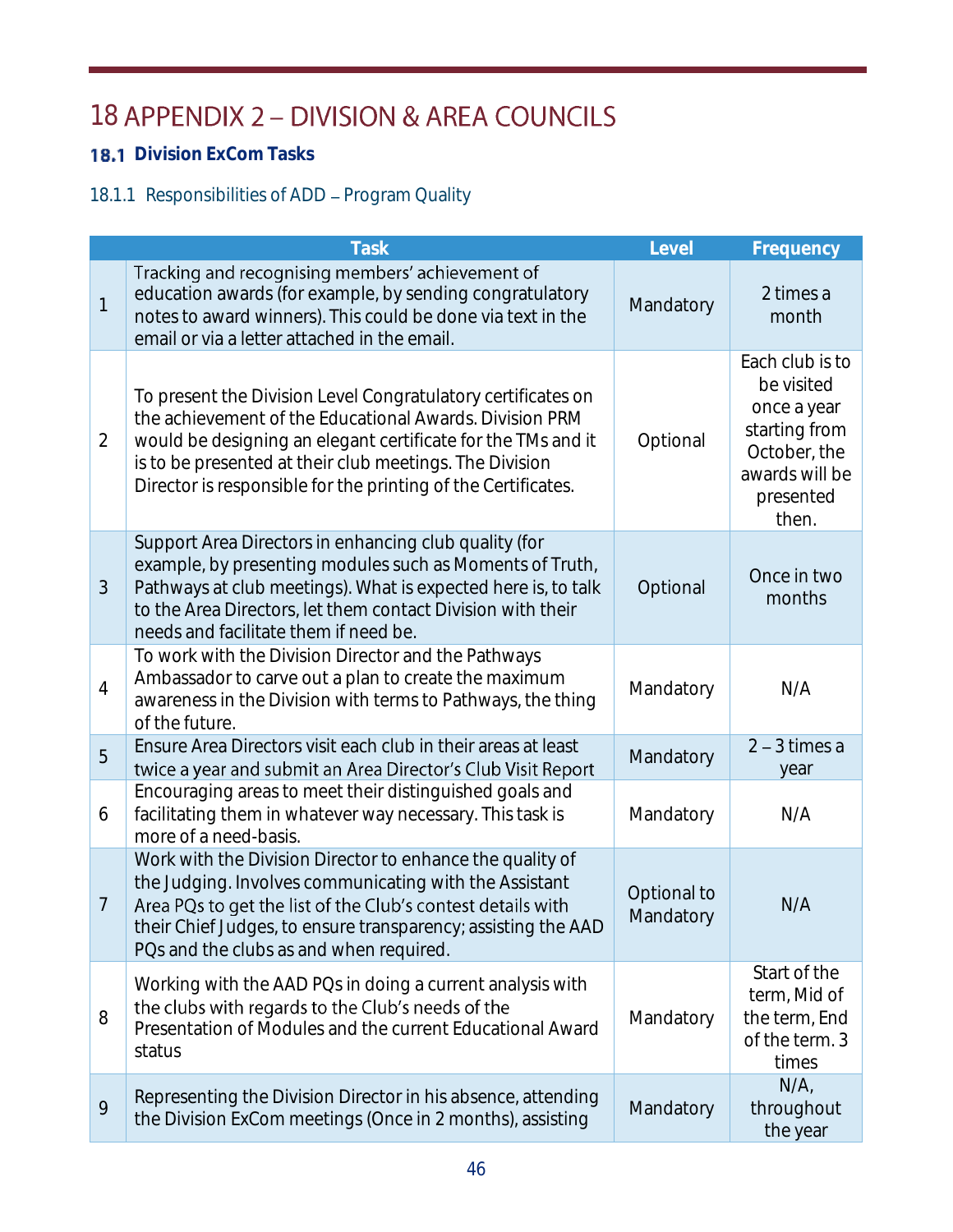# 18 APPENDIX 2 – DIVISION & AREA COUNCILS

## 18.1 Division ExCom Tasks

### 18.1.1 Responsibilities of ADD – Program Quality

| | Task | Level | Frequency |
|---|---|---|---|
| 1 | Tracking and recognising members' achievement of education awards (for example, by sending congratulatory notes to award winners). This could be done via text in the email or via a letter attached in the email. | Mandatory | 2 times a month |
| 2 | To present the Division Level Congratulatory certificates on the achievement of the Educational Awards. Division PRM would be designing an elegant certificate for the TMs and it is to be presented at their club meetings. The Division Director is responsible for the printing of the Certificates. | Optional | Each club is to be visited once a year starting from October, the awards will be presented then. |
| 3 | Support Area Directors in enhancing club quality (for example, by presenting modules such as Moments of Truth, Pathways at club meetings). What is expected here is, to talk to the Area Directors, let them contact Division with their needs and facilitate them if need be. | Optional | Once in two months |
| 4 | To work with the Division Director and the Pathways Ambassador to carve out a plan to create the maximum awareness in the Division with terms to Pathways, the thing of the future. | Mandatory | N/A |
| 5 | Ensure Area Directors visit each club in their areas at least twice a year and submit an Area Director's Club Visit Report | Mandatory | 2 – 3 times a year |
| 6 | Encouraging areas to meet their distinguished goals and facilitating them in whatever way necessary. This task is more of a need-basis. | Mandatory | N/A |
| 7 | Work with the Division Director to enhance the quality of the Judging. Involves communicating with the Assistant Area PQs to get the list of the Club's contest details with their Chief Judges, to ensure transparency; assisting the AAD PQs and the clubs as and when required. | Optional to Mandatory | N/A |
| 8 | Working with the AAD PQs in doing a current analysis with the clubs with regards to the Club's needs of the Presentation of Modules and the current Educational Award status | Mandatory | Start of the term, Mid of the term, End of the term. 3 times |
| 9 | Representing the Division Director in his absence, attending the Division ExCom meetings (Once in 2 months), assisting | Mandatory | N/A, throughout the year |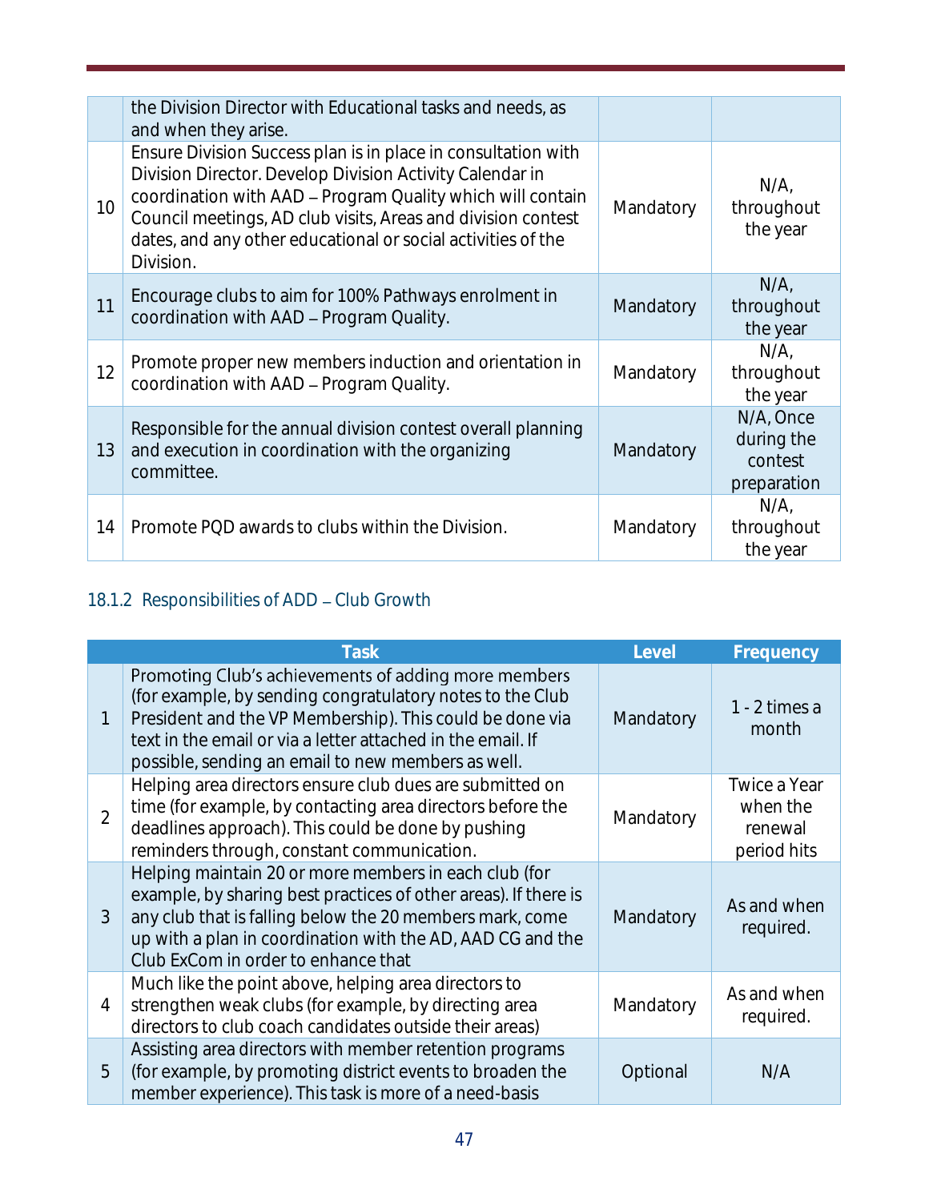| | | | |
|---|---|---|---|
| | the Division Director with Educational tasks and needs, as and when they arise. | | |
| 10 | Ensure Division Success plan is in place in consultation with Division Director. Develop Division Activity Calendar in coordination with AAD – Program Quality which will contain Council meetings, AD club visits, Areas and division contest dates, and any other educational or social activities of the Division. | Mandatory | N/A, throughout the year |
| 11 | Encourage clubs to aim for 100% Pathways enrolment in coordination with AAD – Program Quality. | Mandatory | N/A, throughout the year |
| 12 | Promote proper new members induction and orientation in coordination with AAD – Program Quality. | Mandatory | N/A, throughout the year |
| 13 | Responsible for the annual division contest overall planning and execution in coordination with the organizing committee. | Mandatory | N/A, Once during the contest preparation |
| 14 | Promote PQD awards to clubs within the Division. | Mandatory | N/A, throughout the year |

### 18.1.2 Responsibilities of ADD – Club Growth

| | Task | Level | Frequency |
|---|---|---|---|
| 1 | Promoting Club's achievements of adding more members (for example, by sending congratulatory notes to the Club President and the VP Membership). This could be done via text in the email or via a letter attached in the email. If possible, sending an email to new members as well. | Mandatory | 1 - 2 times a month |
| 2 | Helping area directors ensure club dues are submitted on time (for example, by contacting area directors before the deadlines approach). This could be done by pushing reminders through, constant communication. | Mandatory | Twice a Year when the renewal period hits |
| 3 | Helping maintain 20 or more members in each club (for example, by sharing best practices of other areas). If there is any club that is falling below the 20 members mark, come up with a plan in coordination with the AD, AAD CG and the Club ExCom in order to enhance that | Mandatory | As and when required. |
| 4 | Much like the point above, helping area directors to strengthen weak clubs (for example, by directing area directors to club coach candidates outside their areas) | Mandatory | As and when required. |
| 5 | Assisting area directors with member retention programs (for example, by promoting district events to broaden the member experience). This task is more of a need-basis | Optional | N/A |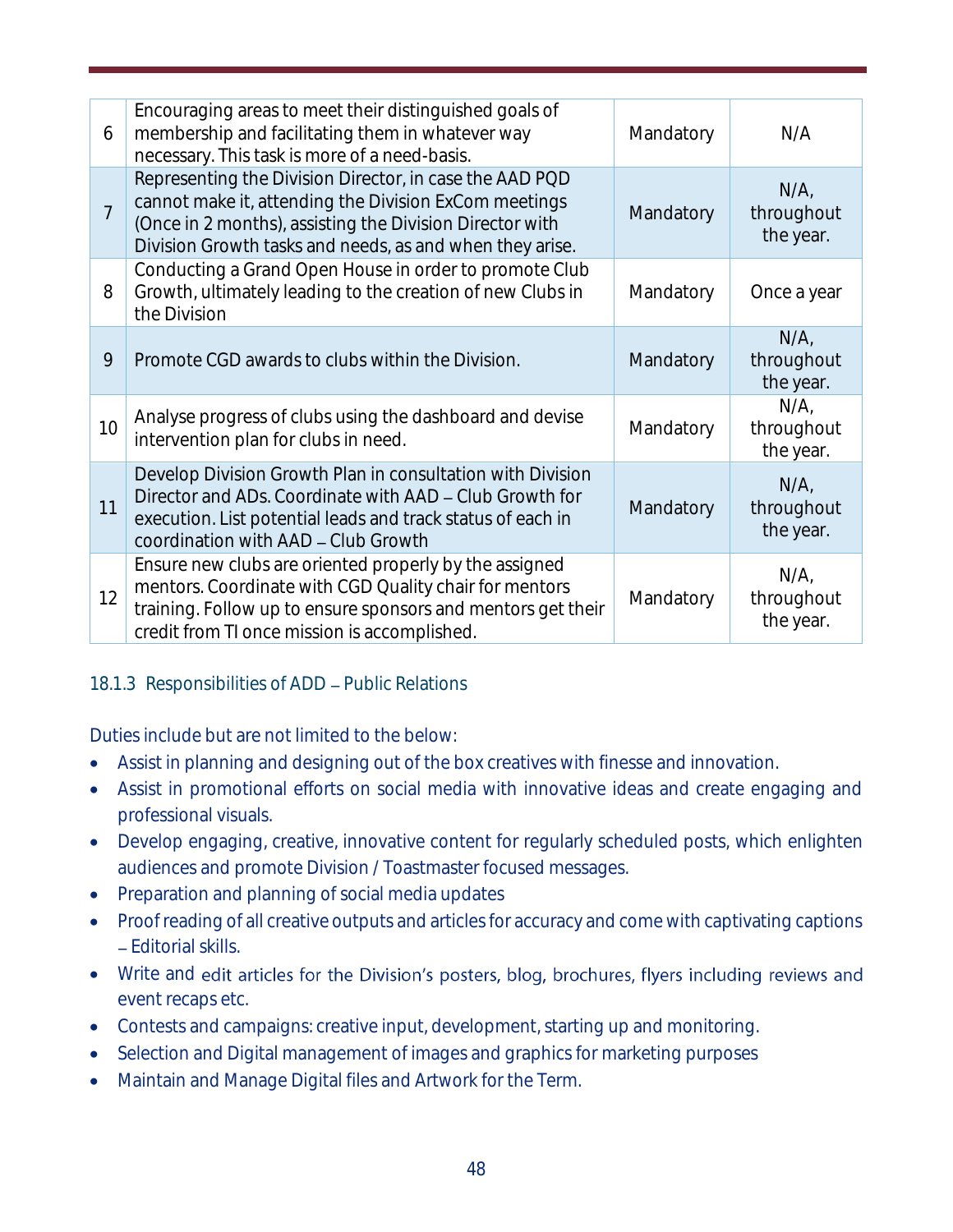| | | | |
|---|---|---|---|
| 6 | Encouraging areas to meet their distinguished goals of membership and facilitating them in whatever way necessary. This task is more of a need-basis. | Mandatory | N/A |
| 7 | Representing the Division Director, in case the AAD PQD cannot make it, attending the Division ExCom meetings (Once in 2 months), assisting the Division Director with Division Growth tasks and needs, as and when they arise. | Mandatory | N/A, throughout the year. |
| 8 | Conducting a Grand Open House in order to promote Club Growth, ultimately leading to the creation of new Clubs in the Division | Mandatory | Once a year |
| 9 | Promote CGD awards to clubs within the Division. | Mandatory | N/A, throughout the year. |
| 10 | Analyse progress of clubs using the dashboard and devise intervention plan for clubs in need. | Mandatory | N/A, throughout the year. |
| 11 | Develop Division Growth Plan in consultation with Division Director and ADs. Coordinate with AAD – Club Growth for execution. List potential leads and track status of each in coordination with AAD – Club Growth | Mandatory | N/A, throughout the year. |
| 12 | Ensure new clubs are oriented properly by the assigned mentors. Coordinate with CGD Quality chair for mentors training. Follow up to ensure sponsors and mentors get their credit from TI once mission is accomplished. | Mandatory | N/A, throughout the year. |

### 18.1.3 Responsibilities of ADD – Public Relations

Duties include but are not limited to the below:

- Assist in planning and designing out of the box creatives with finesse and innovation.
- Assist in promotional efforts on social media with innovative ideas and create engaging and professional visuals.
- Develop engaging, creative, innovative content for regularly scheduled posts, which enlighten audiences and promote Division / Toastmaster focused messages.
- Preparation and planning of social media updates
- Proof reading of all creative outputs and articles for accuracy and come with captivating captions – Editorial skills.
- Write and edit articles for the Division's posters, blog, brochures, flyers including reviews and event recaps etc.
- Contests and campaigns: creative input, development, starting up and monitoring.
- Selection and Digital management of images and graphics for marketing purposes
- Maintain and Manage Digital files and Artwork for the Term.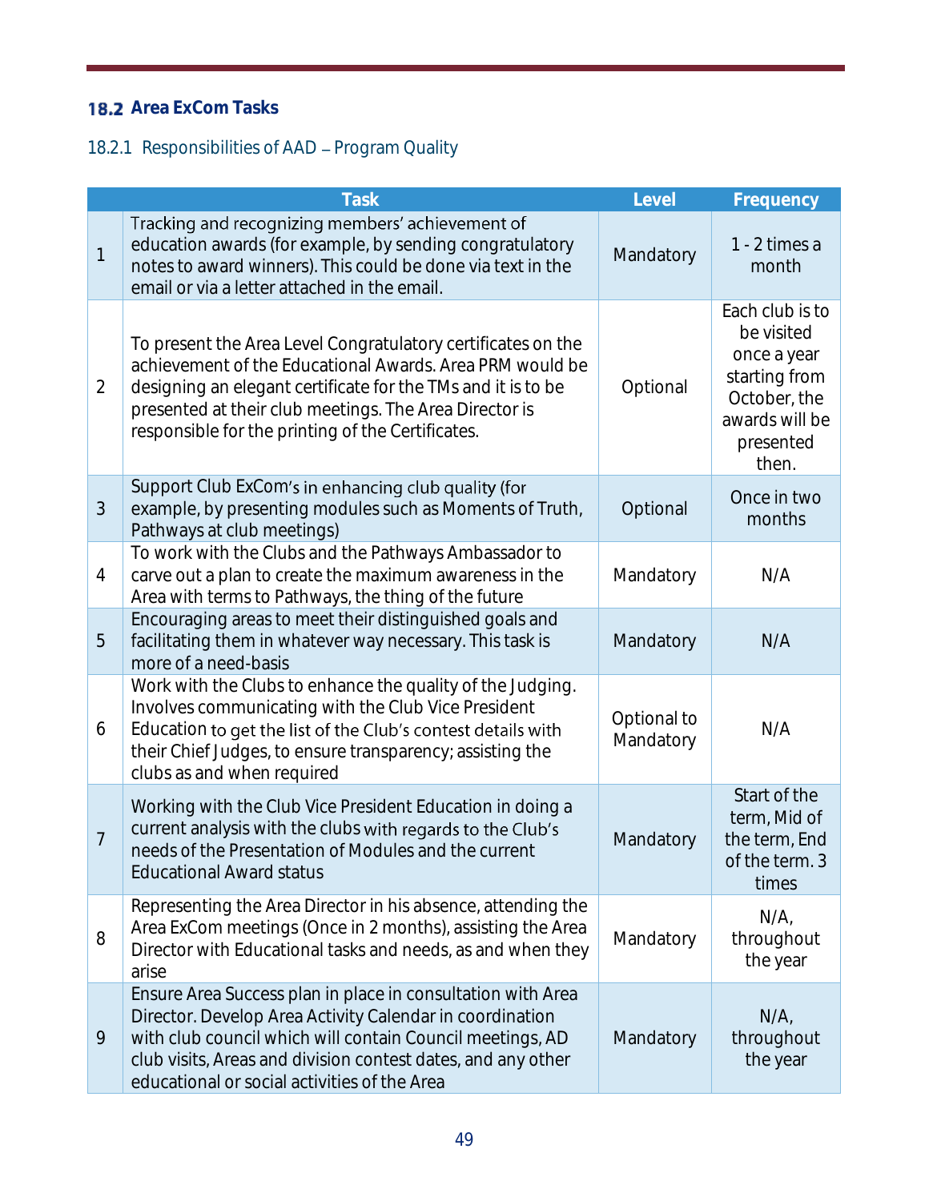## 18.2 Area ExCom Tasks

### 18.2.1 Responsibilities of AAD – Program Quality

| | Task | Level | Frequency |
|---|---|---|---|
| 1 | Tracking and recognizing members' achievement of education awards (for example, by sending congratulatory notes to award winners). This could be done via text in the email or via a letter attached in the email. | Mandatory | 1 - 2 times a month |
| 2 | To present the Area Level Congratulatory certificates on the achievement of the Educational Awards. Area PRM would be designing an elegant certificate for the TMs and it is to be presented at their club meetings. The Area Director is responsible for the printing of the Certificates. | Optional | Each club is to be visited once a year starting from October, the awards will be presented then. |
| 3 | Support Club ExCom's in enhancing club quality (for example, by presenting modules such as Moments of Truth, Pathways at club meetings) | Optional | Once in two months |
| 4 | To work with the Clubs and the Pathways Ambassador to carve out a plan to create the maximum awareness in the Area with terms to Pathways, the thing of the future | Mandatory | N/A |
| 5 | Encouraging areas to meet their distinguished goals and facilitating them in whatever way necessary. This task is more of a need-basis | Mandatory | N/A |
| 6 | Work with the Clubs to enhance the quality of the Judging. Involves communicating with the Club Vice President Education to get the list of the Club's contest details with their Chief Judges, to ensure transparency; assisting the clubs as and when required | Optional to Mandatory | N/A |
| 7 | Working with the Club Vice President Education in doing a current analysis with the clubs with regards to the Club's needs of the Presentation of Modules and the current Educational Award status | Mandatory | Start of the term, Mid of the term, End of the term. 3 times |
| 8 | Representing the Area Director in his absence, attending the Area ExCom meetings (Once in 2 months), assisting the Area Director with Educational tasks and needs, as and when they arise | Mandatory | N/A, throughout the year |
| 9 | Ensure Area Success plan in place in consultation with Area Director. Develop Area Activity Calendar in coordination with club council which will contain Council meetings, AD club visits, Areas and division contest dates, and any other educational or social activities of the Area | Mandatory | N/A, throughout the year |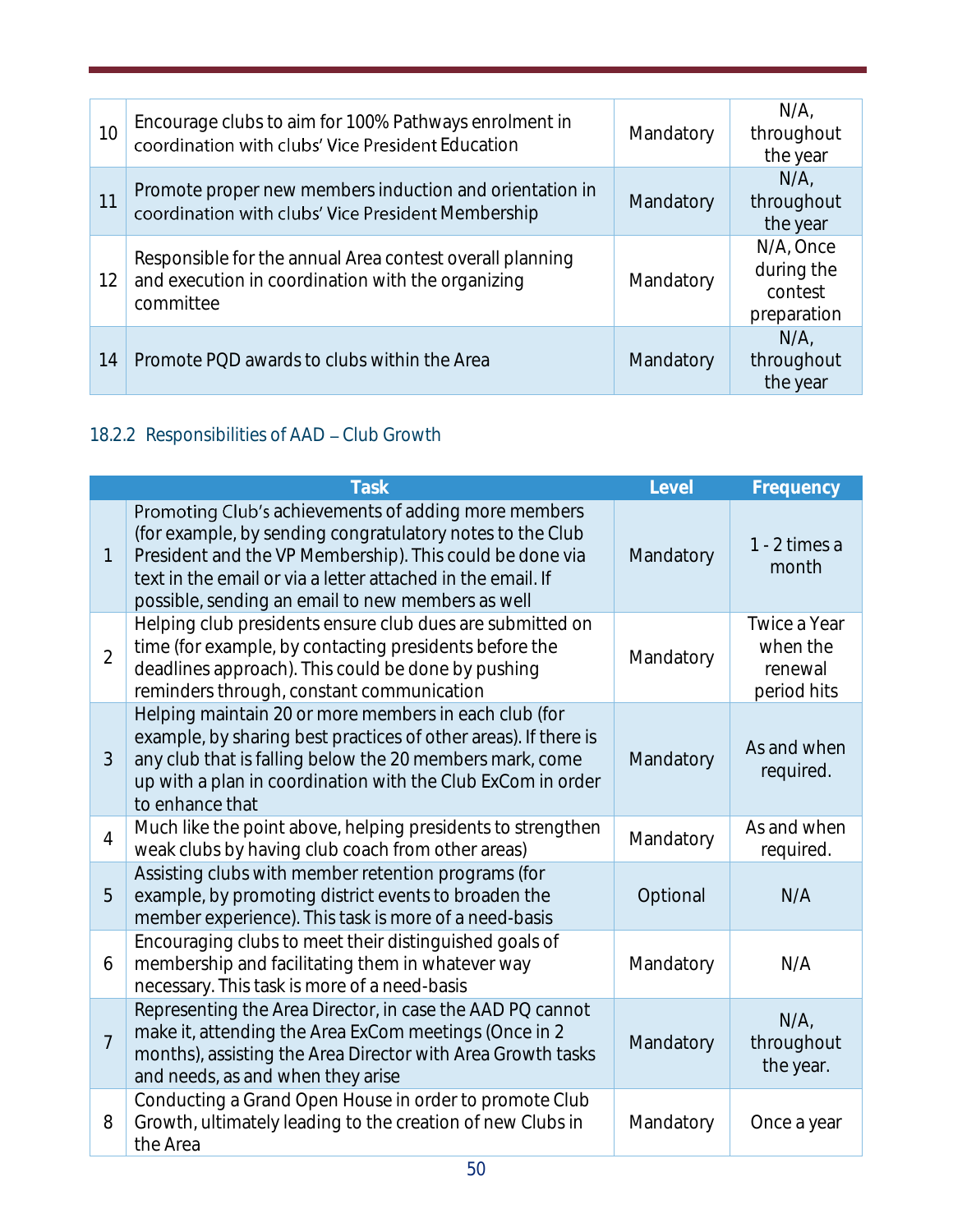| | | | |
|---|---|---|---|
| 10 | Encourage clubs to aim for 100% Pathways enrolment in coordination with clubs' Vice President Education | Mandatory | N/A, throughout the year |
| 11 | Promote proper new members induction and orientation in coordination with clubs' Vice President Membership | Mandatory | N/A, throughout the year |
| 12 | Responsible for the annual Area contest overall planning and execution in coordination with the organizing committee | Mandatory | N/A, Once during the contest preparation |
| 14 | Promote PQD awards to clubs within the Area | Mandatory | N/A, throughout the year |

### 18.2.2 Responsibilities of AAD – Club Growth

| | Task | Level | Frequency |
|---|---|---|---|
| 1 | Promoting Club's achievements of adding more members (for example, by sending congratulatory notes to the Club President and the VP Membership). This could be done via text in the email or via a letter attached in the email. If possible, sending an email to new members as well | Mandatory | 1 - 2 times a month |
| 2 | Helping club presidents ensure club dues are submitted on time (for example, by contacting presidents before the deadlines approach). This could be done by pushing reminders through, constant communication | Mandatory | Twice a Year when the renewal period hits |
| 3 | Helping maintain 20 or more members in each club (for example, by sharing best practices of other areas). If there is any club that is falling below the 20 members mark, come up with a plan in coordination with the Club ExCom in order to enhance that | Mandatory | As and when required. |
| 4 | Much like the point above, helping presidents to strengthen weak clubs by having club coach from other areas) | Mandatory | As and when required. |
| 5 | Assisting clubs with member retention programs (for example, by promoting district events to broaden the member experience). This task is more of a need-basis | Optional | N/A |
| 6 | Encouraging clubs to meet their distinguished goals of membership and facilitating them in whatever way necessary. This task is more of a need-basis | Mandatory | N/A |
| 7 | Representing the Area Director, in case the AAD PQ cannot make it, attending the Area ExCom meetings (Once in 2 months), assisting the Area Director with Area Growth tasks and needs, as and when they arise | Mandatory | N/A, throughout the year. |
| 8 | Conducting a Grand Open House in order to promote Club Growth, ultimately leading to the creation of new Clubs in the Area | Mandatory | Once a year |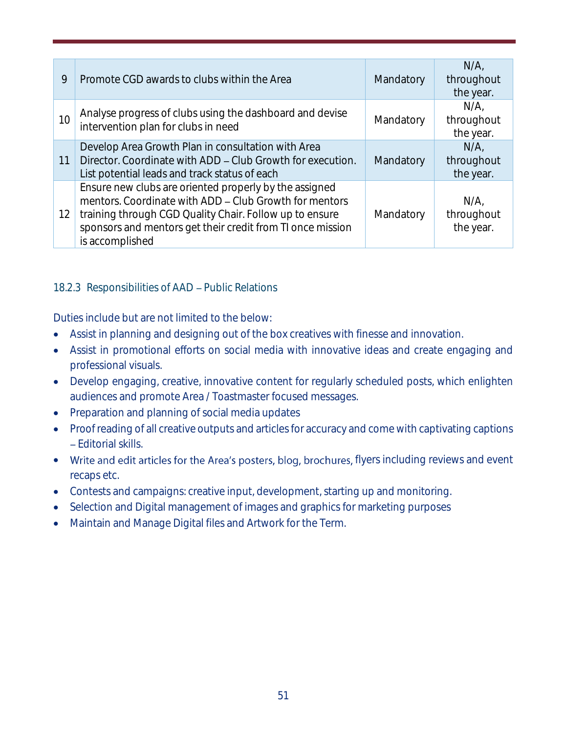| | | | |
|---|---|---|---|
| 9 | Promote CGD awards to clubs within the Area | Mandatory | N/A, throughout the year. |
| 10 | Analyse progress of clubs using the dashboard and devise intervention plan for clubs in need | Mandatory | N/A, throughout the year. |
| 11 | Develop Area Growth Plan in consultation with Area Director. Coordinate with ADD – Club Growth for execution. List potential leads and track status of each | Mandatory | N/A, throughout the year. |
| 12 | Ensure new clubs are oriented properly by the assigned mentors. Coordinate with ADD – Club Growth for mentors training through CGD Quality Chair. Follow up to ensure sponsors and mentors get their credit from TI once mission is accomplished | Mandatory | N/A, throughout the year. |

### 18.2.3 Responsibilities of AAD – Public Relations

Duties include but are not limited to the below:

- Assist in planning and designing out of the box creatives with finesse and innovation.
- Assist in promotional efforts on social media with innovative ideas and create engaging and professional visuals.
- Develop engaging, creative, innovative content for regularly scheduled posts, which enlighten audiences and promote Area / Toastmaster focused messages.
- Preparation and planning of social media updates
- Proof reading of all creative outputs and articles for accuracy and come with captivating captions – Editorial skills.
- Write and edit articles for the Area's posters, blog, brochures, flyers including reviews and event recaps etc.
- Contests and campaigns: creative input, development, starting up and monitoring.
- Selection and Digital management of images and graphics for marketing purposes
- Maintain and Manage Digital files and Artwork for the Term.